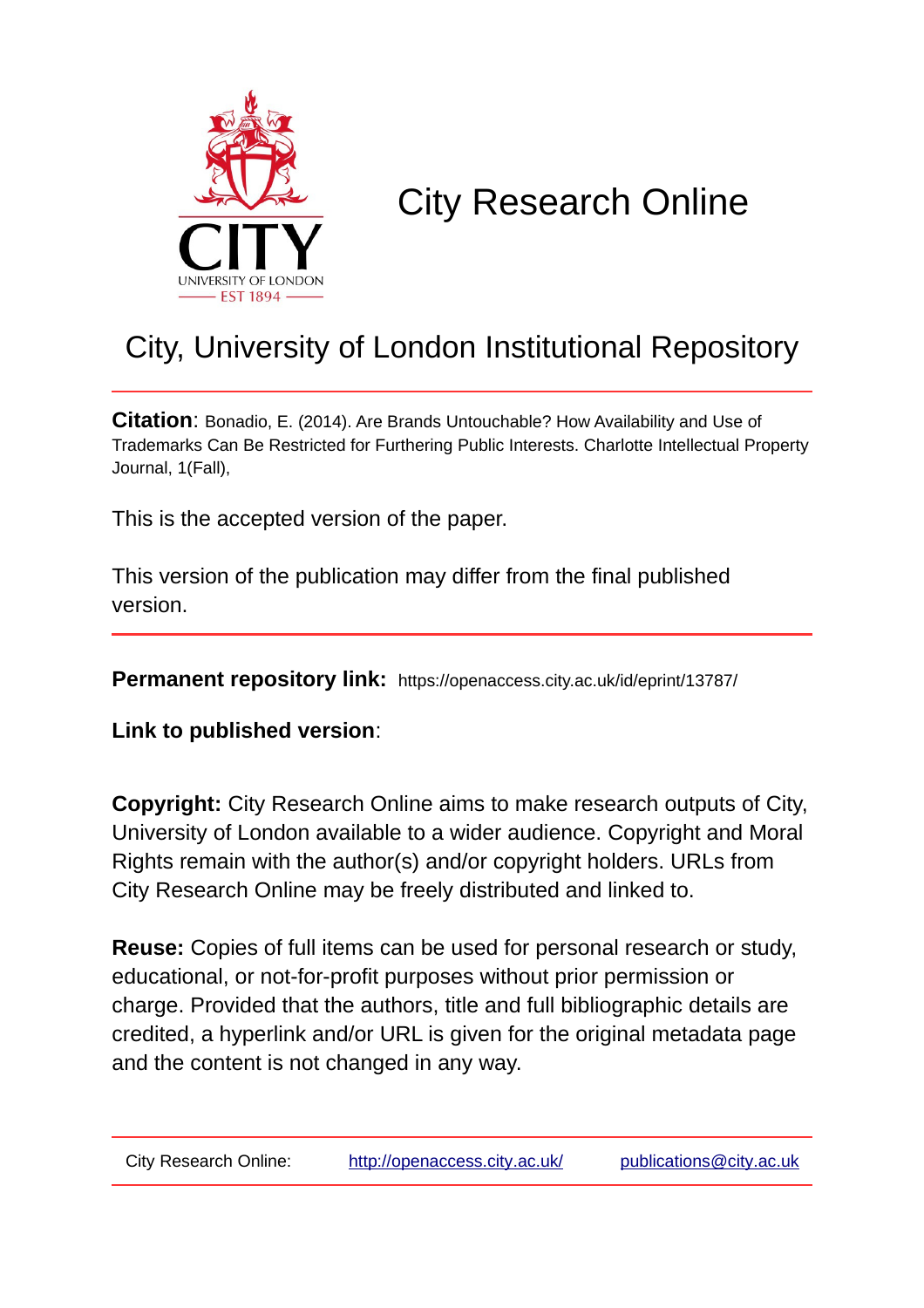CITY
UNIVERSITY OF LONDON
EST 1894

# City Research Online

## City, University of London Institutional Repository

**Citation**: Bonadio, E. (2014). Are Brands Untouchable? How Availability and Use of Trademarks Can Be Restricted for Furthering Public Interests. Charlotte Intellectual Property Journal, 1(Fall),

This is the accepted version of the paper.

This version of the publication may differ from the final published version.

**Permanent repository link:** https://openaccess.city.ac.uk/id/eprint/13787/

**Link to published version**:

**Copyright:** City Research Online aims to make research outputs of City, University of London available to a wider audience. Copyright and Moral Rights remain with the author(s) and/or copyright holders. URLs from City Research Online may be freely distributed and linked to.

**Reuse:** Copies of full items can be used for personal research or study, educational, or not-for-profit purposes without prior permission or charge. Provided that the authors, title and full bibliographic details are credited, a hyperlink and/or URL is given for the original metadata page and the content is not changed in any way.

City Research Online: http://openaccess.city.ac.uk/ publications@city.ac.uk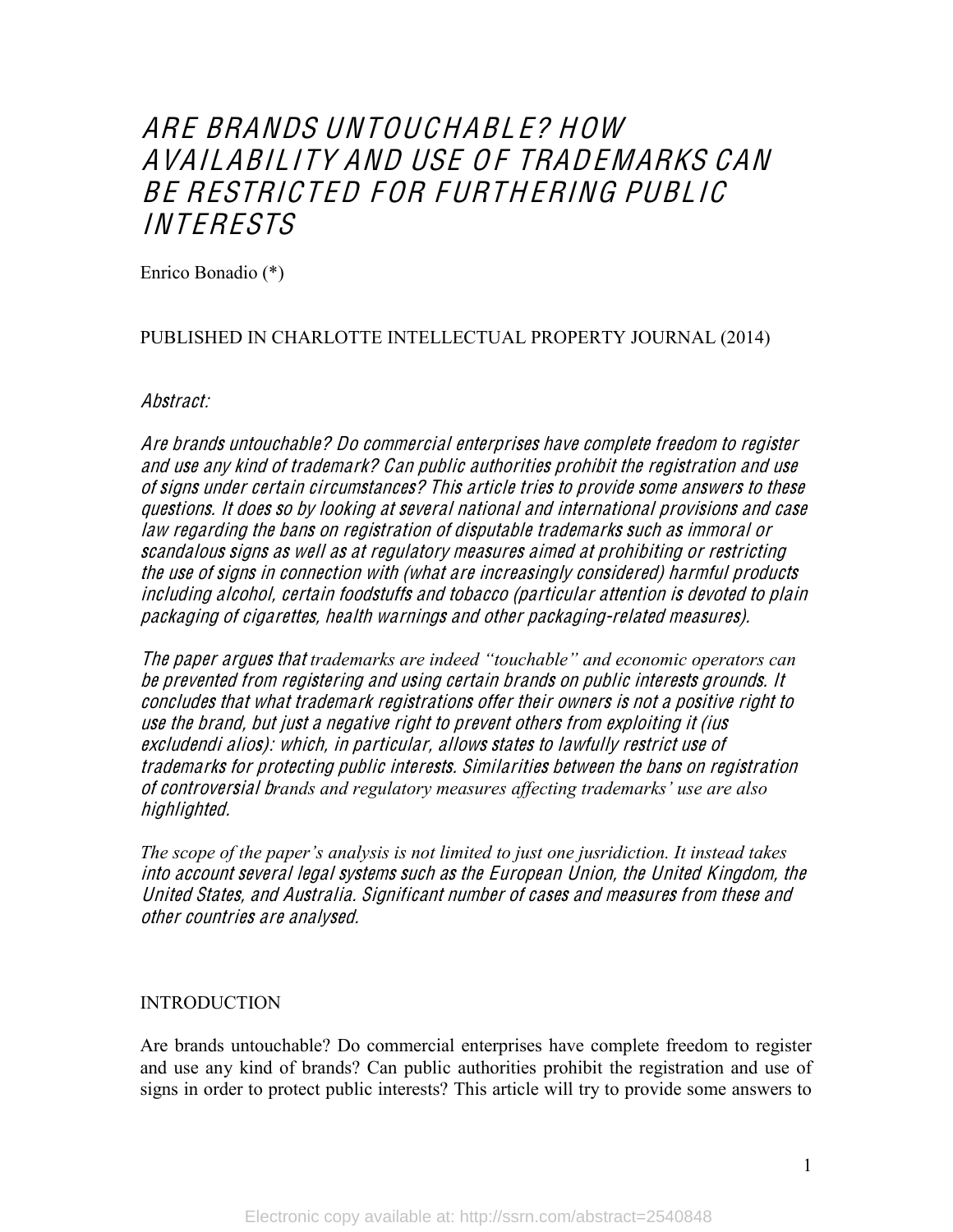# *ARE BRANDS UNTOUCHABLE? HOW AVAILABILITY AND USE OF TRADEMARKS CAN BE RESTRICTED FOR FURTHERING PUBLIC INTERESTS*

Enrico Bonadio (*)

PUBLISHED IN CHARLOTTE INTELLECTUAL PROPERTY JOURNAL (2014)

*Abstract:*

*Are brands untouchable? Do commercial enterprises have complete freedom to register and use any kind of trademark? Can public authorities prohibit the registration and use of signs under certain circumstances? This article tries to provide some answers to these questions. It does so by looking at several national and international provisions and case law regarding the bans on registration of disputable trademarks such as immoral or scandalous signs as well as at regulatory measures aimed at prohibiting or restricting the use of signs in connection with (what are increasingly considered) harmful products including alcohol, certain foodstuffs and tobacco (particular attention is devoted to plain packaging of cigarettes, health warnings and other packaging-related measures).*

*The paper argues that trademarks are indeed "touchable" and economic operators can be prevented from registering and using certain brands on public interests grounds. It concludes that what trademark registrations offer their owners is not a positive right to use the brand, but just a negative right to prevent others from exploiting it (ius excludendi alios): which, in particular, allows states to lawfully restrict use of trademarks for protecting public interests. Similarities between the bans on registration of controversial brands and regulatory measures affecting trademarks' use are also highlighted.*

*The scope of the paper's analysis is not limited to just one jusridiction. It instead takes into account several legal systems such as the European Union, the United Kingdom, the United States, and Australia. Significant number of cases and measures from these and other countries are analysed.*

## INTRODUCTION

Are brands untouchable? Do commercial enterprises have complete freedom to register and use any kind of brands? Can public authorities prohibit the registration and use of signs in order to protect public interests? This article will try to provide some answers to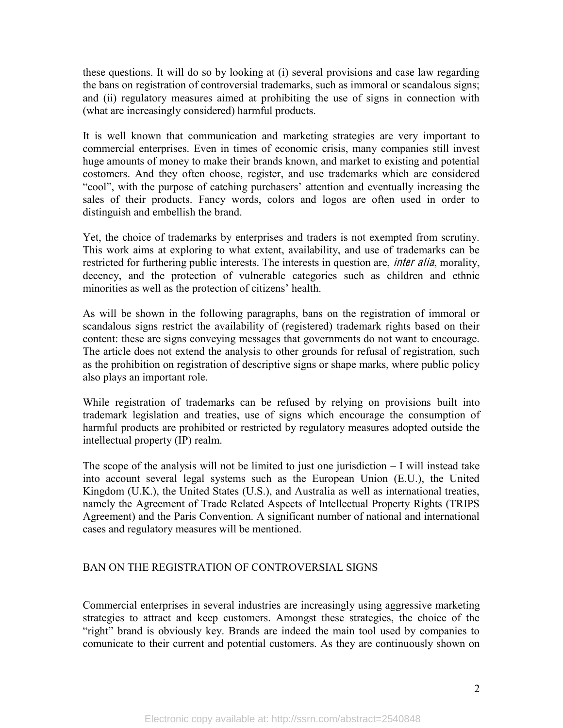these questions. It will do so by looking at (i) several provisions and case law regarding the bans on registration of controversial trademarks, such as immoral or scandalous signs; and (ii) regulatory measures aimed at prohibiting the use of signs in connection with (what are increasingly considered) harmful products.

It is well known that communication and marketing strategies are very important to commercial enterprises. Even in times of economic crisis, many companies still invest huge amounts of money to make their brands known, and market to existing and potential costomers. And they often choose, register, and use trademarks which are considered "cool", with the purpose of catching purchasers' attention and eventually increasing the sales of their products. Fancy words, colors and logos are often used in order to distinguish and embellish the brand.

Yet, the choice of trademarks by enterprises and traders is not exempted from scrutiny. This work aims at exploring to what extent, availability, and use of trademarks can be restricted for furthering public interests. The interests in question are, *inter alia*, morality, decency, and the protection of vulnerable categories such as children and ethnic minorities as well as the protection of citizens' health.

As will be shown in the following paragraphs, bans on the registration of immoral or scandalous signs restrict the availability of (registered) trademark rights based on their content: these are signs conveying messages that governments do not want to encourage. The article does not extend the analysis to other grounds for refusal of registration, such as the prohibition on registration of descriptive signs or shape marks, where public policy also plays an important role.

While registration of trademarks can be refused by relying on provisions built into trademark legislation and treaties, use of signs which encourage the consumption of harmful products are prohibited or restricted by regulatory measures adopted outside the intellectual property (IP) realm.

The scope of the analysis will not be limited to just one jurisdiction – I will instead take into account several legal systems such as the European Union (E.U.), the United Kingdom (U.K.), the United States (U.S.), and Australia as well as international treaties, namely the Agreement of Trade Related Aspects of Intellectual Property Rights (TRIPS Agreement) and the Paris Convention. A significant number of national and international cases and regulatory measures will be mentioned.

## BAN ON THE REGISTRATION OF CONTROVERSIAL SIGNS

Commercial enterprises in several industries are increasingly using aggressive marketing strategies to attract and keep customers. Amongst these strategies, the choice of the "right" brand is obviously key. Brands are indeed the main tool used by companies to comunicate to their current and potential customers. As they are continuously shown on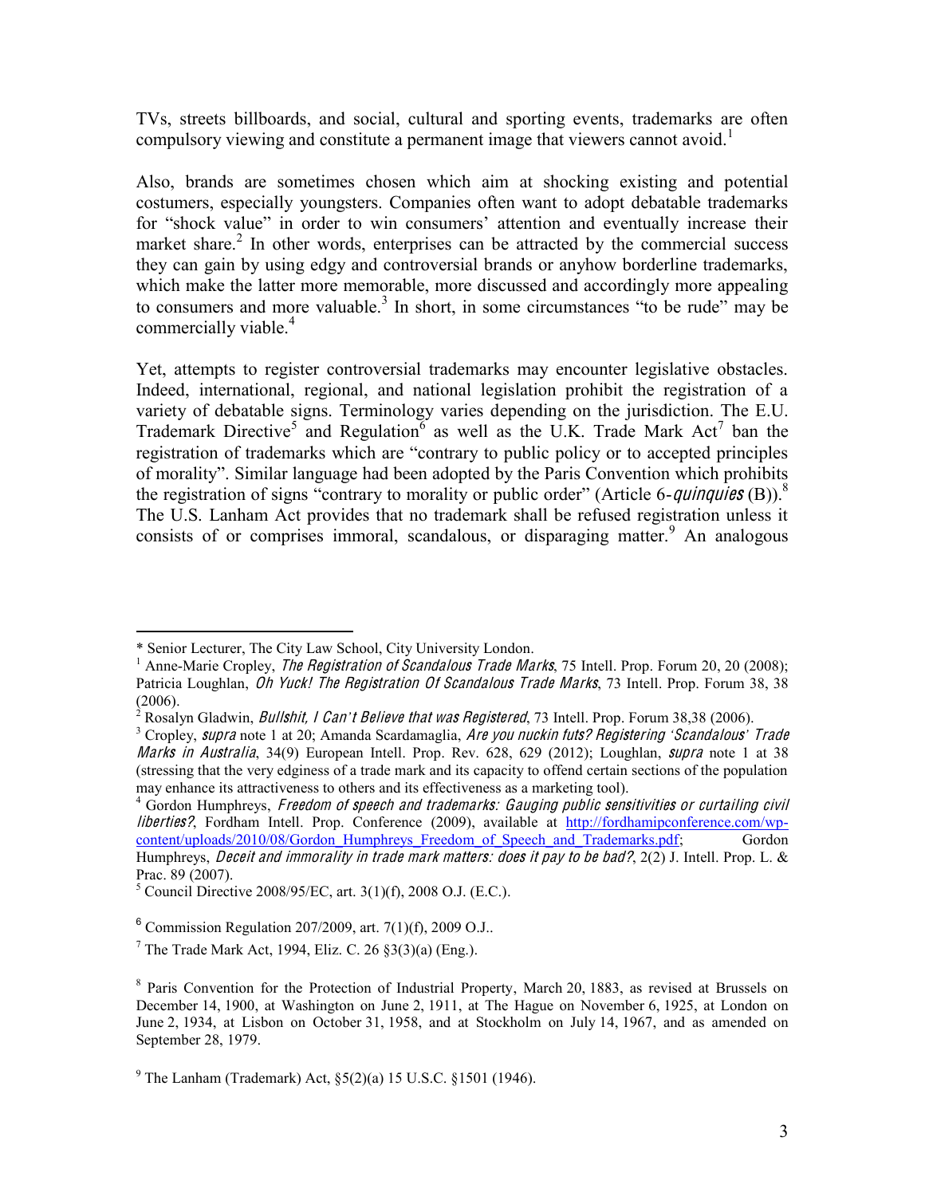TVs, streets billboards, and social, cultural and sporting events, trademarks are often compulsory viewing and constitute a permanent image that viewers cannot avoid.[1]

Also, brands are sometimes chosen which aim at shocking existing and potential costumers, especially youngsters. Companies often want to adopt debatable trademarks for "shock value" in order to win consumers' attention and eventually increase their market share.[2] In other words, enterprises can be attracted by the commercial success they can gain by using edgy and controversial brands or anyhow borderline trademarks, which make the latter more memorable, more discussed and accordingly more appealing to consumers and more valuable.[3] In short, in some circumstances "to be rude" may be commercially viable.[4]

Yet, attempts to register controversial trademarks may encounter legislative obstacles. Indeed, international, regional, and national legislation prohibit the registration of a variety of debatable signs. Terminology varies depending on the jurisdiction. The E.U. Trademark Directive[5] and Regulation[6] as well as the U.K. Trade Mark Act[7] ban the registration of trademarks which are "contrary to public policy or to accepted principles of morality". Similar language had been adopted by the Paris Convention which prohibits the registration of signs "contrary to morality or public order" (Article 6-*quinquies* (B)).[8] The U.S. Lanham Act provides that no trademark shall be refused registration unless it consists of or comprises immoral, scandalous, or disparaging matter.[9] An analogous

---

\* Senior Lecturer, The City Law School, City University London.

[1] Anne-Marie Cropley, *The Registration of Scandalous Trade Marks*, 75 Intell. Prop. Forum 20, 20 (2008); Patricia Loughlan, *Oh Yuck! The Registration Of Scandalous Trade Marks*, 73 Intell. Prop. Forum 38, 38 (2006).

[2] Rosalyn Gladwin, *Bullshit, I Can't Believe that was Registered*, 73 Intell. Prop. Forum 38,38 (2006).

[3] Cropley, *supra* note 1 at 20; Amanda Scardamaglia, *Are you nuckin futs? Registering 'Scandalous' Trade Marks in Australia*, 34(9) European Intell. Prop. Rev. 628, 629 (2012); Loughlan, *supra* note 1 at 38 (stressing that the very edginess of a trade mark and its capacity to offend certain sections of the population may enhance its attractiveness to others and its effectiveness as a marketing tool).

[4] Gordon Humphreys, *Freedom of speech and trademarks: Gauging public sensitivities or curtailing civil liberties?*, Fordham Intell. Prop. Conference (2009), available at http://fordhamipconference.com/wp-content/uploads/2010/08/Gordon_Humphreys_Freedom_of_Speech_and_Trademarks.pdf; Gordon Humphreys, *Deceit and immorality in trade mark matters: does it pay to be bad?*, 2(2) J. Intell. Prop. L. & Prac. 89 (2007).

[5] Council Directive 2008/95/EC, art. 3(1)(f), 2008 O.J. (E.C.).

[6] Commission Regulation 207/2009, art. 7(1)(f), 2009 O.J..

[7] The Trade Mark Act, 1994, Eliz. C. 26 §3(3)(a) (Eng.).

[8] Paris Convention for the Protection of Industrial Property, March 20, 1883, as revised at Brussels on December 14, 1900, at Washington on June 2, 1911, at The Hague on November 6, 1925, at London on June 2, 1934, at Lisbon on October 31, 1958, and at Stockholm on July 14, 1967, and as amended on September 28, 1979.

[9] The Lanham (Trademark) Act, §5(2)(a) 15 U.S.C. §1501 (1946).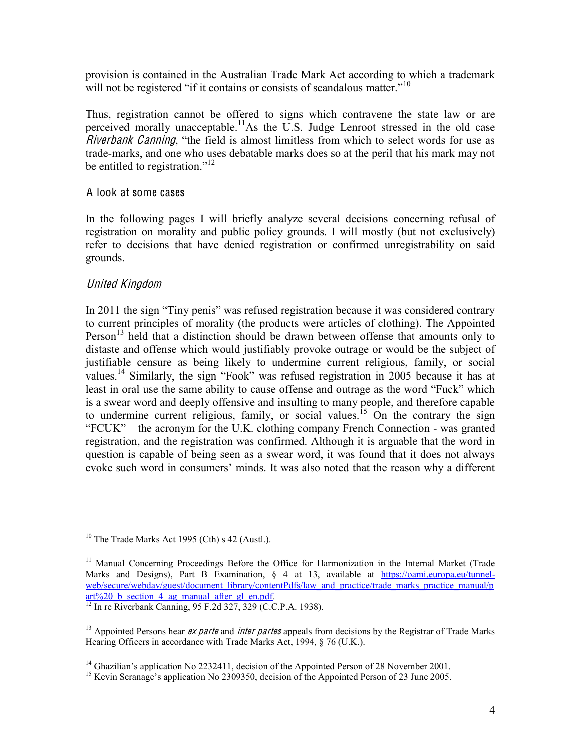provision is contained in the Australian Trade Mark Act according to which a trademark will not be registered "if it contains or consists of scandalous matter."[10]

Thus, registration cannot be offered to signs which contravene the state law or are perceived morally unacceptable.[11] As the U.S. Judge Lenroot stressed in the old case *Riverbank Canning*, "the field is almost limitless from which to select words for use as trade-marks, and one who uses debatable marks does so at the peril that his mark may not be entitled to registration."[12]

## A look at some cases

In the following pages I will briefly analyze several decisions concerning refusal of registration on morality and public policy grounds. I will mostly (but not exclusively) refer to decisions that have denied registration or confirmed unregistrability on said grounds.

### *United Kingdom*

In 2011 the sign "Tiny penis" was refused registration because it was considered contrary to current principles of morality (the products were articles of clothing). The Appointed Person[13] held that a distinction should be drawn between offense that amounts only to distaste and offense which would justifiably provoke outrage or would be the subject of justifiable censure as being likely to undermine current religious, family, or social values.[14] Similarly, the sign "Fook" was refused registration in 2005 because it has at least in oral use the same ability to cause offense and outrage as the word "Fuck" which is a swear word and deeply offensive and insulting to many people, and therefore capable to undermine current religious, family, or social values.[15] On the contrary the sign "FCUK" – the acronym for the U.K. clothing company French Connection - was granted registration, and the registration was confirmed. Although it is arguable that the word in question is capable of being seen as a swear word, it was found that it does not always evoke such word in consumers' minds. It was also noted that the reason why a different

---

[10] The Trade Marks Act 1995 (Cth) s 42 (Austl.).

[11] Manual Concerning Proceedings Before the Office for Harmonization in the Internal Market (Trade Marks and Designs), Part B Examination, § 4 at 13, available at https://oami.europa.eu/tunnel-web/secure/webdav/guest/document_library/contentPdfs/law_and_practice/trade_marks_practice_manual/part%20_b_section_4_ag_manual_after_gl_en.pdf.

[12] In re Riverbank Canning, 95 F.2d 327, 329 (C.C.P.A. 1938).

[13] Appointed Persons hear *ex parte* and *inter partes* appeals from decisions by the Registrar of Trade Marks Hearing Officers in accordance with Trade Marks Act, 1994, § 76 (U.K.).

[14] Ghazilian's application No 2232411, decision of the Appointed Person of 28 November 2001.

[15] Kevin Scranage's application No 2309350, decision of the Appointed Person of 23 June 2005.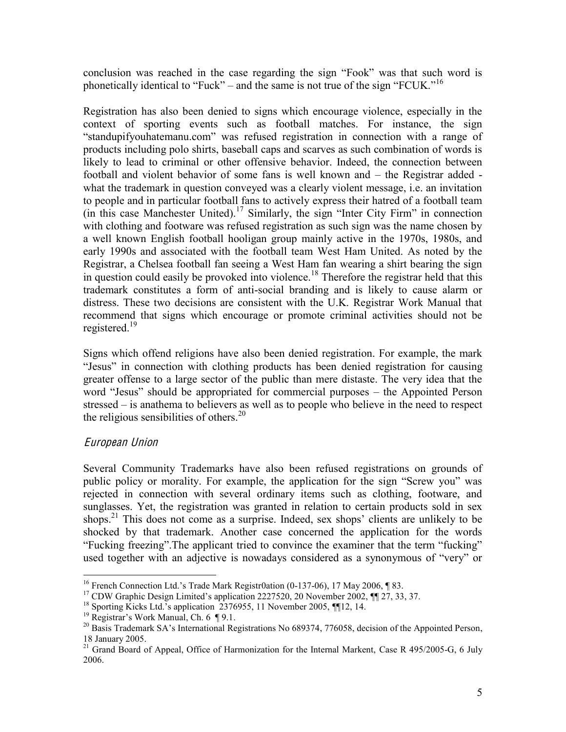conclusion was reached in the case regarding the sign "Fook" was that such word is phonetically identical to "Fuck" – and the same is not true of the sign "FCUK."[16]

Registration has also been denied to signs which encourage violence, especially in the context of sporting events such as football matches. For instance, the sign "standupifyouhatemanu.com" was refused registration in connection with a range of products including polo shirts, baseball caps and scarves as such combination of words is likely to lead to criminal or other offensive behavior. Indeed, the connection between football and violent behavior of some fans is well known and – the Registrar added - what the trademark in question conveyed was a clearly violent message, i.e. an invitation to people and in particular football fans to actively express their hatred of a football team (in this case Manchester United).[17] Similarly, the sign "Inter City Firm" in connection with clothing and footware was refused registration as such sign was the name chosen by a well known English football hooligan group mainly active in the 1970s, 1980s, and early 1990s and associated with the football team West Ham United. As noted by the Registrar, a Chelsea football fan seeing a West Ham fan wearing a shirt bearing the sign in question could easily be provoked into violence.[18] Therefore the registrar held that this trademark constitutes a form of anti-social branding and is likely to cause alarm or distress. These two decisions are consistent with the U.K. Registrar Work Manual that recommend that signs which encourage or promote criminal activities should not be registered.[19]

Signs which offend religions have also been denied registration. For example, the mark "Jesus" in connection with clothing products has been denied registration for causing greater offense to a large sector of the public than mere distaste. The very idea that the word "Jesus" should be appropriated for commercial purposes – the Appointed Person stressed – is anathema to believers as well as to people who believe in the need to respect the religious sensibilities of others.[20]

### *European Union*

Several Community Trademarks have also been refused registrations on grounds of public policy or morality. For example, the application for the sign "Screw you" was rejected in connection with several ordinary items such as clothing, footware, and sunglasses. Yet, the registration was granted in relation to certain products sold in sex shops.[21] This does not come as a surprise. Indeed, sex shops' clients are unlikely to be shocked by that trademark. Another case concerned the application for the words "Fucking freezing".The applicant tried to convince the examiner that the term "fucking" used together with an adjective is nowadays considered as a synonymous of "very" or

---

[16] French Connection Ltd.'s Trade Mark Registr0ation (0-137-06), 17 May 2006, ¶ 83.

[17] CDW Graphic Design Limited's application 2227520, 20 November 2002, ¶¶ 27, 33, 37.

[18] Sporting Kicks Ltd.'s application 2376955, 11 November 2005, ¶¶12, 14.

[19] Registrar's Work Manual, Ch. 6 ¶ 9.1.

[20] Basis Trademark SA's International Registrations No 689374, 776058, decision of the Appointed Person, 18 January 2005.

[21] Grand Board of Appeal, Office of Harmonization for the Internal Markent, Case R 495/2005-G, 6 July 2006.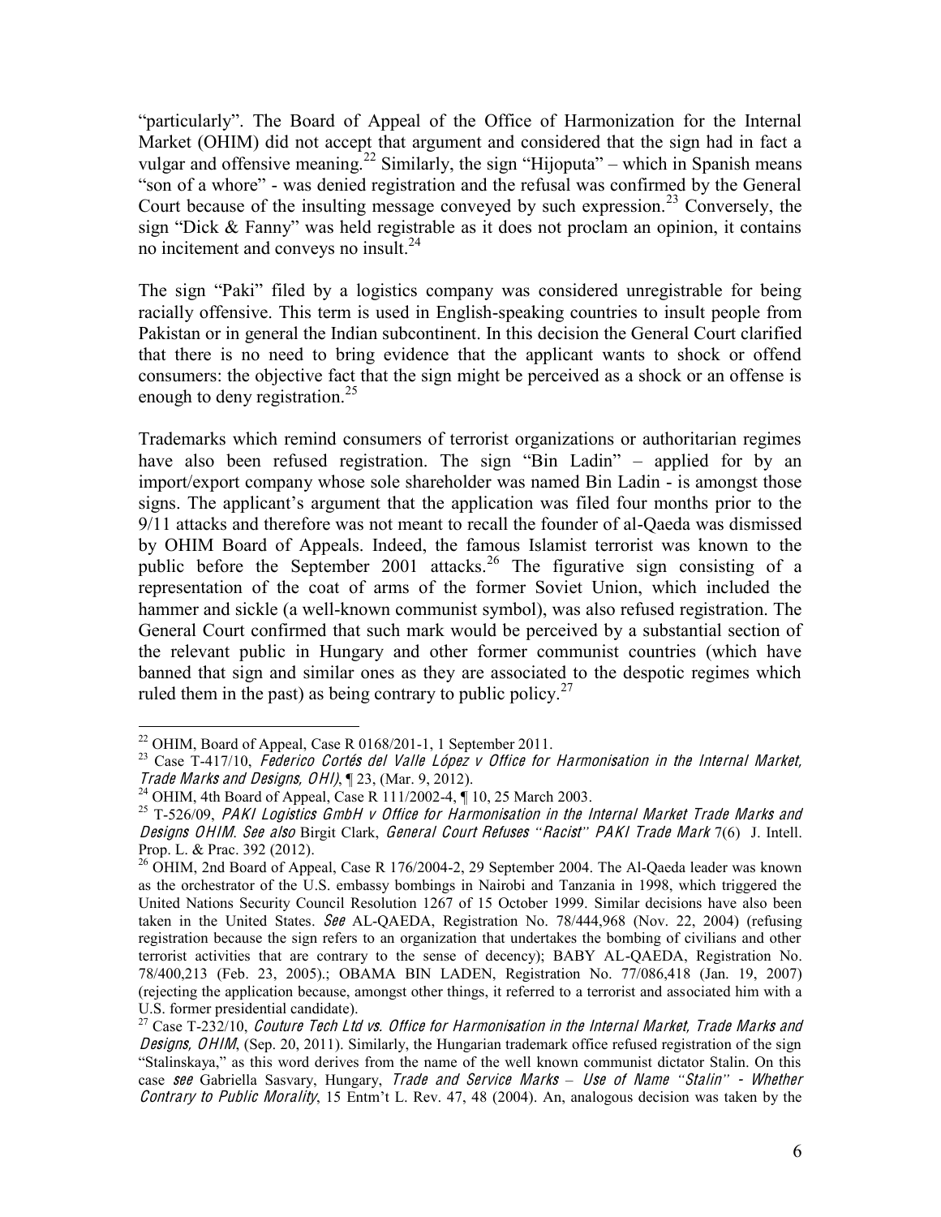"particularly". The Board of Appeal of the Office of Harmonization for the Internal Market (OHIM) did not accept that argument and considered that the sign had in fact a vulgar and offensive meaning.[22] Similarly, the sign "Hijoputa" – which in Spanish means "son of a whore" - was denied registration and the refusal was confirmed by the General Court because of the insulting message conveyed by such expression.[23] Conversely, the sign "Dick & Fanny" was held registrable as it does not proclam an opinion, it contains no incitement and conveys no insult.[24]

The sign "Paki" filed by a logistics company was considered unregistrable for being racially offensive. This term is used in English-speaking countries to insult people from Pakistan or in general the Indian subcontinent. In this decision the General Court clarified that there is no need to bring evidence that the applicant wants to shock or offend consumers: the objective fact that the sign might be perceived as a shock or an offense is enough to deny registration.[25]

Trademarks which remind consumers of terrorist organizations or authoritarian regimes have also been refused registration. The sign "Bin Ladin" – applied for by an import/export company whose sole shareholder was named Bin Ladin - is amongst those signs. The applicant's argument that the application was filed four months prior to the 9/11 attacks and therefore was not meant to recall the founder of al-Qaeda was dismissed by OHIM Board of Appeals. Indeed, the famous Islamist terrorist was known to the public before the September 2001 attacks.[26] The figurative sign consisting of a representation of the coat of arms of the former Soviet Union, which included the hammer and sickle (a well-known communist symbol), was also refused registration. The General Court confirmed that such mark would be perceived by a substantial section of the relevant public in Hungary and other former communist countries (which have banned that sign and similar ones as they are associated to the despotic regimes which ruled them in the past) as being contrary to public policy.[27]

---

[22] OHIM, Board of Appeal, Case R 0168/201-1, 1 September 2011.

[23] Case T-417/10, *Federico Cortés del Valle López v Office for Harmonisation in the Internal Market, Trade Marks and Designs, OHI)*, ¶ 23, (Mar. 9, 2012).

[24] OHIM, 4th Board of Appeal, Case R 111/2002-4, ¶ 10, 25 March 2003.

[25] T-526/09, *PAKI Logistics GmbH v Office for Harmonisation in the Internal Market Trade Marks and Designs OHIM*. *See also* Birgit Clark, *General Court Refuses "Racist" PAKI Trade Mark* 7(6) J. Intell. Prop. L. & Prac. 392 (2012).

[26] OHIM, 2nd Board of Appeal, Case R 176/2004-2, 29 September 2004. The Al-Qaeda leader was known as the orchestrator of the U.S. embassy bombings in Nairobi and Tanzania in 1998, which triggered the United Nations Security Council Resolution 1267 of 15 October 1999. Similar decisions have also been taken in the United States. *See* AL-QAEDA, Registration No. 78/444,968 (Nov. 22, 2004) (refusing registration because the sign refers to an organization that undertakes the bombing of civilians and other terrorist activities that are contrary to the sense of decency); BABY AL-QAEDA, Registration No. 78/400,213 (Feb. 23, 2005).; OBAMA BIN LADEN, Registration No. 77/086,418 (Jan. 19, 2007) (rejecting the application because, amongst other things, it referred to a terrorist and associated him with a U.S. former presidential candidate).

[27] Case T-232/10, *Couture Tech Ltd vs. Office for Harmonisation in the Internal Market, Trade Marks and Designs, OHIM*, (Sep. 20, 2011). Similarly, the Hungarian trademark office refused registration of the sign "Stalinskaya," as this word derives from the name of the well known communist dictator Stalin. On this case *see* Gabriella Sasvary, Hungary, *Trade and Service Marks – Use of Name "Stalin" - Whether Contrary to Public Morality*, 15 Entm't L. Rev. 47, 48 (2004). An, analogous decision was taken by the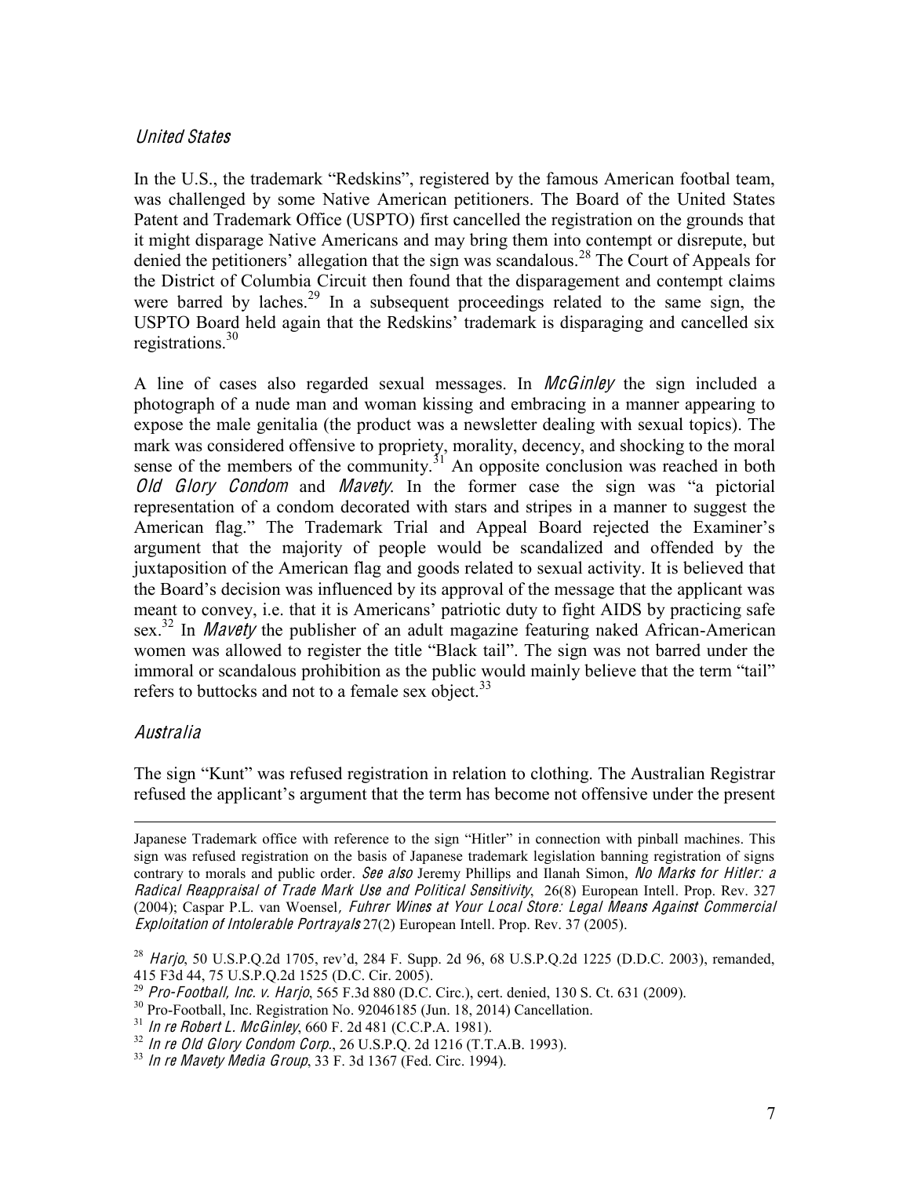### *United States*

In the U.S., the trademark "Redskins", registered by the famous American footbal team, was challenged by some Native American petitioners. The Board of the United States Patent and Trademark Office (USPTO) first cancelled the registration on the grounds that it might disparage Native Americans and may bring them into contempt or disrepute, but denied the petitioners' allegation that the sign was scandalous.[28] The Court of Appeals for the District of Columbia Circuit then found that the disparagement and contempt claims were barred by laches.[29] In a subsequent proceedings related to the same sign, the USPTO Board held again that the Redskins' trademark is disparaging and cancelled six registrations.[30]

A line of cases also regarded sexual messages. In *McGinley* the sign included a photograph of a nude man and woman kissing and embracing in a manner appearing to expose the male genitalia (the product was a newsletter dealing with sexual topics). The mark was considered offensive to propriety, morality, decency, and shocking to the moral sense of the members of the community.[31] An opposite conclusion was reached in both *Old Glory Condom* and *Mavety*. In the former case the sign was "a pictorial representation of a condom decorated with stars and stripes in a manner to suggest the American flag." The Trademark Trial and Appeal Board rejected the Examiner's argument that the majority of people would be scandalized and offended by the juxtaposition of the American flag and goods related to sexual activity. It is believed that the Board's decision was influenced by its approval of the message that the applicant was meant to convey, i.e. that it is Americans' patriotic duty to fight AIDS by practicing safe sex.[32] In *Mavety* the publisher of an adult magazine featuring naked African-American women was allowed to register the title "Black tail". The sign was not barred under the immoral or scandalous prohibition as the public would mainly believe that the term "tail" refers to buttocks and not to a female sex object.[33]

### *Australia*

The sign "Kunt" was refused registration in relation to clothing. The Australian Registrar refused the applicant's argument that the term has become not offensive under the present

---

Japanese Trademark office with reference to the sign "Hitler" in connection with pinball machines. This sign was refused registration on the basis of Japanese trademark legislation banning registration of signs contrary to morals and public order. *See also* Jeremy Phillips and Ilanah Simon, *No Marks for Hitler: a Radical Reappraisal of Trade Mark Use and Political Sensitivity*, 26(8) European Intell. Prop. Rev. 327 (2004); Caspar P.L. van Woensel, *Fuhrer Wines at Your Local Store: Legal Means Against Commercial Exploitation of Intolerable Portrayals* 27(2) European Intell. Prop. Rev. 37 (2005).

[28] *Harjo*, 50 U.S.P.Q.2d 1705, rev'd, 284 F. Supp. 2d 96, 68 U.S.P.Q.2d 1225 (D.D.C. 2003), remanded, 415 F3d 44, 75 U.S.P.Q.2d 1525 (D.C. Cir. 2005).

[29] *Pro-Football, Inc. v. Harjo*, 565 F.3d 880 (D.C. Circ.), cert. denied, 130 S. Ct. 631 (2009).

[30] Pro-Football, Inc. Registration No. 92046185 (Jun. 18, 2014) Cancellation.

[31] *In re Robert L. McGinley*, 660 F. 2d 481 (C.C.P.A. 1981).

[32] *In re Old Glory Condom Corp.*, 26 U.S.P.Q. 2d 1216 (T.T.A.B. 1993).

[33] *In re Mavety Media Group*, 33 F. 3d 1367 (Fed. Circ. 1994).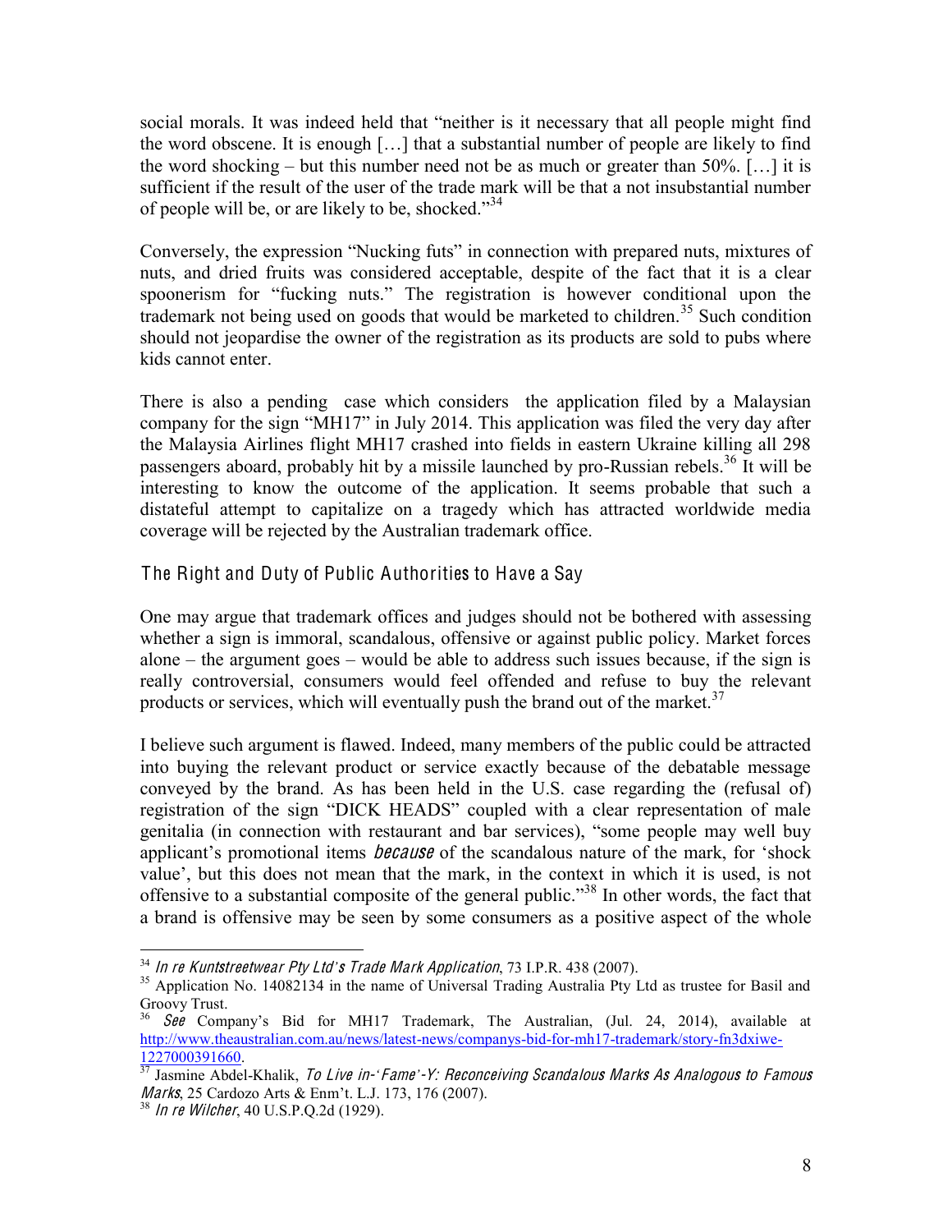social morals. It was indeed held that "neither is it necessary that all people might find the word obscene. It is enough […] that a substantial number of people are likely to find the word shocking – but this number need not be as much or greater than 50%. […] it is sufficient if the result of the user of the trade mark will be that a not insubstantial number of people will be, or are likely to be, shocked."[34]

Conversely, the expression "Nucking futs" in connection with prepared nuts, mixtures of nuts, and dried fruits was considered acceptable, despite of the fact that it is a clear spoonerism for "fucking nuts." The registration is however conditional upon the trademark not being used on goods that would be marketed to children.[35] Such condition should not jeopardise the owner of the registration as its products are sold to pubs where kids cannot enter.

There is also a pending case which considers the application filed by a Malaysian company for the sign "MH17" in July 2014. This application was filed the very day after the Malaysia Airlines flight MH17 crashed into fields in eastern Ukraine killing all 298 passengers aboard, probably hit by a missile launched by pro-Russian rebels.[36] It will be interesting to know the outcome of the application. It seems probable that such a distateful attempt to capitalize on a tragedy which has attracted worldwide media coverage will be rejected by the Australian trademark office.

### The Right and Duty of Public Authorities to Have a Say

One may argue that trademark offices and judges should not be bothered with assessing whether a sign is immoral, scandalous, offensive or against public policy. Market forces alone – the argument goes – would be able to address such issues because, if the sign is really controversial, consumers would feel offended and refuse to buy the relevant products or services, which will eventually push the brand out of the market.[37]

I believe such argument is flawed. Indeed, many members of the public could be attracted into buying the relevant product or service exactly because of the debatable message conveyed by the brand. As has been held in the U.S. case regarding the (refusal of) registration of the sign "DICK HEADS" coupled with a clear representation of male genitalia (in connection with restaurant and bar services), "some people may well buy applicant's promotional items *because* of the scandalous nature of the mark, for 'shock value', but this does not mean that the mark, in the context in which it is used, is not offensive to a substantial composite of the general public."[38] In other words, the fact that a brand is offensive may be seen by some consumers as a positive aspect of the whole

---

[34] *In re Kuntstreetwear Pty Ltd's Trade Mark Application*, 73 I.P.R. 438 (2007).

[35] Application No. 14082134 in the name of Universal Trading Australia Pty Ltd as trustee for Basil and Groovy Trust.

[36] *See* Company's Bid for MH17 Trademark, The Australian, (Jul. 24, 2014), available at http://www.theaustralian.com.au/news/latest-news/companys-bid-for-mh17-trademark/story-fn3dxiwe-1227000391660.

[37] Jasmine Abdel-Khalik, *To Live in-'Fame'-Y: Reconceiving Scandalous Marks As Analogous to Famous Marks*, 25 Cardozo Arts & Enm't. L.J. 173, 176 (2007).

[38] *In re Wilcher*, 40 U.S.P.Q.2d (1929).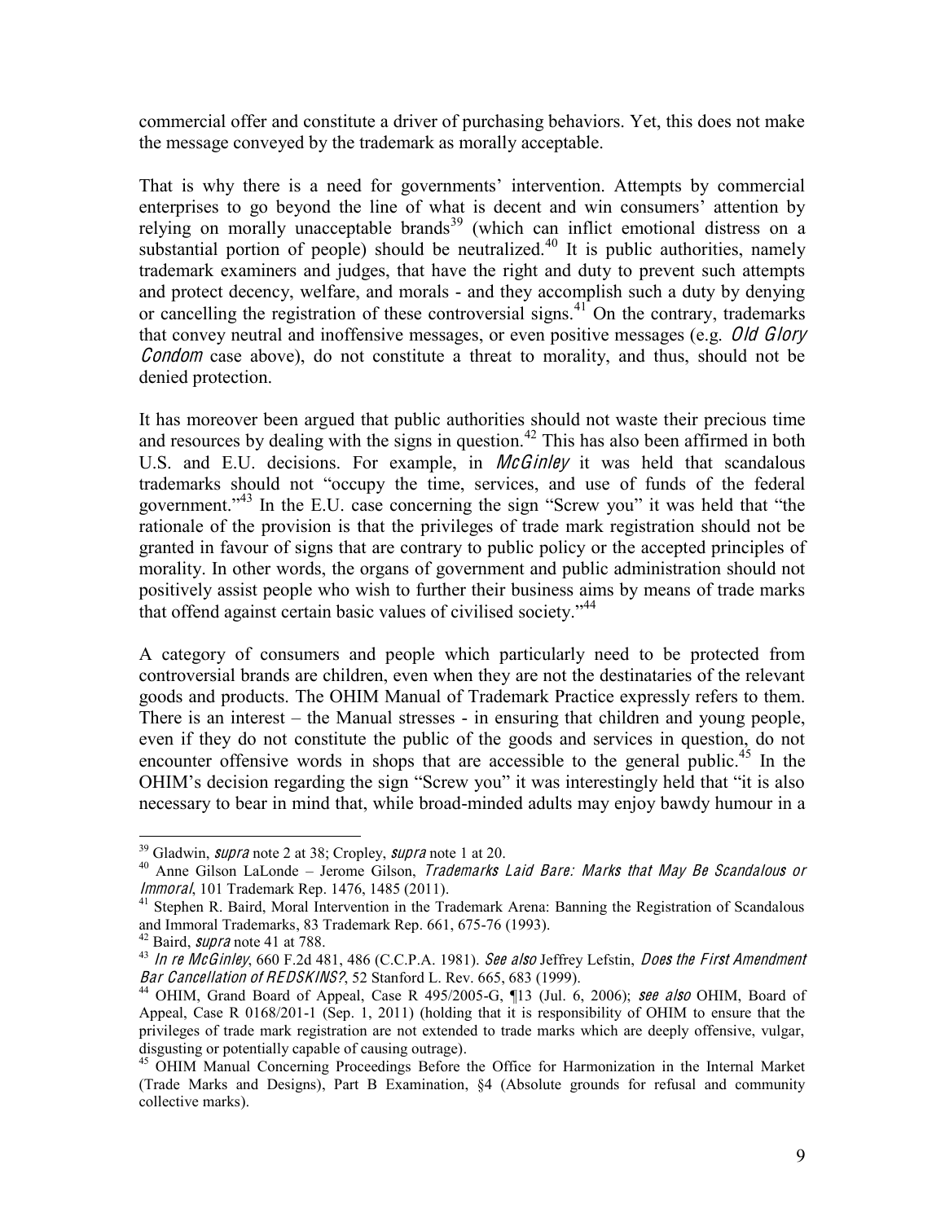commercial offer and constitute a driver of purchasing behaviors. Yet, this does not make the message conveyed by the trademark as morally acceptable.

That is why there is a need for governments' intervention. Attempts by commercial enterprises to go beyond the line of what is decent and win consumers' attention by relying on morally unacceptable brands[39] (which can inflict emotional distress on a substantial portion of people) should be neutralized.[40] It is public authorities, namely trademark examiners and judges, that have the right and duty to prevent such attempts and protect decency, welfare, and morals - and they accomplish such a duty by denying or cancelling the registration of these controversial signs.[41] On the contrary, trademarks that convey neutral and inoffensive messages, or even positive messages (e.g. *Old Glory Condom* case above), do not constitute a threat to morality, and thus, should not be denied protection.

It has moreover been argued that public authorities should not waste their precious time and resources by dealing with the signs in question.[42] This has also been affirmed in both U.S. and E.U. decisions. For example, in *McGinley* it was held that scandalous trademarks should not "occupy the time, services, and use of funds of the federal government."[43] In the E.U. case concerning the sign "Screw you" it was held that "the rationale of the provision is that the privileges of trade mark registration should not be granted in favour of signs that are contrary to public policy or the accepted principles of morality. In other words, the organs of government and public administration should not positively assist people who wish to further their business aims by means of trade marks that offend against certain basic values of civilised society."[44]

A category of consumers and people which particularly need to be protected from controversial brands are children, even when they are not the destinataries of the relevant goods and products. The OHIM Manual of Trademark Practice expressly refers to them. There is an interest – the Manual stresses - in ensuring that children and young people, even if they do not constitute the public of the goods and services in question, do not encounter offensive words in shops that are accessible to the general public.[45] In the OHIM's decision regarding the sign "Screw you" it was interestingly held that "it is also necessary to bear in mind that, while broad-minded adults may enjoy bawdy humour in a

---

[39] Gladwin, *supra* note 2 at 38; Cropley, *supra* note 1 at 20.

[40] Anne Gilson LaLonde – Jerome Gilson, *Trademarks Laid Bare: Marks that May Be Scandalous or Immoral*, 101 Trademark Rep. 1476, 1485 (2011).

[41] Stephen R. Baird, Moral Intervention in the Trademark Arena: Banning the Registration of Scandalous and Immoral Trademarks, 83 Trademark Rep. 661, 675-76 (1993).

[42] Baird, *supra* note 41 at 788.

[43] *In re McGinley*, 660 F.2d 481, 486 (C.C.P.A. 1981). *See also* Jeffrey Lefstin, *Does the First Amendment Bar Cancellation of REDSKINS?*, 52 Stanford L. Rev. 665, 683 (1999).

[44] OHIM, Grand Board of Appeal, Case R 495/2005-G, ¶13 (Jul. 6, 2006); *see also* OHIM, Board of Appeal, Case R 0168/201-1 (Sep. 1, 2011) (holding that it is responsibility of OHIM to ensure that the privileges of trade mark registration are not extended to trade marks which are deeply offensive, vulgar, disgusting or potentially capable of causing outrage).

[45] OHIM Manual Concerning Proceedings Before the Office for Harmonization in the Internal Market (Trade Marks and Designs), Part B Examination, §4 (Absolute grounds for refusal and community collective marks).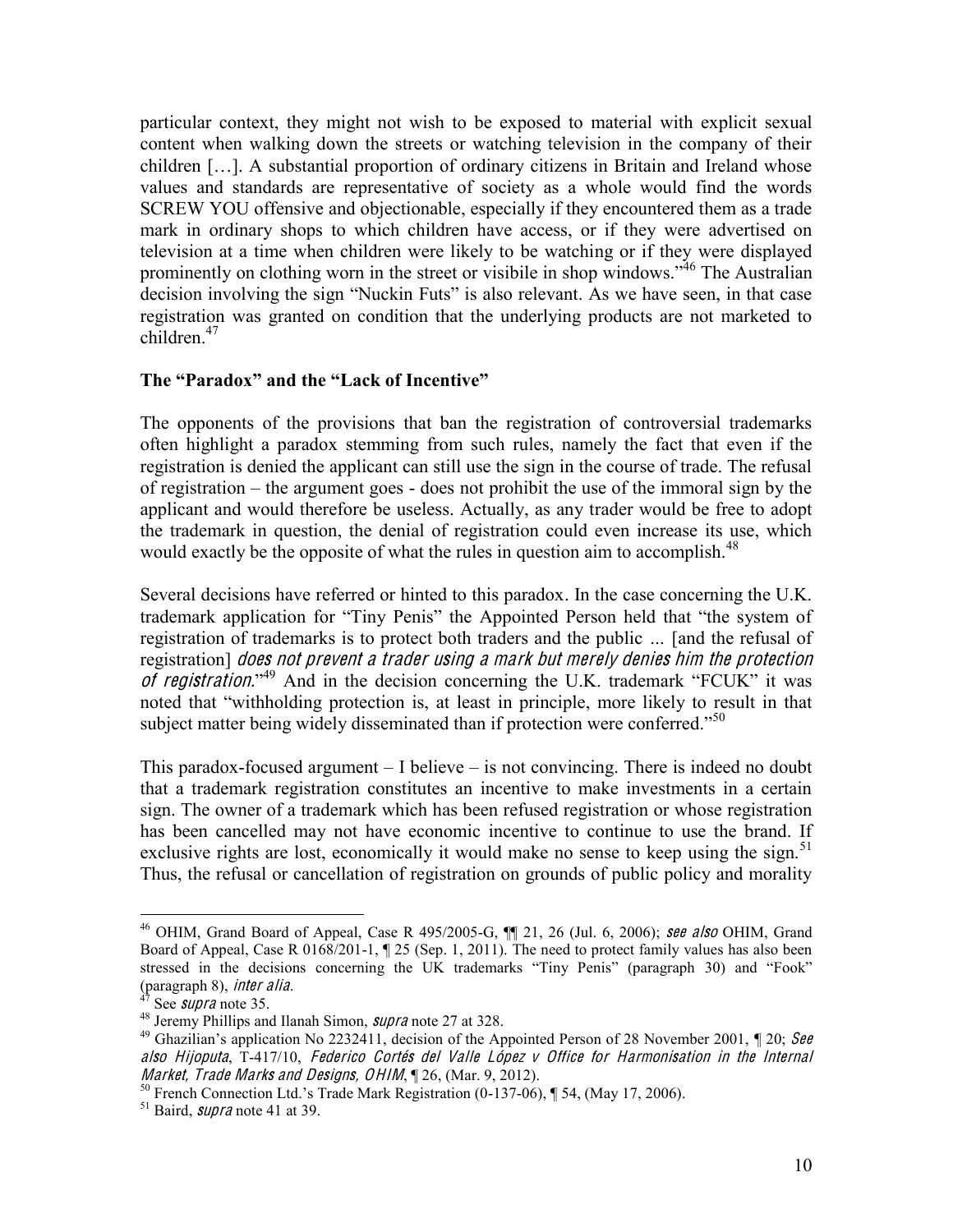particular context, they might not wish to be exposed to material with explicit sexual content when walking down the streets or watching television in the company of their children […]. A substantial proportion of ordinary citizens in Britain and Ireland whose values and standards are representative of society as a whole would find the words SCREW YOU offensive and objectionable, especially if they encountered them as a trade mark in ordinary shops to which children have access, or if they were advertised on television at a time when children were likely to be watching or if they were displayed prominently on clothing worn in the street or visibile in shop windows."[46] The Australian decision involving the sign "Nuckin Futs" is also relevant. As we have seen, in that case registration was granted on condition that the underlying products are not marketed to children.[47]

**The "Paradox" and the "Lack of Incentive"**

The opponents of the provisions that ban the registration of controversial trademarks often highlight a paradox stemming from such rules, namely the fact that even if the registration is denied the applicant can still use the sign in the course of trade. The refusal of registration – the argument goes - does not prohibit the use of the immoral sign by the applicant and would therefore be useless. Actually, as any trader would be free to adopt the trademark in question, the denial of registration could even increase its use, which would exactly be the opposite of what the rules in question aim to accomplish.[48]

Several decisions have referred or hinted to this paradox. In the case concerning the U.K. trademark application for "Tiny Penis" the Appointed Person held that "the system of registration of trademarks is to protect both traders and the public ... [and the refusal of registration] *does not prevent a trader using a mark but merely denies him the protection of registration*."[49] And in the decision concerning the U.K. trademark "FCUK" it was noted that "withholding protection is, at least in principle, more likely to result in that subject matter being widely disseminated than if protection were conferred."[50]

This paradox-focused argument – I believe – is not convincing. There is indeed no doubt that a trademark registration constitutes an incentive to make investments in a certain sign. The owner of a trademark which has been refused registration or whose registration has been cancelled may not have economic incentive to continue to use the brand. If exclusive rights are lost, economically it would make no sense to keep using the sign.[51] Thus, the refusal or cancellation of registration on grounds of public policy and morality

---

[46] OHIM, Grand Board of Appeal, Case R 495/2005-G, ¶¶ 21, 26 (Jul. 6, 2006); *see also* OHIM, Grand Board of Appeal, Case R 0168/201-1, ¶ 25 (Sep. 1, 2011). The need to protect family values has also been stressed in the decisions concerning the UK trademarks "Tiny Penis" (paragraph 30) and "Fook" (paragraph 8), *inter alia*.

[47] See *supra* note 35.

[48] Jeremy Phillips and Ilanah Simon, *supra* note 27 at 328.

[49] Ghazilian's application No 2232411, decision of the Appointed Person of 28 November 2001, ¶ 20; *See also Hijoputa*, T-417/10, *Federico Cortés del Valle López v Office for Harmonisation in the Internal Market, Trade Marks and Designs, OHIM*, ¶ 26, (Mar. 9, 2012).

[50] French Connection Ltd.'s Trade Mark Registration (0-137-06), ¶ 54, (May 17, 2006).

[51] Baird, *supra* note 41 at 39.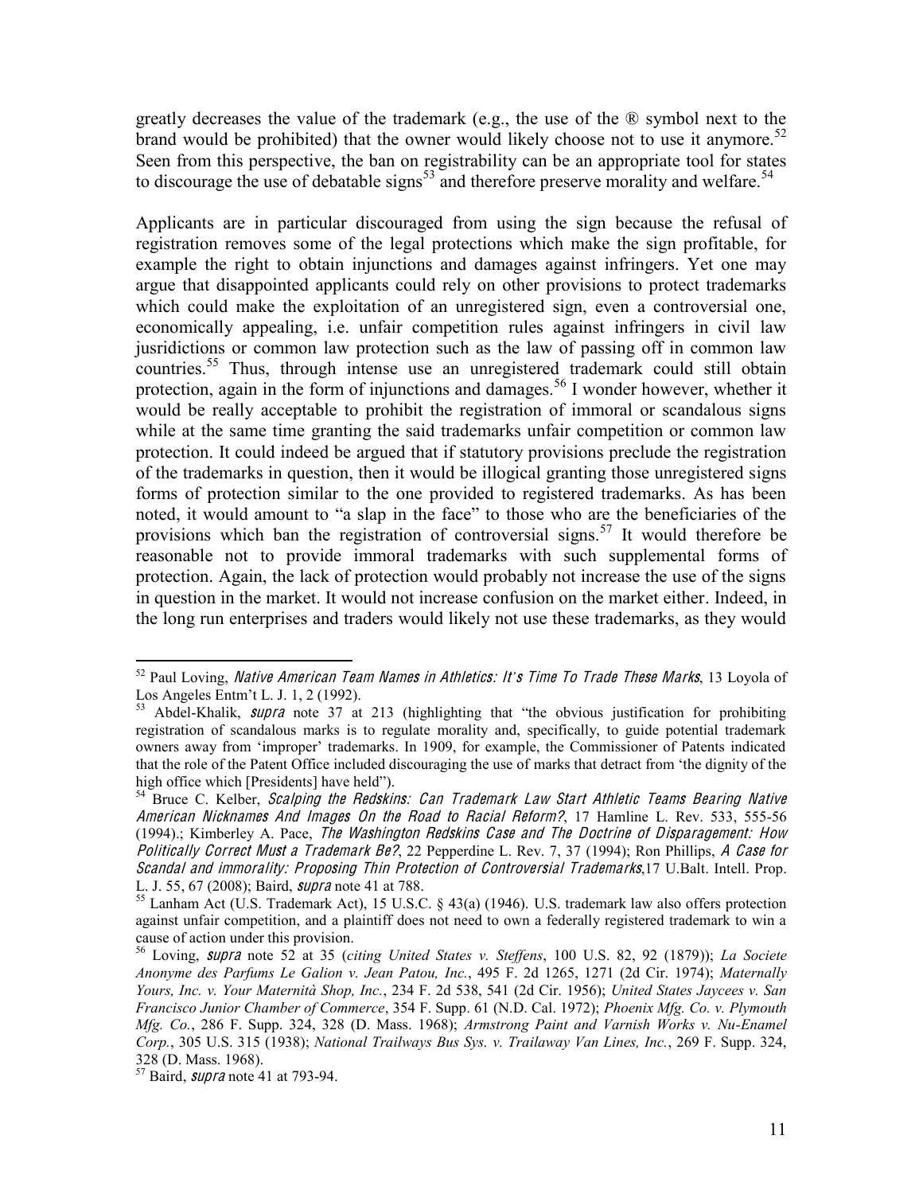greatly decreases the value of the trademark (e.g., the use of the ® symbol next to the brand would be prohibited) that the owner would likely choose not to use it anymore.[52] Seen from this perspective, the ban on registrability can be an appropriate tool for states to discourage the use of debatable signs[53] and therefore preserve morality and welfare.[54]

Applicants are in particular discouraged from using the sign because the refusal of registration removes some of the legal protections which make the sign profitable, for example the right to obtain injunctions and damages against infringers. Yet one may argue that disappointed applicants could rely on other provisions to protect trademarks which could make the exploitation of an unregistered sign, even a controversial one, economically appealing, i.e. unfair competition rules against infringers in civil law jusridictions or common law protection such as the law of passing off in common law countries.[55] Thus, through intense use an unregistered trademark could still obtain protection, again in the form of injunctions and damages.[56] I wonder however, whether it would be really acceptable to prohibit the registration of immoral or scandalous signs while at the same time granting the said trademarks unfair competition or common law protection. It could indeed be argued that if statutory provisions preclude the registration of the trademarks in question, then it would be illogical granting those unregistered signs forms of protection similar to the one provided to registered trademarks. As has been noted, it would amount to "a slap in the face" to those who are the beneficiaries of the provisions which ban the registration of controversial signs.[57] It would therefore be reasonable not to provide immoral trademarks with such supplemental forms of protection. Again, the lack of protection would probably not increase the use of the signs in question in the market. It would not increase confusion on the market either. Indeed, in the long run enterprises and traders would likely not use these trademarks, as they would

---

[52] Paul Loving, *Native American Team Names in Athletics: It's Time To Trade These Marks*, 13 Loyola of Los Angeles Entm't L. J. 1, 2 (1992).

[53] Abdel-Khalik, *supra* note 37 at 213 (highlighting that "the obvious justification for prohibiting registration of scandalous marks is to regulate morality and, specifically, to guide potential trademark owners away from 'improper' trademarks. In 1909, for example, the Commissioner of Patents indicated that the role of the Patent Office included discouraging the use of marks that detract from 'the dignity of the high office which [Presidents] have held").

[54] Bruce C. Kelber, *Scalping the Redskins: Can Trademark Law Start Athletic Teams Bearing Native American Nicknames And Images On the Road to Racial Reform?*, 17 Hamline L. Rev. 533, 555-56 (1994).; Kimberley A. Pace, *The Washington Redskins Case and The Doctrine of Disparagement: How Politically Correct Must a Trademark Be?*, 22 Pepperdine L. Rev. 7, 37 (1994); Ron Phillips, *A Case for Scandal and immorality: Proposing Thin Protection of Controversial Trademarks*,17 U.Balt. Intell. Prop. L. J. 55, 67 (2008); Baird, *supra* note 41 at 788.

[55] Lanham Act (U.S. Trademark Act), 15 U.S.C. § 43(a) (1946). U.S. trademark law also offers protection against unfair competition, and a plaintiff does not need to own a federally registered trademark to win a cause of action under this provision.

[56] Loving, *supra* note 52 at 35 (*citing United States v. Steffens*, 100 U.S. 82, 92 (1879)); *La Societe Anonyme des Parfums Le Galion v. Jean Patou, Inc.*, 495 F. 2d 1265, 1271 (2d Cir. 1974); *Maternally Yours, Inc. v. Your Maternità Shop, Inc.*, 234 F. 2d 538, 541 (2d Cir. 1956); *United States Jaycees v. San Francisco Junior Chamber of Commerce*, 354 F. Supp. 61 (N.D. Cal. 1972); *Phoenix Mfg. Co. v. Plymouth Mfg. Co.*, 286 F. Supp. 324, 328 (D. Mass. 1968); *Armstrong Paint and Varnish Works v. Nu-Enamel Corp.*, 305 U.S. 315 (1938); *National Trailways Bus Sys. v. Trailaway Van Lines, Inc.*, 269 F. Supp. 324, 328 (D. Mass. 1968).

[57] Baird, *supra* note 41 at 793-94.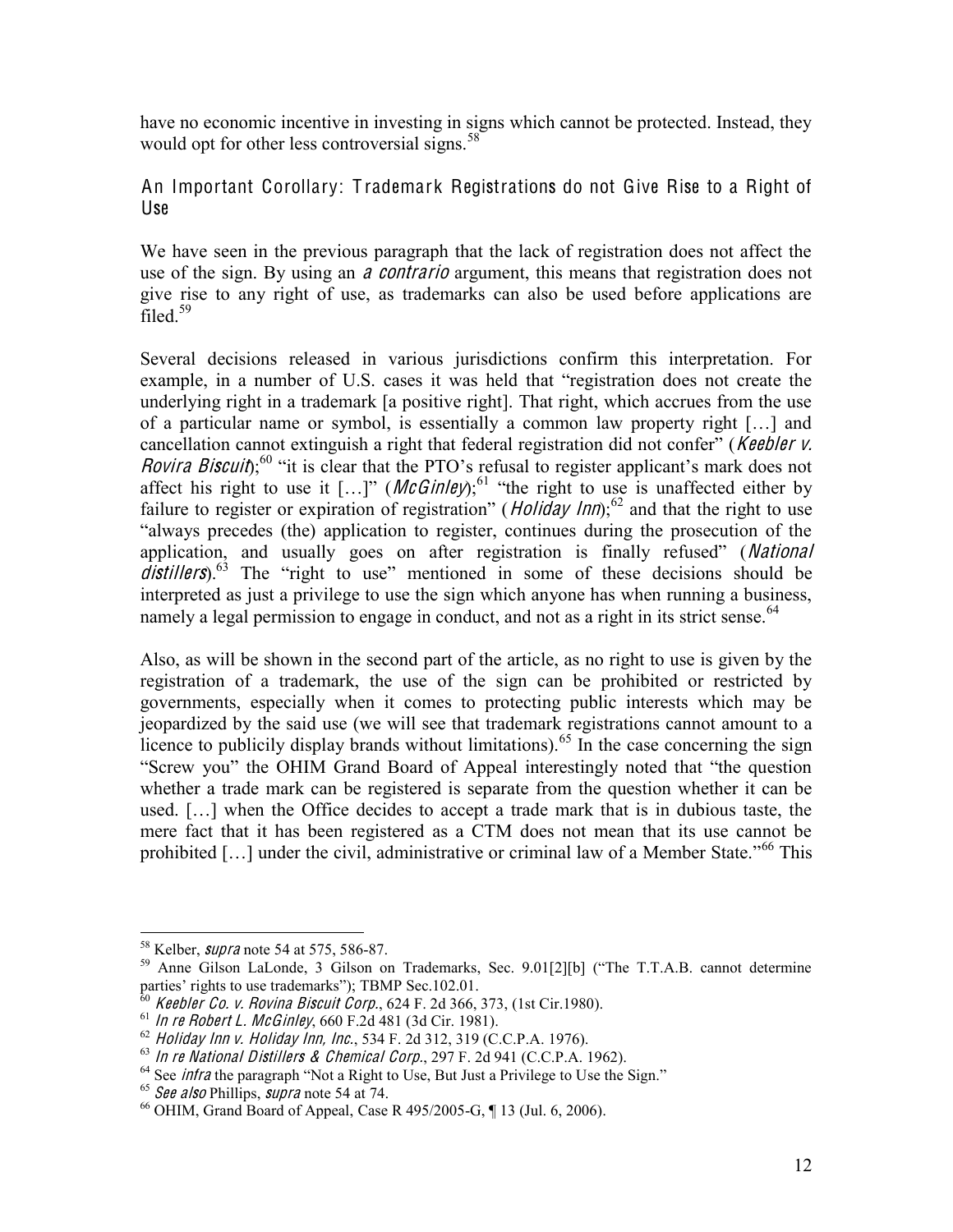have no economic incentive in investing in signs which cannot be protected. Instead, they would opt for other less controversial signs.[58]

### An Important Corollary: Trademark Registrations do not Give Rise to a Right of Use

We have seen in the previous paragraph that the lack of registration does not affect the use of the sign. By using an *a contrario* argument, this means that registration does not give rise to any right of use, as trademarks can also be used before applications are filed.[59]

Several decisions released in various jurisdictions confirm this interpretation. For example, in a number of U.S. cases it was held that "registration does not create the underlying right in a trademark [a positive right]. That right, which accrues from the use of a particular name or symbol, is essentially a common law property right […] and cancellation cannot extinguish a right that federal registration did not confer" (*Keebler v. Rovira Biscuit*);[60] "it is clear that the PTO's refusal to register applicant's mark does not affect his right to use it […]" (*McGinley*);[61] "the right to use is unaffected either by failure to register or expiration of registration" (*Holiday Inn*);[62] and that the right to use "always precedes (the) application to register, continues during the prosecution of the application, and usually goes on after registration is finally refused" (*National distillers*).[63] The "right to use" mentioned in some of these decisions should be interpreted as just a privilege to use the sign which anyone has when running a business, namely a legal permission to engage in conduct, and not as a right in its strict sense.[64]

Also, as will be shown in the second part of the article, as no right to use is given by the registration of a trademark, the use of the sign can be prohibited or restricted by governments, especially when it comes to protecting public interests which may be jeopardized by the said use (we will see that trademark registrations cannot amount to a licence to publicly display brands without limitations).[65] In the case concerning the sign "Screw you" the OHIM Grand Board of Appeal interestingly noted that "the question whether a trade mark can be registered is separate from the question whether it can be used. […] when the Office decides to accept a trade mark that is in dubious taste, the mere fact that it has been registered as a CTM does not mean that its use cannot be prohibited […] under the civil, administrative or criminal law of a Member State."[66] This

---

[58] Kelber, *supra* note 54 at 575, 586-87.

[59] Anne Gilson LaLonde, 3 Gilson on Trademarks, Sec. 9.01[2][b] ("The T.T.A.B. cannot determine parties' rights to use trademarks"); TBMP Sec.102.01.

[60] *Keebler Co. v. Rovina Biscuit Corp.*, 624 F. 2d 366, 373, (1st Cir.1980).

[61] *In re Robert L. McGinley*, 660 F.2d 481 (3d Cir. 1981).

[62] *Holiday Inn v. Holiday Inn, Inc.*, 534 F. 2d 312, 319 (C.C.P.A. 1976).

[63] *In re National Distillers & Chemical Corp.*, 297 F. 2d 941 (C.C.P.A. 1962).

[64] See *infra* the paragraph "Not a Right to Use, But Just a Privilege to Use the Sign."

[65] *See also* Phillips, *supra* note 54 at 74.

[66] OHIM, Grand Board of Appeal, Case R 495/2005-G, ¶ 13 (Jul. 6, 2006).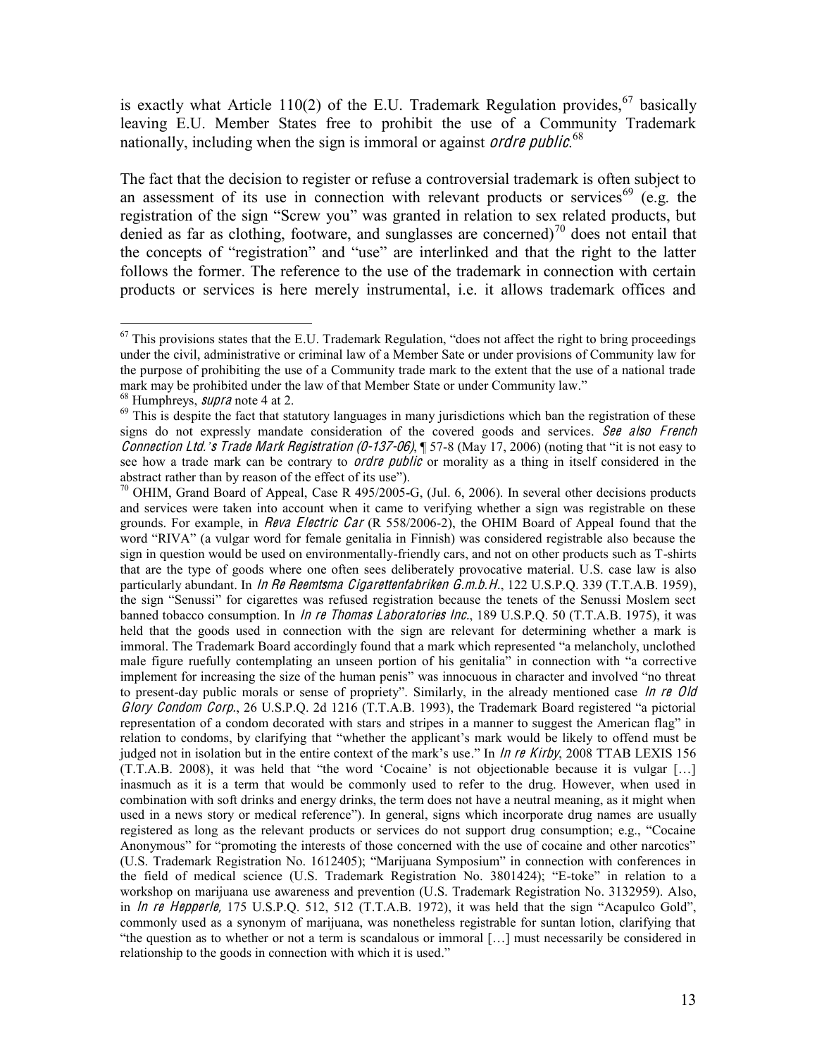is exactly what Article 110(2) of the E.U. Trademark Regulation provides,[67] basically leaving E.U. Member States free to prohibit the use of a Community Trademark nationally, including when the sign is immoral or against *ordre public*.[68]

The fact that the decision to register or refuse a controversial trademark is often subject to an assessment of its use in connection with relevant products or services[69] (e.g. the registration of the sign "Screw you" was granted in relation to sex related products, but denied as far as clothing, footware, and sunglasses are concerned)[70] does not entail that the concepts of "registration" and "use" are interlinked and that the right to the latter follows the former. The reference to the use of the trademark in connection with certain products or services is here merely instrumental, i.e. it allows trademark offices and

---

[67] This provisions states that the E.U. Trademark Regulation, "does not affect the right to bring proceedings under the civil, administrative or criminal law of a Member Sate or under provisions of Community law for the purpose of prohibiting the use of a Community trade mark to the extent that the use of a national trade mark may be prohibited under the law of that Member State or under Community law."

[68] Humphreys, *supra* note 4 at 2.

[69] This is despite the fact that statutory languages in many jurisdictions which ban the registration of these signs do not expressly mandate consideration of the covered goods and services. *See also French Connection Ltd.'s Trade Mark Registration (0-137-06)*, ¶ 57-8 (May 17, 2006) (noting that "it is not easy to see how a trade mark can be contrary to *ordre public* or morality as a thing in itself considered in the abstract rather than by reason of the effect of its use").

[70] OHIM, Grand Board of Appeal, Case R 495/2005-G, (Jul. 6, 2006). In several other decisions products and services were taken into account when it came to verifying whether a sign was registrable on these grounds. For example, in *Reva Electric Car* (R 558/2006-2), the OHIM Board of Appeal found that the word "RIVA" (a vulgar word for female genitalia in Finnish) was considered registrable also because the sign in question would be used on environmentally-friendly cars, and not on other products such as T-shirts that are the type of goods where one often sees deliberately provocative material. U.S. case law is also particularly abundant. In *In Re Reemtsma Cigarettenfabriken G.m.b.H.*, 122 U.S.P.Q. 339 (T.T.A.B. 1959), the sign "Senussi" for cigarettes was refused registration because the tenets of the Senussi Moslem sect banned tobacco consumption. In *In re Thomas Laboratories Inc.*, 189 U.S.P.Q. 50 (T.T.A.B. 1975), it was held that the goods used in connection with the sign are relevant for determining whether a mark is immoral. The Trademark Board accordingly found that a mark which represented "a melancholy, unclothed male figure ruefully contemplating an unseen portion of his genitalia" in connection with "a corrective implement for increasing the size of the human penis" was innocuous in character and involved "no threat to present-day public morals or sense of propriety". Similarly, in the already mentioned case *In re Old Glory Condom Corp.*, 26 U.S.P.Q. 2d 1216 (T.T.A.B. 1993), the Trademark Board registered "a pictorial representation of a condom decorated with stars and stripes in a manner to suggest the American flag" in relation to condoms, by clarifying that "whether the applicant's mark would be likely to offend must be judged not in isolation but in the entire context of the mark's use." In *In re Kirby*, 2008 TTAB LEXIS 156 (T.T.A.B. 2008), it was held that "the word 'Cocaine' is not objectionable because it is vulgar […] inasmuch as it is a term that would be commonly used to refer to the drug. However, when used in combination with soft drinks and energy drinks, the term does not have a neutral meaning, as it might when used in a news story or medical reference"). In general, signs which incorporate drug names are usually registered as long as the relevant products or services do not support drug consumption; e.g., "Cocaine Anonymous" for "promoting the interests of those concerned with the use of cocaine and other narcotics" (U.S. Trademark Registration No. 1612405); "Marijuana Symposium" in connection with conferences in the field of medical science (U.S. Trademark Registration No. 3801424); "E-toke" in relation to a workshop on marijuana use awareness and prevention (U.S. Trademark Registration No. 3132959). Also, in *In re Hepperle*, 175 U.S.P.Q. 512, 512 (T.T.A.B. 1972), it was held that the sign "Acapulco Gold", commonly used as a synonym of marijuana, was nonetheless registrable for suntan lotion, clarifying that "the question as to whether or not a term is scandalous or immoral […] must necessarily be considered in relationship to the goods in connection with which it is used."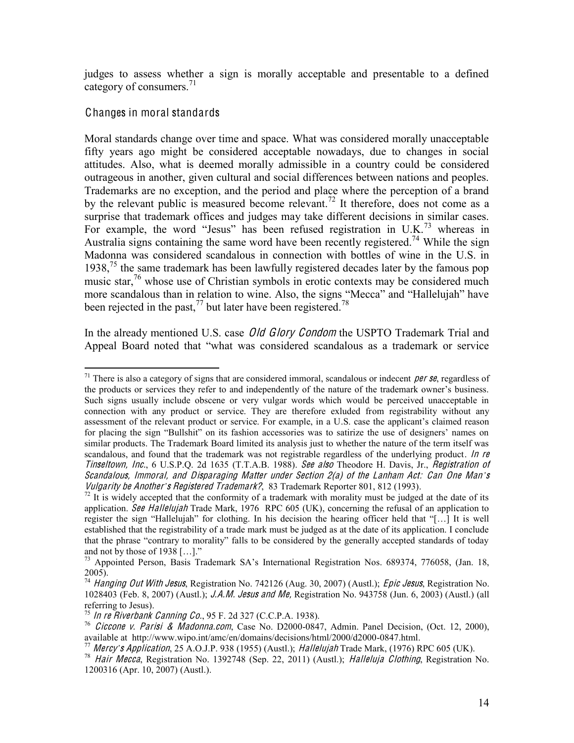judges to assess whether a sign is morally acceptable and presentable to a defined category of consumers.[71]

### Changes in moral standards

Moral standards change over time and space. What was considered morally unacceptable fifty years ago might be considered acceptable nowadays, due to changes in social attitudes. Also, what is deemed morally admissible in a country could be considered outrageous in another, given cultural and social differences between nations and peoples. Trademarks are no exception, and the period and place where the perception of a brand by the relevant public is measured become relevant.[72] It therefore, does not come as a surprise that trademark offices and judges may take different decisions in similar cases. For example, the word "Jesus" has been refused registration in U.K.[73] whereas in Australia signs containing the same word have been recently registered.[74] While the sign Madonna was considered scandalous in connection with bottles of wine in the U.S. in 1938,[75] the same trademark has been lawfully registered decades later by the famous pop music star,[76] whose use of Christian symbols in erotic contexts may be considered much more scandalous than in relation to wine. Also, the signs "Mecca" and "Hallelujah" have been rejected in the past,[77] but later have been registered.[78]

In the already mentioned U.S. case *Old Glory Condom* the USPTO Trademark Trial and Appeal Board noted that "what was considered scandalous as a trademark or service

---

[71] There is also a category of signs that are considered immoral, scandalous or indecent *per se*, regardless of the products or services they refer to and independently of the nature of the trademark owner's business. Such signs usually include obscene or very vulgar words which would be perceived unacceptable in connection with any product or service. They are therefore exluded from registrability without any assessment of the relevant product or service. For example, in a U.S. case the applicant's claimed reason for placing the sign "Bullshit" on its fashion accessories was to satirize the use of designers' names on similar products. The Trademark Board limited its analysis just to whether the nature of the term itself was scandalous, and found that the trademark was not registrable regardless of the underlying product. *In re Tinseltown, Inc.*, 6 U.S.P.Q. 2d 1635 (T.T.A.B. 1988). *See also* Theodore H. Davis, Jr., *Registration of Scandalous, Immoral, and Disparaging Matter under Section 2(a) of the Lanham Act: Can One Man's Vulgarity be Another's Registered Trademark?*, 83 Trademark Reporter 801, 812 (1993).

[72] It is widely accepted that the conformity of a trademark with morality must be judged at the date of its application. *See Hallelujah* Trade Mark, 1976 RPC 605 (UK), concerning the refusal of an application to register the sign "Hallelujah" for clothing. In his decision the hearing officer held that "[…] It is well established that the registrability of a trade mark must be judged as at the date of its application. I conclude that the phrase "contrary to morality" falls to be considered by the generally accepted standards of today and not by those of 1938 […]."

[73] Appointed Person, Basis Trademark SA's International Registration Nos. 689374, 776058, (Jan. 18, 2005).

[74] *Hanging Out With Jesus*, Registration No. 742126 (Aug. 30, 2007) (Austl.); *Epic Jesus*, Registration No. 1028403 (Feb. 8, 2007) (Austl.); *J.A.M. Jesus and Me*, Registration No. 943758 (Jun. 6, 2003) (Austl.) (all referring to Jesus).

[75] *In re Riverbank Canning Co.*, 95 F. 2d 327 (C.C.P.A. 1938).

[76] *Ciccone v. Parisi & Madonna.com*, Case No. D2000-0847, Admin. Panel Decision, (Oct. 12, 2000), available at http://www.wipo.int/amc/en/domains/decisions/html/2000/d2000-0847.html.

[77] *Mercy's Application*, 25 A.O.J.P. 938 (1955) (Austl.); *Hallelujah* Trade Mark, (1976) RPC 605 (UK).

[78] *Hair Mecca*, Registration No. 1392748 (Sep. 22, 2011) (Austl.); *Halleluja Clothing*, Registration No. 1200316 (Apr. 10, 2007) (Austl.).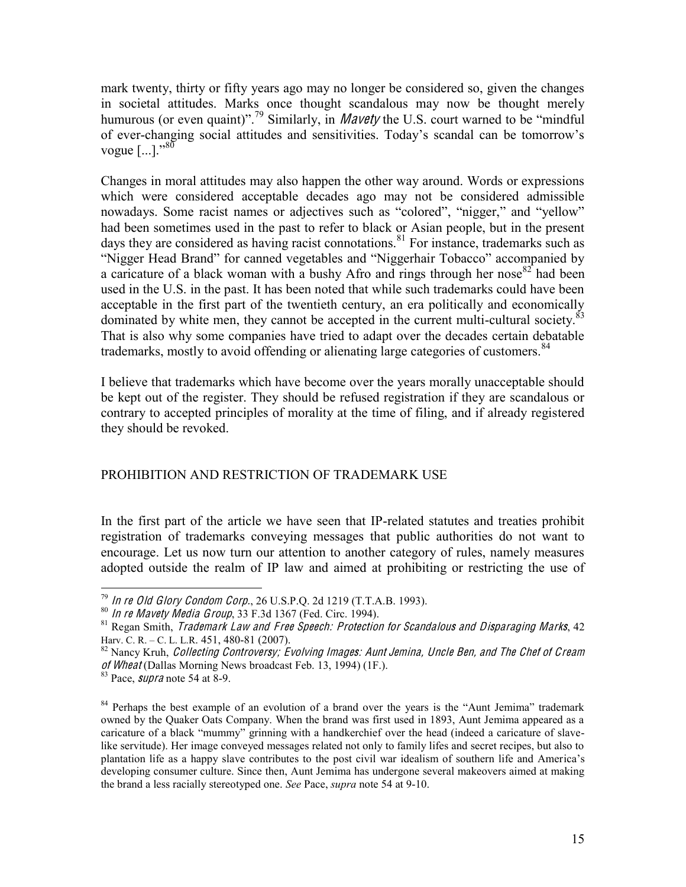mark twenty, thirty or fifty years ago may no longer be considered so, given the changes in societal attitudes. Marks once thought scandalous may now be thought merely humurous (or even quaint)".[79] Similarly, in *Mavety* the U.S. court warned to be "mindful of ever-changing social attitudes and sensitivities. Today's scandal can be tomorrow's vogue [...]."[80]

Changes in moral attitudes may also happen the other way around. Words or expressions which were considered acceptable decades ago may not be considered admissible nowadays. Some racist names or adjectives such as "colored", "nigger," and "yellow" had been sometimes used in the past to refer to black or Asian people, but in the present days they are considered as having racist connotations.[81] For instance, trademarks such as "Nigger Head Brand" for canned vegetables and "Niggerhair Tobacco" accompanied by a caricature of a black woman with a bushy Afro and rings through her nose[82] had been used in the U.S. in the past. It has been noted that while such trademarks could have been acceptable in the first part of the twentieth century, an era politically and economically dominated by white men, they cannot be accepted in the current multi-cultural society.[83] That is also why some companies have tried to adapt over the decades certain debatable trademarks, mostly to avoid offending or alienating large categories of customers.[84]

I believe that trademarks which have become over the years morally unacceptable should be kept out of the register. They should be refused registration if they are scandalous or contrary to accepted principles of morality at the time of filing, and if already registered they should be revoked.

## PROHIBITION AND RESTRICTION OF TRADEMARK USE

In the first part of the article we have seen that IP-related statutes and treaties prohibit registration of trademarks conveying messages that public authorities do not want to encourage. Let us now turn our attention to another category of rules, namely measures adopted outside the realm of IP law and aimed at prohibiting or restricting the use of

---

[79] *In re Old Glory Condom Corp*., 26 U.S.P.Q. 2d 1219 (T.T.A.B. 1993).

[80] *In re Mavety Media Group*, 33 F.3d 1367 (Fed. Circ. 1994).

[81] Regan Smith, *Trademark Law and Free Speech: Protection for Scandalous and Disparaging Marks*, 42 Harv. C. R. – C. L. L.R. 451, 480-81 (2007).

[82] Nancy Kruh, *Collecting Controversy; Evolving Images: Aunt Jemina, Uncle Ben, and The Chef of Cream of Wheat* (Dallas Morning News broadcast Feb. 13, 1994) (1F.).

[83] Pace, *supra* note 54 at 8-9.

[84] Perhaps the best example of an evolution of a brand over the years is the "Aunt Jemima" trademark owned by the Quaker Oats Company. When the brand was first used in 1893, Aunt Jemima appeared as a caricature of a black "mummy" grinning with a handkerchief over the head (indeed a caricature of slave-like servitude). Her image conveyed messages related not only to family lifes and secret recipes, but also to plantation life as a happy slave contributes to the post civil war idealism of southern life and America's developing consumer culture. Since then, Aunt Jemima has undergone several makeovers aimed at making the brand a less racially stereotyped one. *See* Pace, *supra* note 54 at 9-10.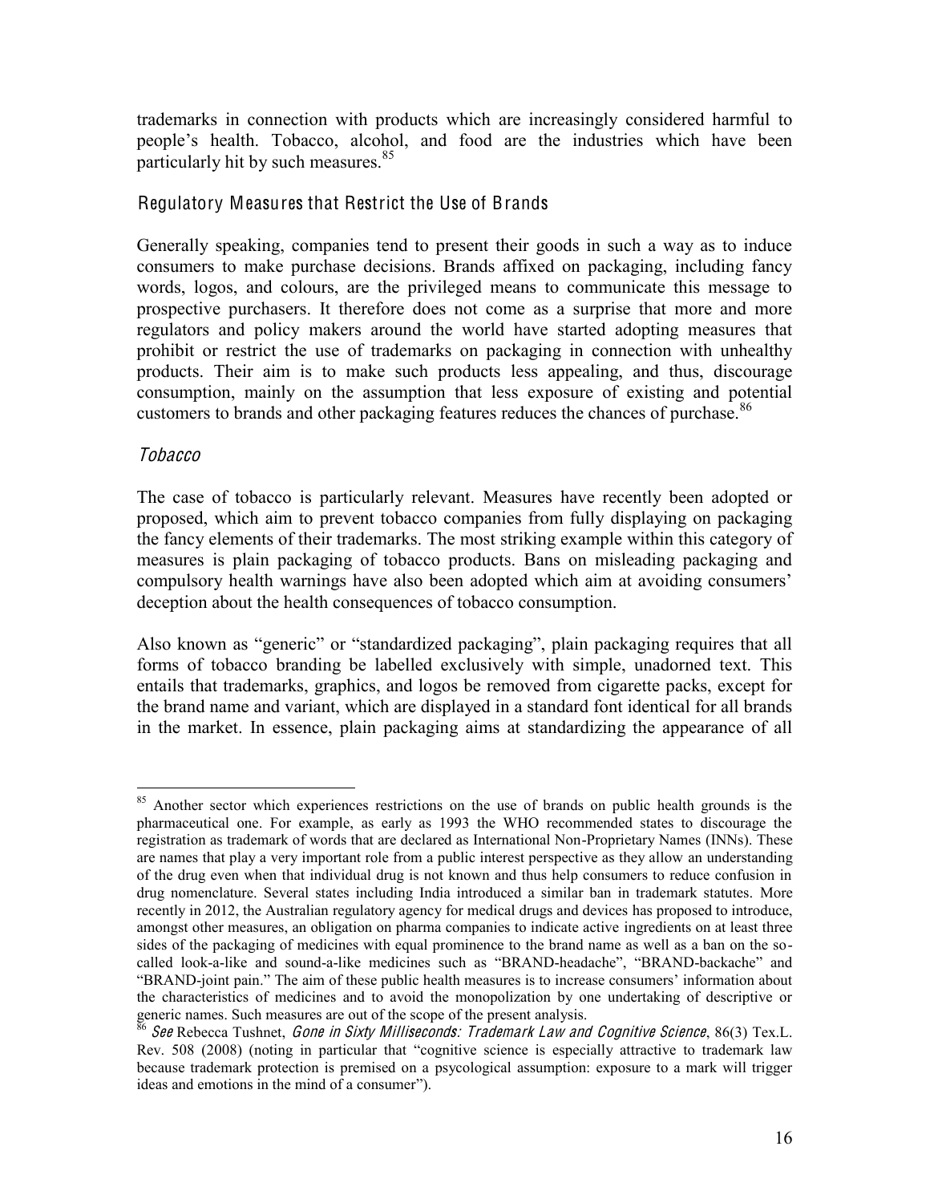trademarks in connection with products which are increasingly considered harmful to people's health. Tobacco, alcohol, and food are the industries which have been particularly hit by such measures.[85]

### Regulatory Measures that Restrict the Use of Brands

Generally speaking, companies tend to present their goods in such a way as to induce consumers to make purchase decisions. Brands affixed on packaging, including fancy words, logos, and colours, are the privileged means to communicate this message to prospective purchasers. It therefore does not come as a surprise that more and more regulators and policy makers around the world have started adopting measures that prohibit or restrict the use of trademarks on packaging in connection with unhealthy products. Their aim is to make such products less appealing, and thus, discourage consumption, mainly on the assumption that less exposure of existing and potential customers to brands and other packaging features reduces the chances of purchase.[86]

#### *Tobacco*

The case of tobacco is particularly relevant. Measures have recently been adopted or proposed, which aim to prevent tobacco companies from fully displaying on packaging the fancy elements of their trademarks. The most striking example within this category of measures is plain packaging of tobacco products. Bans on misleading packaging and compulsory health warnings have also been adopted which aim at avoiding consumers' deception about the health consequences of tobacco consumption.

Also known as "generic" or "standardized packaging", plain packaging requires that all forms of tobacco branding be labelled exclusively with simple, unadorned text. This entails that trademarks, graphics, and logos be removed from cigarette packs, except for the brand name and variant, which are displayed in a standard font identical for all brands in the market. In essence, plain packaging aims at standardizing the appearance of all

---

[85] Another sector which experiences restrictions on the use of brands on public health grounds is the pharmaceutical one. For example, as early as 1993 the WHO recommended states to discourage the registration as trademark of words that are declared as International Non-Proprietary Names (INNs). These are names that play a very important role from a public interest perspective as they allow an understanding of the drug even when that individual drug is not known and thus help consumers to reduce confusion in drug nomenclature. Several states including India introduced a similar ban in trademark statutes. More recently in 2012, the Australian regulatory agency for medical drugs and devices has proposed to introduce, amongst other measures, an obligation on pharma companies to indicate active ingredients on at least three sides of the packaging of medicines with equal prominence to the brand name as well as a ban on the so-called look-a-like and sound-a-like medicines such as "BRAND-headache", "BRAND-backache" and "BRAND-joint pain." The aim of these public health measures is to increase consumers' information about the characteristics of medicines and to avoid the monopolization by one undertaking of descriptive or generic names. Such measures are out of the scope of the present analysis.

[86] *See* Rebecca Tushnet, *Gone in Sixty Milliseconds: Trademark Law and Cognitive Science*, 86(3) Tex.L. Rev. 508 (2008) (noting in particular that "cognitive science is especially attractive to trademark law because trademark protection is premised on a psycological assumption: exposure to a mark will trigger ideas and emotions in the mind of a consumer").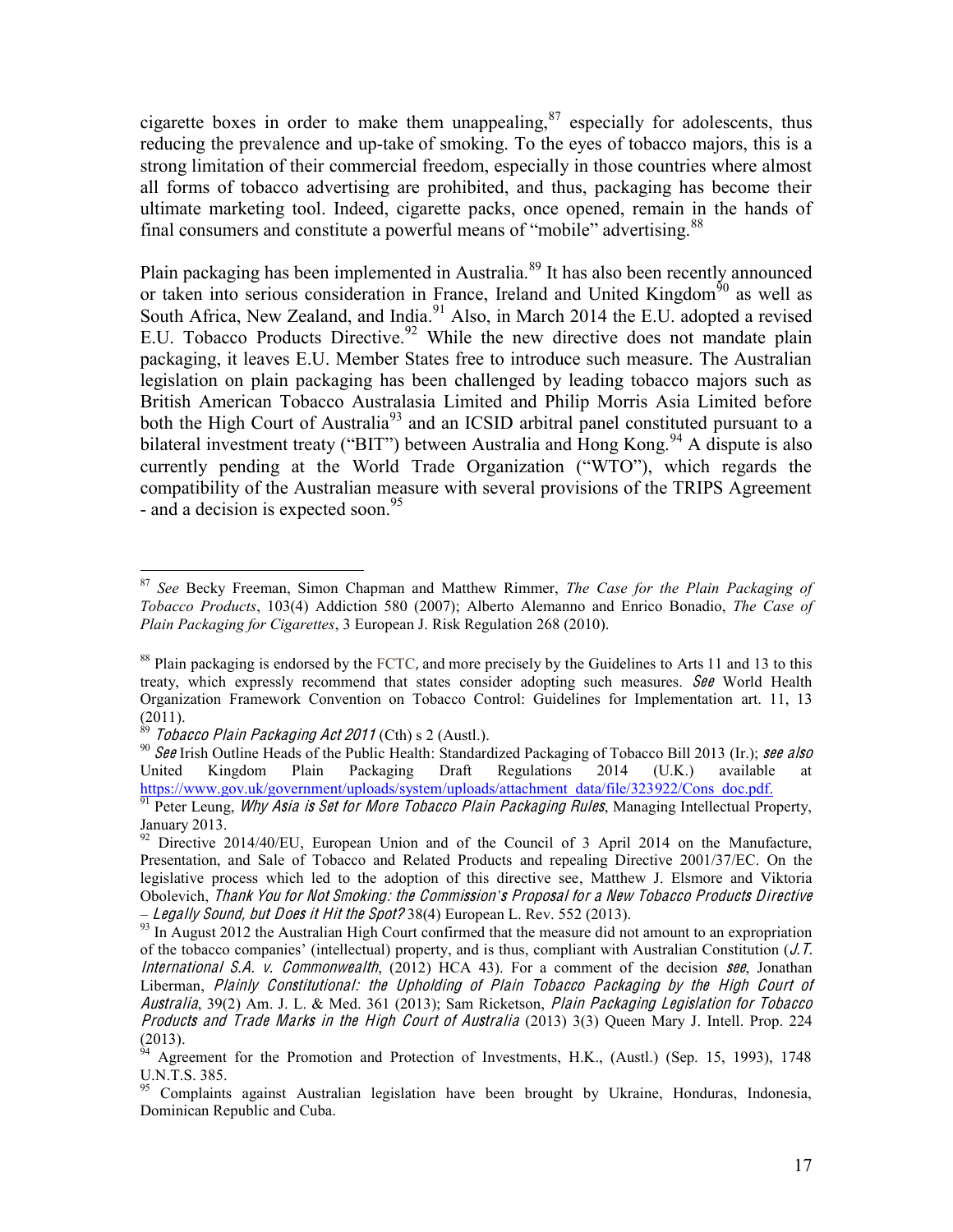cigarette boxes in order to make them unappealing,[87] especially for adolescents, thus reducing the prevalence and up-take of smoking. To the eyes of tobacco majors, this is a strong limitation of their commercial freedom, especially in those countries where almost all forms of tobacco advertising are prohibited, and thus, packaging has become their ultimate marketing tool. Indeed, cigarette packs, once opened, remain in the hands of final consumers and constitute a powerful means of "mobile" advertising.[88]

Plain packaging has been implemented in Australia.[89] It has also been recently announced or taken into serious consideration in France, Ireland and United Kingdom[90] as well as South Africa, New Zealand, and India.[91] Also, in March 2014 the E.U. adopted a revised E.U. Tobacco Products Directive.[92] While the new directive does not mandate plain packaging, it leaves E.U. Member States free to introduce such measure. The Australian legislation on plain packaging has been challenged by leading tobacco majors such as British American Tobacco Australasia Limited and Philip Morris Asia Limited before both the High Court of Australia[93] and an ICSID arbitral panel constituted pursuant to a bilateral investment treaty ("BIT") between Australia and Hong Kong.[94] A dispute is also currently pending at the World Trade Organization ("WTO"), which regards the compatibility of the Australian measure with several provisions of the TRIPS Agreement - and a decision is expected soon.[95]

---

[87] *See* Becky Freeman, Simon Chapman and Matthew Rimmer, *The Case for the Plain Packaging of Tobacco Products*, 103(4) Addiction 580 (2007); Alberto Alemanno and Enrico Bonadio, *The Case of Plain Packaging for Cigarettes*, 3 European J. Risk Regulation 268 (2010).

[88] Plain packaging is endorsed by the FCTC, and more precisely by the Guidelines to Arts 11 and 13 to this treaty, which expressly recommend that states consider adopting such measures. *See* World Health Organization Framework Convention on Tobacco Control: Guidelines for Implementation art. 11, 13 (2011).

[89] *Tobacco Plain Packaging Act 2011* (Cth) s 2 (Austl.).

[90] *See* Irish Outline Heads of the Public Health: Standardized Packaging of Tobacco Bill 2013 (Ir.); *see also* United Kingdom Plain Packaging Draft Regulations 2014 (U.K.) available at https://www.gov.uk/government/uploads/system/uploads/attachment_data/file/323922/Cons_doc.pdf.

[91] Peter Leung, *Why Asia is Set for More Tobacco Plain Packaging Rules*, Managing Intellectual Property, January 2013.

[92] Directive 2014/40/EU, European Union and of the Council of 3 April 2014 on the Manufacture, Presentation, and Sale of Tobacco and Related Products and repealing Directive 2001/37/EC. On the legislative process which led to the adoption of this directive see, Matthew J. Elsmore and Viktoria Obolevich, *Thank You for Not Smoking: the Commission's Proposal for a New Tobacco Products Directive – Legally Sound, but Does it Hit the Spot?* 38(4) European L. Rev. 552 (2013).

[93] In August 2012 the Australian High Court confirmed that the measure did not amount to an expropriation of the tobacco companies' (intellectual) property, and is thus, compliant with Australian Constitution (*J.T. International S.A. v. Commonwealth*, (2012) HCA 43). For a comment of the decision *see*, Jonathan Liberman, *Plainly Constitutional: the Upholding of Plain Tobacco Packaging by the High Court of Australia*, 39(2) Am. J. L. & Med. 361 (2013); Sam Ricketson, *Plain Packaging Legislation for Tobacco Products and Trade Marks in the High Court of Australia* (2013) 3(3) Queen Mary J. Intell. Prop. 224 (2013).

[94] Agreement for the Promotion and Protection of Investments, H.K., (Austl.) (Sep. 15, 1993), 1748 U.N.T.S. 385.

[95] Complaints against Australian legislation have been brought by Ukraine, Honduras, Indonesia, Dominican Republic and Cuba.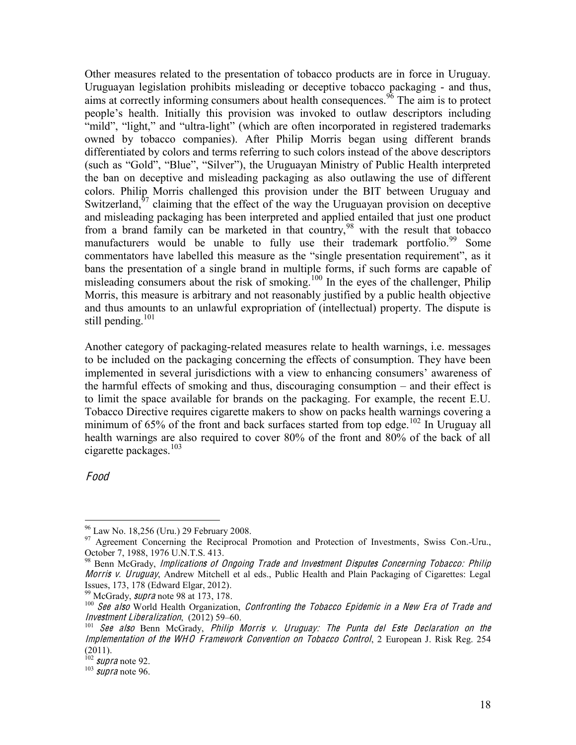Other measures related to the presentation of tobacco products are in force in Uruguay. Uruguayan legislation prohibits misleading or deceptive tobacco packaging - and thus, aims at correctly informing consumers about health consequences.[96] The aim is to protect people's health. Initially this provision was invoked to outlaw descriptors including "mild", "light," and "ultra-light" (which are often incorporated in registered trademarks owned by tobacco companies). After Philip Morris began using different brands differentiated by colors and terms referring to such colors instead of the above descriptors (such as "Gold", "Blue", "Silver"), the Uruguayan Ministry of Public Health interpreted the ban on deceptive and misleading packaging as also outlawing the use of different colors. Philip Morris challenged this provision under the BIT between Uruguay and Switzerland,[97] claiming that the effect of the way the Uruguayan provision on deceptive and misleading packaging has been interpreted and applied entailed that just one product from a brand family can be marketed in that country,[98] with the result that tobacco manufacturers would be unable to fully use their trademark portfolio.[99] Some commentators have labelled this measure as the "single presentation requirement", as it bans the presentation of a single brand in multiple forms, if such forms are capable of misleading consumers about the risk of smoking.[100] In the eyes of the challenger, Philip Morris, this measure is arbitrary and not reasonably justified by a public health objective and thus amounts to an unlawful expropriation of (intellectual) property. The dispute is still pending.[101]

Another category of packaging-related measures relate to health warnings, i.e. messages to be included on the packaging concerning the effects of consumption. They have been implemented in several jurisdictions with a view to enhancing consumers' awareness of the harmful effects of smoking and thus, discouraging consumption – and their effect is to limit the space available for brands on the packaging. For example, the recent E.U. Tobacco Directive requires cigarette makers to show on packs health warnings covering a minimum of 65% of the front and back surfaces started from top edge.[102] In Uruguay all health warnings are also required to cover 80% of the front and 80% of the back of all cigarette packages.[103]

*Food*

---

[96] Law No. 18,256 (Uru.) 29 February 2008.

[97] Agreement Concerning the Reciprocal Promotion and Protection of Investments, Swiss Con.-Uru., October 7, 1988, 1976 U.N.T.S. 413.

[98] Benn McGrady, *Implications of Ongoing Trade and Investment Disputes Concerning Tobacco: Philip Morris v. Uruguay*, Andrew Mitchell et al eds., Public Health and Plain Packaging of Cigarettes: Legal Issues, 173, 178 (Edward Elgar, 2012).

[99] McGrady, *supra* note 98 at 173, 178.

[100] *See also* World Health Organization, *Confronting the Tobacco Epidemic in a New Era of Trade and Investment Liberalization*, (2012) 59–60.

[101] *See also* Benn McGrady, *Philip Morris v. Uruguay: The Punta del Este Declaration on the Implementation of the WHO Framework Convention on Tobacco Control*, 2 European J. Risk Reg. 254 (2011).

[102] *supra* note 92.

[103] *supra* note 96.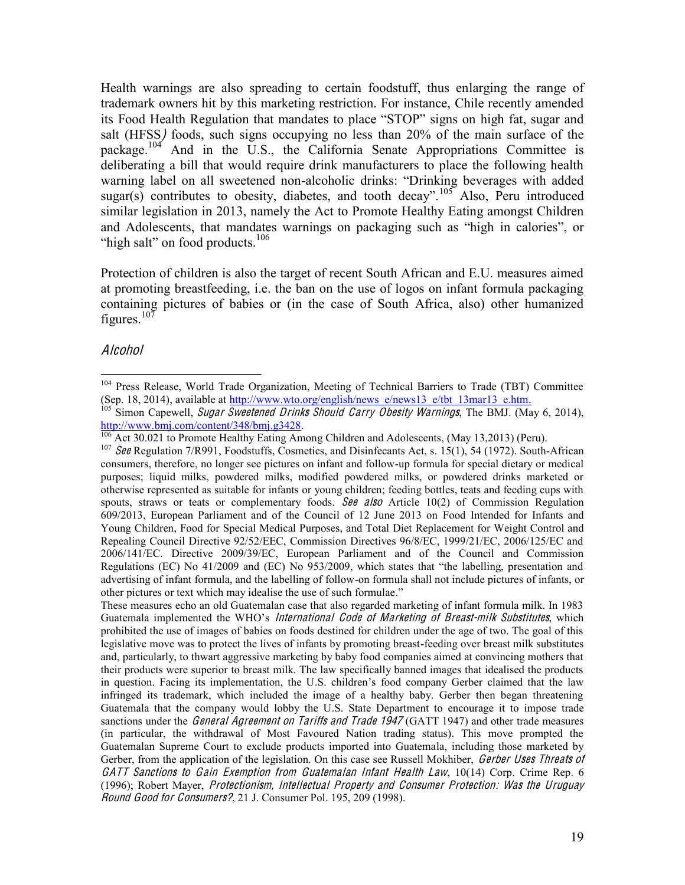Health warnings are also spreading to certain foodstuff, thus enlarging the range of trademark owners hit by this marketing restriction. For instance, Chile recently amended its Food Health Regulation that mandates to place "STOP" signs on high fat, sugar and salt (HFSS*)* foods, such signs occupying no less than 20% of the main surface of the package.[104] And in the U.S., the California Senate Appropriations Committee is deliberating a bill that would require drink manufacturers to place the following health warning label on all sweetened non-alcoholic drinks: "Drinking beverages with added sugar(s) contributes to obesity, diabetes, and tooth decay".[105] Also, Peru introduced similar legislation in 2013, namely the Act to Promote Healthy Eating amongst Children and Adolescents, that mandates warnings on packaging such as "high in calories", or "high salt" on food products.[106]

Protection of children is also the target of recent South African and E.U. measures aimed at promoting breastfeeding, i.e. the ban on the use of logos on infant formula packaging containing pictures of babies or (in the case of South Africa, also) other humanized figures.[107]

*Alcohol*

---

[104] Press Release, World Trade Organization, Meeting of Technical Barriers to Trade (TBT) Committee (Sep. 18, 2014), available at http://www.wto.org/english/news_e/news13_e/tbt_13mar13_e.htm.

[105] Simon Capewell, *Sugar Sweetened Drinks Should Carry Obesity Warnings*, The BMJ. (May 6, 2014), http://www.bmj.com/content/348/bmj.g3428.

[106] Act 30.021 to Promote Healthy Eating Among Children and Adolescents, (May 13,2013) (Peru).

[107] *See* Regulation 7/R991, Foodstuffs, Cosmetics, and Disinfecants Act, s. 15(1), 54 (1972). South-African consumers, therefore, no longer see pictures on infant and follow-up formula for special dietary or medical purposes; liquid milks, powdered milks, modified powdered milks, or powdered drinks marketed or otherwise represented as suitable for infants or young children; feeding bottles, teats and feeding cups with spouts, straws or teats or complementary foods. *See also* Article 10(2) of Commission Regulation 609/2013, European Parliament and of the Council of 12 June 2013 on Food Intended for Infants and Young Children, Food for Special Medical Purposes, and Total Diet Replacement for Weight Control and Repealing Council Directive 92/52/EEC, Commission Directives 96/8/EC, 1999/21/EC, 2006/125/EC and 2006/141/EC. Directive 2009/39/EC, European Parliament and of the Council and Commission Regulations (EC) No 41/2009 and (EC) No 953/2009, which states that "the labelling, presentation and advertising of infant formula, and the labelling of follow-on formula shall not include pictures of infants, or other pictures or text which may idealise the use of such formulae."

These measures echo an old Guatemalan case that also regarded marketing of infant formula milk. In 1983 Guatemala implemented the WHO's *International Code of Marketing of Breast-milk Substitutes*, which prohibited the use of images of babies on foods destined for children under the age of two. The goal of this legislative move was to protect the lives of infants by promoting breast-feeding over breast milk substitutes and, particularly, to thwart aggressive marketing by baby food companies aimed at convincing mothers that their products were superior to breast milk. The law specifically banned images that idealised the products in question. Facing its implementation, the U.S. children's food company Gerber claimed that the law infringed its trademark, which included the image of a healthy baby. Gerber then began threatening Guatemala that the company would lobby the U.S. State Department to encourage it to impose trade sanctions under the *General Agreement on Tariffs and Trade 1947* (GATT 1947) and other trade measures (in particular, the withdrawal of Most Favoured Nation trading status). This move prompted the Guatemalan Supreme Court to exclude products imported into Guatemala, including those marketed by Gerber, from the application of the legislation. On this case see Russell Mokhiber, *Gerber Uses Threats of GATT Sanctions to Gain Exemption from Guatemalan Infant Health Law*, 10(14) Corp. Crime Rep. 6 (1996); Robert Mayer, *Protectionism, Intellectual Property and Consumer Protection: Was the Uruguay Round Good for Consumers?*, 21 J. Consumer Pol. 195, 209 (1998).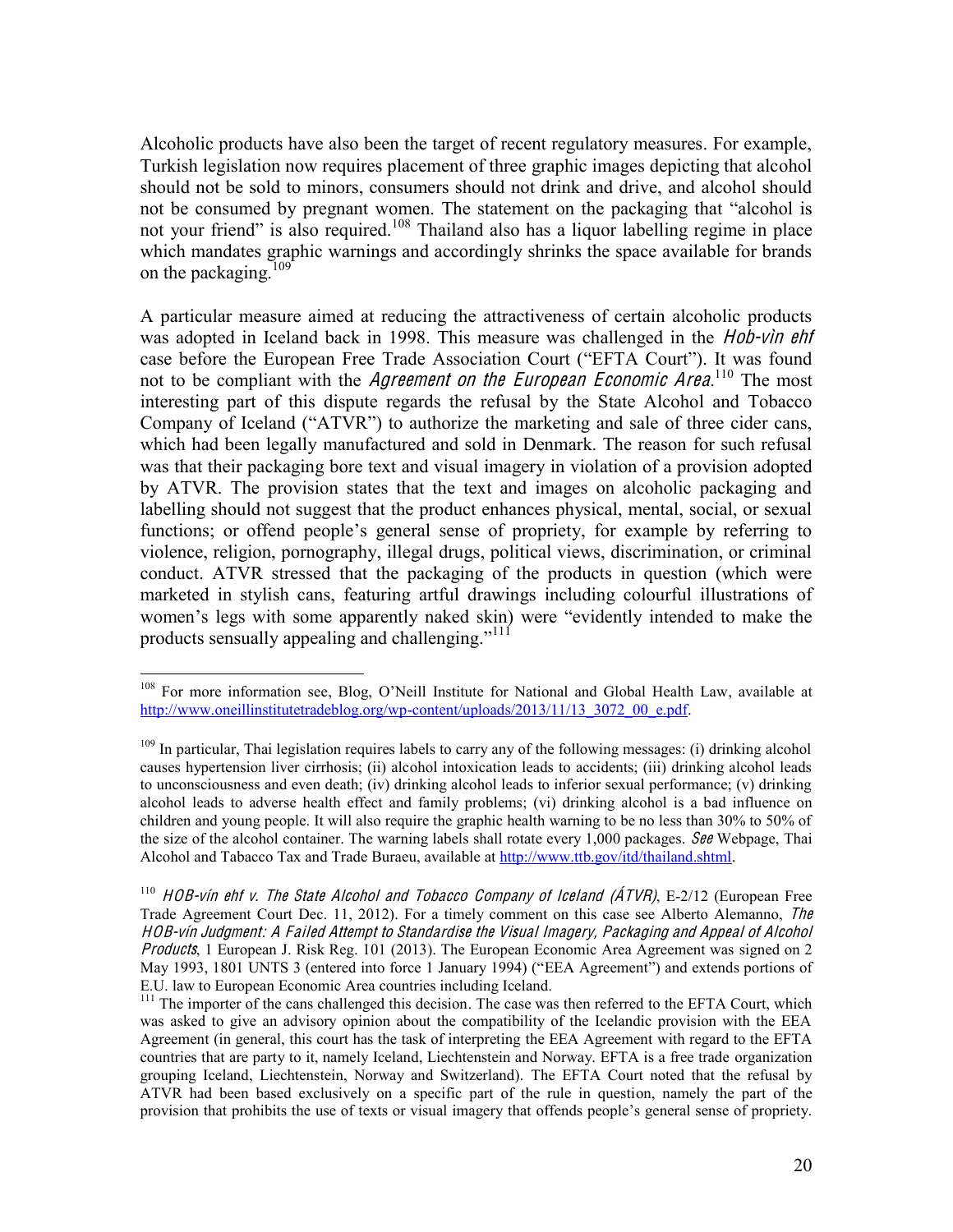Alcoholic products have also been the target of recent regulatory measures. For example, Turkish legislation now requires placement of three graphic images depicting that alcohol should not be sold to minors, consumers should not drink and drive, and alcohol should not be consumed by pregnant women. The statement on the packaging that "alcohol is not your friend" is also required.[108] Thailand also has a liquor labelling regime in place which mandates graphic warnings and accordingly shrinks the space available for brands on the packaging.[109]

A particular measure aimed at reducing the attractiveness of certain alcoholic products was adopted in Iceland back in 1998. This measure was challenged in the *Hob-vìn ehf* case before the European Free Trade Association Court ("EFTA Court"). It was found not to be compliant with the *Agreement on the European Economic Area*.[110] The most interesting part of this dispute regards the refusal by the State Alcohol and Tobacco Company of Iceland ("ATVR") to authorize the marketing and sale of three cider cans, which had been legally manufactured and sold in Denmark. The reason for such refusal was that their packaging bore text and visual imagery in violation of a provision adopted by ATVR. The provision states that the text and images on alcoholic packaging and labelling should not suggest that the product enhances physical, mental, social, or sexual functions; or offend people's general sense of propriety, for example by referring to violence, religion, pornography, illegal drugs, political views, discrimination, or criminal conduct. ATVR stressed that the packaging of the products in question (which were marketed in stylish cans, featuring artful drawings including colourful illustrations of women's legs with some apparently naked skin) were "evidently intended to make the products sensually appealing and challenging."[111]

---

[108] For more information see, Blog, O'Neill Institute for National and Global Health Law, available at http://www.oneillinstitutetradeblog.org/wp-content/uploads/2013/11/13_3072_00_e.pdf.

[109] In particular, Thai legislation requires labels to carry any of the following messages: (i) drinking alcohol causes hypertension liver cirrhosis; (ii) alcohol intoxication leads to accidents; (iii) drinking alcohol leads to unconsciousness and even death; (iv) drinking alcohol leads to inferior sexual performance; (v) drinking alcohol leads to adverse health effect and family problems; (vi) drinking alcohol is a bad influence on children and young people. It will also require the graphic health warning to be no less than 30% to 50% of the size of the alcohol container. The warning labels shall rotate every 1,000 packages. *See* Webpage, Thai Alcohol and Tabacco Tax and Trade Buraeu, available at http://www.ttb.gov/itd/thailand.shtml.

[110] *HOB-vín ehf v. The State Alcohol and Tobacco Company of Iceland (ÁTVR)*, E-2/12 (European Free Trade Agreement Court Dec. 11, 2012). For a timely comment on this case see Alberto Alemanno, *The HOB-vín Judgment: A Failed Attempt to Standardise the Visual Imagery, Packaging and Appeal of Alcohol Products*, 1 European J. Risk Reg. 101 (2013). The European Economic Area Agreement was signed on 2 May 1993, 1801 UNTS 3 (entered into force 1 January 1994) ("EEA Agreement") and extends portions of E.U. law to European Economic Area countries including Iceland.

[111] The importer of the cans challenged this decision. The case was then referred to the EFTA Court, which was asked to give an advisory opinion about the compatibility of the Icelandic provision with the EEA Agreement (in general, this court has the task of interpreting the EEA Agreement with regard to the EFTA countries that are party to it, namely Iceland, Liechtenstein and Norway. EFTA is a free trade organization grouping Iceland, Liechtenstein, Norway and Switzerland). The EFTA Court noted that the refusal by ATVR had been based exclusively on a specific part of the rule in question, namely the part of the provision that prohibits the use of texts or visual imagery that offends people's general sense of propriety.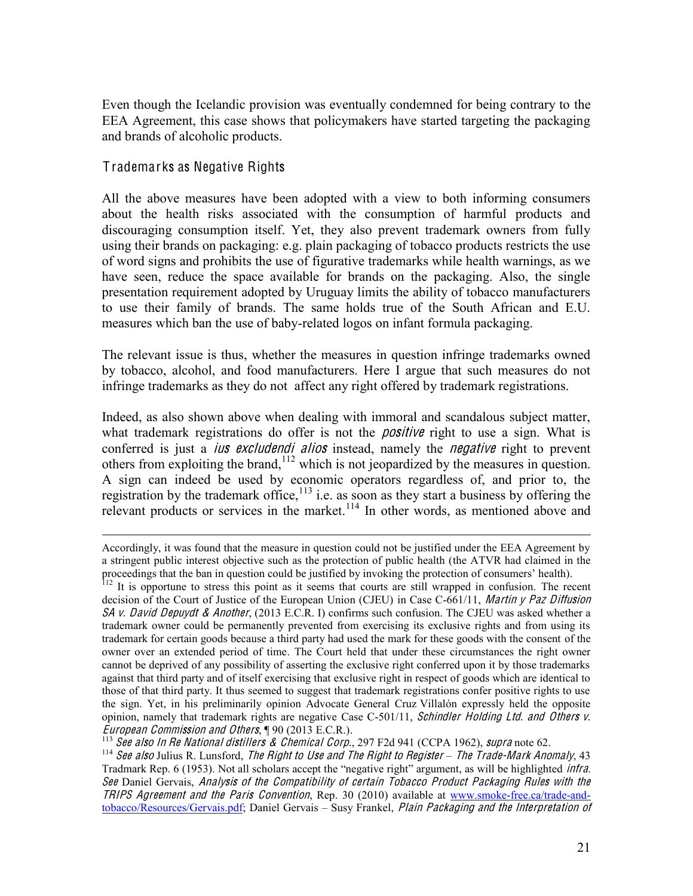Even though the Icelandic provision was eventually condemned for being contrary to the EEA Agreement, this case shows that policymakers have started targeting the packaging and brands of alcoholic products.

### Trademarks as Negative Rights

All the above measures have been adopted with a view to both informing consumers about the health risks associated with the consumption of harmful products and discouraging consumption itself. Yet, they also prevent trademark owners from fully using their brands on packaging: e.g. plain packaging of tobacco products restricts the use of word signs and prohibits the use of figurative trademarks while health warnings, as we have seen, reduce the space available for brands on the packaging. Also, the single presentation requirement adopted by Uruguay limits the ability of tobacco manufacturers to use their family of brands. The same holds true of the South African and E.U. measures which ban the use of baby-related logos on infant formula packaging.

The relevant issue is thus, whether the measures in question infringe trademarks owned by tobacco, alcohol, and food manufacturers. Here I argue that such measures do not infringe trademarks as they do not affect any right offered by trademark registrations.

Indeed, as also shown above when dealing with immoral and scandalous subject matter, what trademark registrations do offer is not the *positive* right to use a sign. What is conferred is just a *ius excludendi alios* instead, namely the *negative* right to prevent others from exploiting the brand,[112] which is not jeopardized by the measures in question. A sign can indeed be used by economic operators regardless of, and prior to, the registration by the trademark office,[113] i.e. as soon as they start a business by offering the relevant products or services in the market.[114] In other words, as mentioned above and

---

Accordingly, it was found that the measure in question could not be justified under the EEA Agreement by a stringent public interest objective such as the protection of public health (the ATVR had claimed in the proceedings that the ban in question could be justified by invoking the protection of consumers' health).

[112] It is opportune to stress this point as it seems that courts are still wrapped in confusion. The recent decision of the Court of Justice of the European Union (CJEU) in Case C-661/11, *Martin y Paz Diffusion SA v. David Depuydt & Another*, (2013 E.C.R. I) confirms such confusion. The CJEU was asked whether a trademark owner could be permanently prevented from exercising its exclusive rights and from using its trademark for certain goods because a third party had used the mark for these goods with the consent of the owner over an extended period of time. The Court held that under these circumstances the right owner cannot be deprived of any possibility of asserting the exclusive right conferred upon it by those trademarks against that third party and of itself exercising that exclusive right in respect of goods which are identical to those of that third party. It thus seemed to suggest that trademark registrations confer positive rights to use the sign. Yet, in his preliminarily opinion Advocate General Cruz Villalón expressly held the opposite opinion, namely that trademark rights are negative Case C-501/11, *Schindler Holding Ltd. and Others v. European Commission and Others*, ¶ 90 (2013 E.C.R.).

[113] *See also In Re National distillers & Chemical Corp.*, 297 F2d 941 (CCPA 1962), *supra* note 62.

[114] *See also* Julius R. Lunsford, *The Right to Use and The Right to Register – The Trade-Mark Anomaly*, 43 Tradmark Rep. 6 (1953). Not all scholars accept the "negative right" argument, as will be highlighted *infra*. *See* Daniel Gervais, *Analysis of the Compatibility of certain Tobacco Product Packaging Rules with the TRIPS Agreement and the Paris Convention*, Rep. 30 (2010) available at www.smoke-free.ca/trade-and-tobacco/Resources/Gervais.pdf; Daniel Gervais – Susy Frankel, *Plain Packaging and the Interpretation of*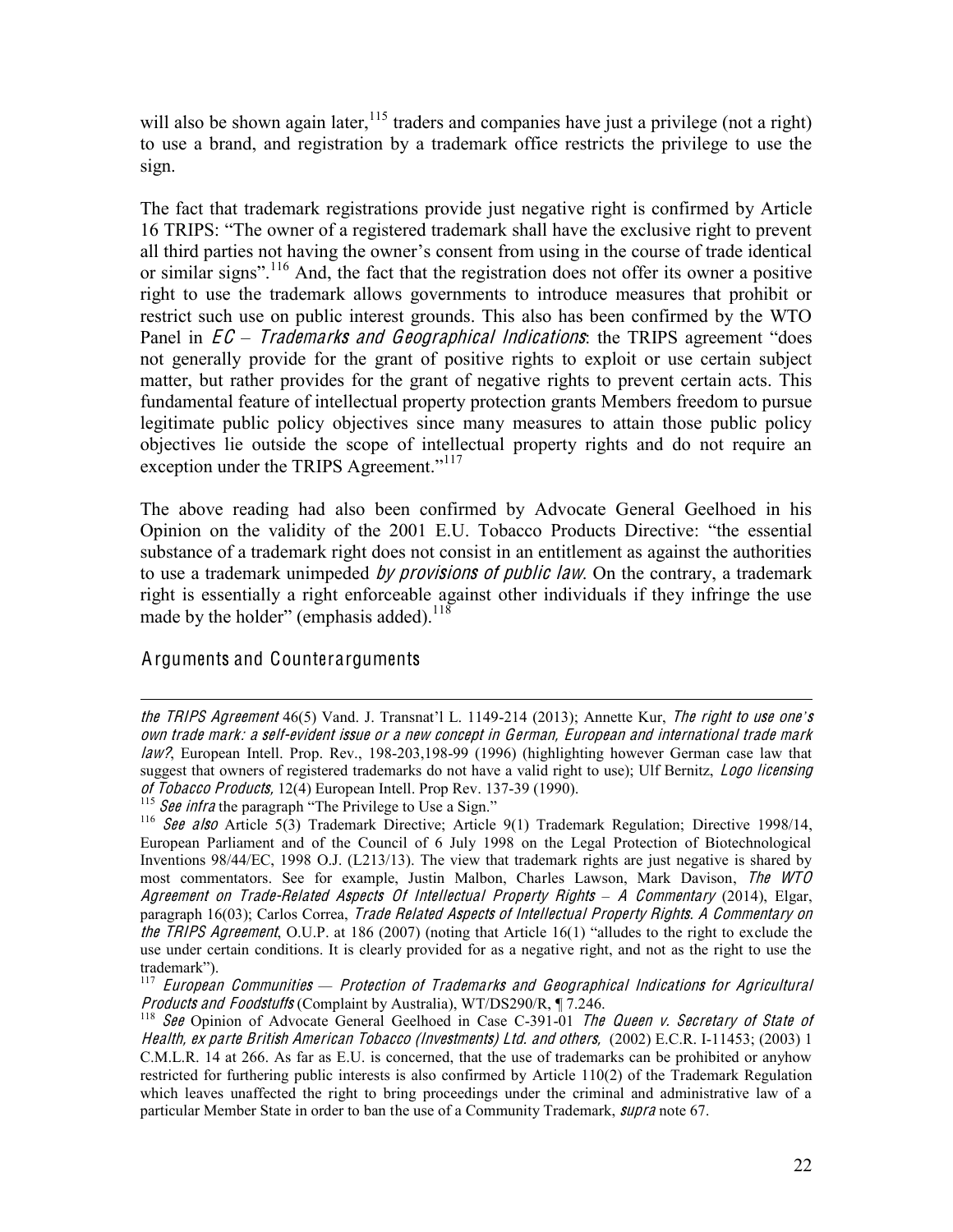will also be shown again later,[115] traders and companies have just a privilege (not a right) to use a brand, and registration by a trademark office restricts the privilege to use the sign.

The fact that trademark registrations provide just negative right is confirmed by Article 16 TRIPS: "The owner of a registered trademark shall have the exclusive right to prevent all third parties not having the owner's consent from using in the course of trade identical or similar signs".[116] And, the fact that the registration does not offer its owner a positive right to use the trademark allows governments to introduce measures that prohibit or restrict such use on public interest grounds. This also has been confirmed by the WTO Panel in *EC – Trademarks and Geographical Indications*: the TRIPS agreement "does not generally provide for the grant of positive rights to exploit or use certain subject matter, but rather provides for the grant of negative rights to prevent certain acts. This fundamental feature of intellectual property protection grants Members freedom to pursue legitimate public policy objectives since many measures to attain those public policy objectives lie outside the scope of intellectual property rights and do not require an exception under the TRIPS Agreement."[117]

The above reading had also been confirmed by Advocate General Geelhoed in his Opinion on the validity of the 2001 E.U. Tobacco Products Directive: "the essential substance of a trademark right does not consist in an entitlement as against the authorities to use a trademark unimpeded *by provisions of public law*. On the contrary, a trademark right is essentially a right enforceable against other individuals if they infringe the use made by the holder" (emphasis added).[118]

### Arguments and Counterarguments

---

*the TRIPS Agreement* 46(5) Vand. J. Transnat'l L. 1149-214 (2013); Annette Kur, *The right to use one's own trade mark: a self-evident issue or a new concept in German, European and international trade mark law?*, European Intell. Prop. Rev., 198-203,198-99 (1996) (highlighting however German case law that suggest that owners of registered trademarks do not have a valid right to use); Ulf Bernitz, *Logo licensing of Tobacco Products*, 12(4) European Intell. Prop Rev. 137-39 (1990).

[115] *See infra* the paragraph "The Privilege to Use a Sign."

[116] *See also* Article 5(3) Trademark Directive; Article 9(1) Trademark Regulation; Directive 1998/14, European Parliament and of the Council of 6 July 1998 on the Legal Protection of Biotechnological Inventions 98/44/EC, 1998 O.J. (L213/13). The view that trademark rights are just negative is shared by most commentators. See for example, Justin Malbon, Charles Lawson, Mark Davison, *The WTO Agreement on Trade-Related Aspects Of Intellectual Property Rights – A Commentary* (2014), Elgar, paragraph 16(03); Carlos Correa, *Trade Related Aspects of Intellectual Property Rights. A Commentary on the TRIPS Agreement*, O.U.P. at 186 (2007) (noting that Article 16(1) "alludes to the right to exclude the use under certain conditions. It is clearly provided for as a negative right, and not as the right to use the trademark").

[117] *European Communities — Protection of Trademarks and Geographical Indications for Agricultural Products and Foodstuffs* (Complaint by Australia), WT/DS290/R, ¶ 7.246.

[118] *See* Opinion of Advocate General Geelhoed in Case C-391-01 *The Queen v. Secretary of State of Health, ex parte British American Tobacco (Investments) Ltd. and others,* (2002) E.C.R. I-11453; (2003) 1 C.M.L.R. 14 at 266. As far as E.U. is concerned, that the use of trademarks can be prohibited or anyhow restricted for furthering public interests is also confirmed by Article 110(2) of the Trademark Regulation which leaves unaffected the right to bring proceedings under the criminal and administrative law of a particular Member State in order to ban the use of a Community Trademark, *supra* note 67.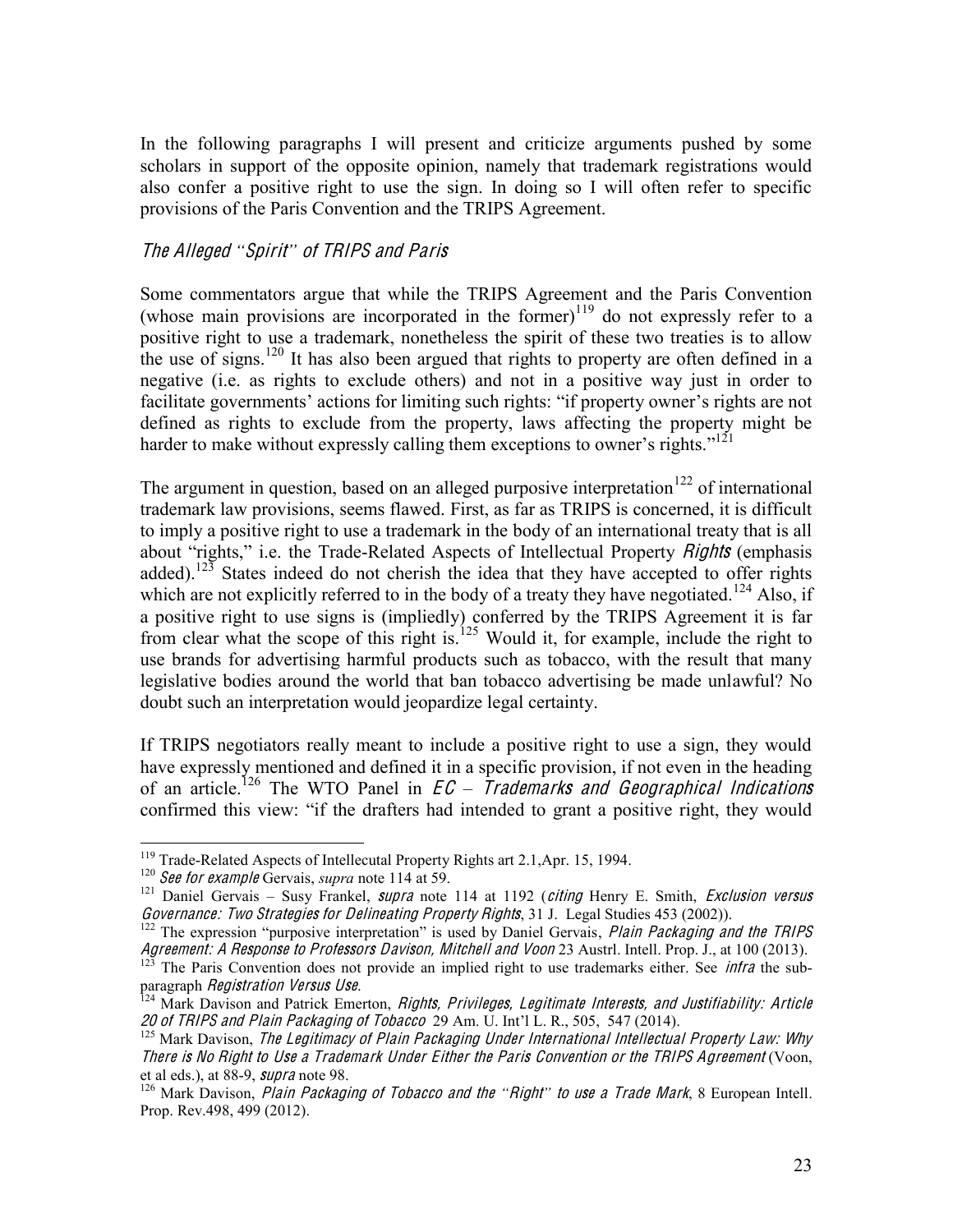In the following paragraphs I will present and criticize arguments pushed by some scholars in support of the opposite opinion, namely that trademark registrations would also confer a positive right to use the sign. In doing so I will often refer to specific provisions of the Paris Convention and the TRIPS Agreement.

### *The Alleged "Spirit" of TRIPS and Paris*

Some commentators argue that while the TRIPS Agreement and the Paris Convention (whose main provisions are incorporated in the former)[119] do not expressly refer to a positive right to use a trademark, nonetheless the spirit of these two treaties is to allow the use of signs.[120] It has also been argued that rights to property are often defined in a negative (i.e. as rights to exclude others) and not in a positive way just in order to facilitate governments' actions for limiting such rights: "if property owner's rights are not defined as rights to exclude from the property, laws affecting the property might be harder to make without expressly calling them exceptions to owner's rights."[121]

The argument in question, based on an alleged purposive interpretation[122] of international trademark law provisions, seems flawed. First, as far as TRIPS is concerned, it is difficult to imply a positive right to use a trademark in the body of an international treaty that is all about "rights," i.e. the Trade-Related Aspects of Intellectual Property *Rights* (emphasis added).[123] States indeed do not cherish the idea that they have accepted to offer rights which are not explicitly referred to in the body of a treaty they have negotiated.[124] Also, if a positive right to use signs is (impliedly) conferred by the TRIPS Agreement it is far from clear what the scope of this right is.[125] Would it, for example, include the right to use brands for advertising harmful products such as tobacco, with the result that many legislative bodies around the world that ban tobacco advertising be made unlawful? No doubt such an interpretation would jeopardize legal certainty.

If TRIPS negotiators really meant to include a positive right to use a sign, they would have expressly mentioned and defined it in a specific provision, if not even in the heading of an article.[126] The WTO Panel in *EC – Trademarks and Geographical Indications* confirmed this view: "if the drafters had intended to grant a positive right, they would

---

[119] Trade-Related Aspects of Intellecutal Property Rights art 2.1,Apr. 15, 1994.

[120] *See for example* Gervais, *supra* note 114 at 59.

[121] Daniel Gervais – Susy Frankel, *supra* note 114 at 1192 (*citing* Henry E. Smith, *Exclusion versus Governance: Two Strategies for Delineating Property Rights*, 31 J. Legal Studies 453 (2002)).

[122] The expression "purposive interpretation" is used by Daniel Gervais, *Plain Packaging and the TRIPS Agreement: A Response to Professors Davison, Mitchell and Voon* 23 Austrl. Intell. Prop. J., at 100 (2013).

[123] The Paris Convention does not provide an implied right to use trademarks either. See *infra* the sub-paragraph *Registration Versus Use*.

[124] Mark Davison and Patrick Emerton, *Rights, Privileges, Legitimate Interests, and Justifiability: Article 20 of TRIPS and Plain Packaging of Tobacco* 29 Am. U. Int'l L. R., 505, 547 (2014).

[125] Mark Davison, *The Legitimacy of Plain Packaging Under International Intellectual Property Law: Why There is No Right to Use a Trademark Under Either the Paris Convention or the TRIPS Agreement* (Voon, et al eds.), at 88-9, *supra* note 98.

[126] Mark Davison, *Plain Packaging of Tobacco and the "Right" to use a Trade Mark*, 8 European Intell. Prop. Rev.498, 499 (2012).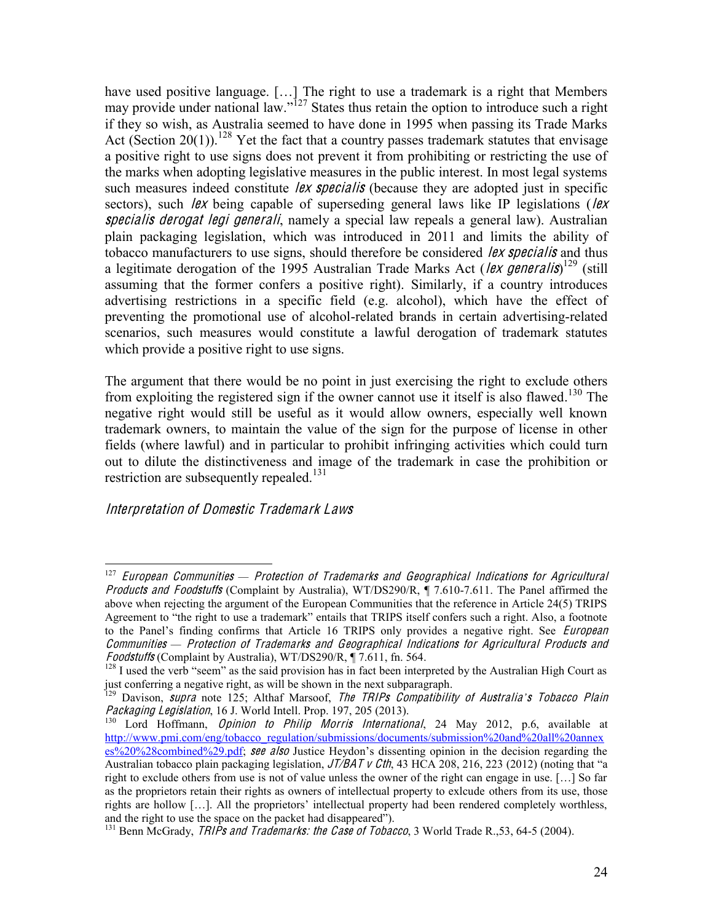have used positive language. […] The right to use a trademark is a right that Members may provide under national law."[127] States thus retain the option to introduce such a right if they so wish, as Australia seemed to have done in 1995 when passing its Trade Marks Act (Section 20(1)).[128] Yet the fact that a country passes trademark statutes that envisage a positive right to use signs does not prevent it from prohibiting or restricting the use of the marks when adopting legislative measures in the public interest. In most legal systems such measures indeed constitute *lex specialis* (because they are adopted just in specific sectors), such *lex* being capable of superseding general laws like IP legislations (*lex specialis derogat legi generali*, namely a special law repeals a general law). Australian plain packaging legislation, which was introduced in 2011 and limits the ability of tobacco manufacturers to use signs, should therefore be considered *lex specialis* and thus a legitimate derogation of the 1995 Australian Trade Marks Act (*lex generalis*)[129] (still assuming that the former confers a positive right). Similarly, if a country introduces advertising restrictions in a specific field (e.g. alcohol), which have the effect of preventing the promotional use of alcohol-related brands in certain advertising-related scenarios, such measures would constitute a lawful derogation of trademark statutes which provide a positive right to use signs.

The argument that there would be no point in just exercising the right to exclude others from exploiting the registered sign if the owner cannot use it itself is also flawed.[130] The negative right would still be useful as it would allow owners, especially well known trademark owners, to maintain the value of the sign for the purpose of license in other fields (where lawful) and in particular to prohibit infringing activities which could turn out to dilute the distinctiveness and image of the trademark in case the prohibition or restriction are subsequently repealed.[131]

### *Interpretation of Domestic Trademark Laws*

---

[127] *European Communities — Protection of Trademarks and Geographical Indications for Agricultural Products and Foodstuffs* (Complaint by Australia), WT/DS290/R, ¶ 7.610-7.611. The Panel affirmed the above when rejecting the argument of the European Communities that the reference in Article 24(5) TRIPS Agreement to "the right to use a trademark" entails that TRIPS itself confers such a right. Also, a footnote to the Panel's finding confirms that Article 16 TRIPS only provides a negative right. See *European Communities — Protection of Trademarks and Geographical Indications for Agricultural Products and Foodstuffs* (Complaint by Australia), WT/DS290/R, ¶ 7.611, fn. 564.

[128] I used the verb "seem" as the said provision has in fact been interpreted by the Australian High Court as just conferring a negative right, as will be shown in the next subparagraph.

[129] Davison, *supra* note 125; Althaf Marsoof, *The TRIPs Compatibility of Australia's Tobacco Plain Packaging Legislation*, 16 J. World Intell. Prop. 197, 205 (2013).

[130] Lord Hoffmann, *Opinion to Philip Morris International*, 24 May 2012, p.6, available at http://www.pmi.com/eng/tobacco_regulation/submissions/documents/submission%20and%20all%20annexes%20%28combined%29.pdf; *see also* Justice Heydon's dissenting opinion in the decision regarding the Australian tobacco plain packaging legislation, *JT/BAT v Cth*, 43 HCA 208, 216, 223 (2012) (noting that "a right to exclude others from use is not of value unless the owner of the right can engage in use. […] So far as the proprietors retain their rights as owners of intellectual property to exlcude others from its use, those rights are hollow […]. All the proprietors' intellectual property had been rendered completely worthless, and the right to use the space on the packet had disappeared").

[131] Benn McGrady, *TRIPs and Trademarks: the Case of Tobacco*, 3 World Trade R.,53, 64-5 (2004).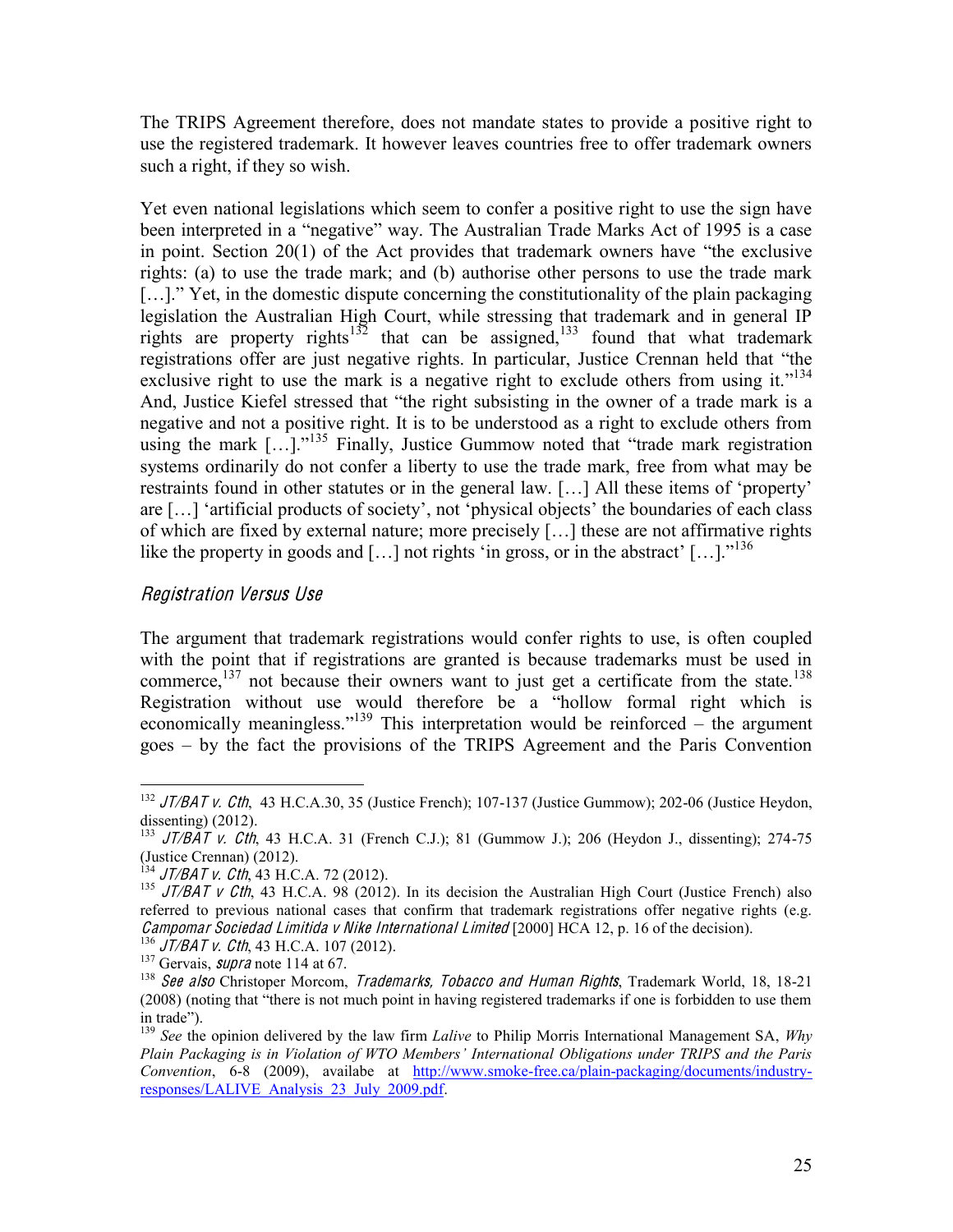The TRIPS Agreement therefore, does not mandate states to provide a positive right to use the registered trademark. It however leaves countries free to offer trademark owners such a right, if they so wish.

Yet even national legislations which seem to confer a positive right to use the sign have been interpreted in a "negative" way. The Australian Trade Marks Act of 1995 is a case in point. Section 20(1) of the Act provides that trademark owners have "the exclusive rights: (a) to use the trade mark; and (b) authorise other persons to use the trade mark […]." Yet, in the domestic dispute concerning the constitutionality of the plain packaging legislation the Australian High Court, while stressing that trademark and in general IP rights are property rights[132] that can be assigned,[133] found that what trademark registrations offer are just negative rights. In particular, Justice Crennan held that "the exclusive right to use the mark is a negative right to exclude others from using it."[134] And, Justice Kiefel stressed that "the right subsisting in the owner of a trade mark is a negative and not a positive right. It is to be understood as a right to exclude others from using the mark […]."[135] Finally, Justice Gummow noted that "trade mark registration systems ordinarily do not confer a liberty to use the trade mark, free from what may be restraints found in other statutes or in the general law. […] All these items of 'property' are […] 'artificial products of society', not 'physical objects' the boundaries of each class of which are fixed by external nature; more precisely […] these are not affirmative rights like the property in goods and […] not rights 'in gross, or in the abstract' […]."[136]

### *Registration Versus Use*

The argument that trademark registrations would confer rights to use, is often coupled with the point that if registrations are granted is because trademarks must be used in commerce,[137] not because their owners want to just get a certificate from the state.[138] Registration without use would therefore be a "hollow formal right which is economically meaningless."[139] This interpretation would be reinforced – the argument goes – by the fact the provisions of the TRIPS Agreement and the Paris Convention

---

[132] *JT/BAT v. Cth*, 43 H.C.A.30, 35 (Justice French); 107-137 (Justice Gummow); 202-06 (Justice Heydon, dissenting) (2012).

[133] *JT/BAT v. Cth*, 43 H.C.A. 31 (French C.J.); 81 (Gummow J.); 206 (Heydon J., dissenting); 274-75 (Justice Crennan) (2012).

[134] *JT/BAT v. Cth*, 43 H.C.A. 72 (2012).

[135] *JT/BAT v Cth*, 43 H.C.A. 98 (2012). In its decision the Australian High Court (Justice French) also referred to previous national cases that confirm that trademark registrations offer negative rights (e.g. *Campomar Sociedad Limitida v Nike International Limited* [2000] HCA 12, p. 16 of the decision).

[136] *JT/BAT v. Cth*, 43 H.C.A. 107 (2012).

[137] Gervais, *supra* note 114 at 67.

[138] *See also* Christoper Morcom, *Trademarks, Tobacco and Human Rights*, Trademark World, 18, 18-21 (2008) (noting that "there is not much point in having registered trademarks if one is forbidden to use them in trade").

[139] *See* the opinion delivered by the law firm *Lalive* to Philip Morris International Management SA, *Why Plain Packaging is in Violation of WTO Members' International Obligations under TRIPS and the Paris Convention*, 6-8 (2009), availabe at http://www.smoke-free.ca/plain-packaging/documents/industry-responses/LALIVE_Analysis_23_July_2009.pdf.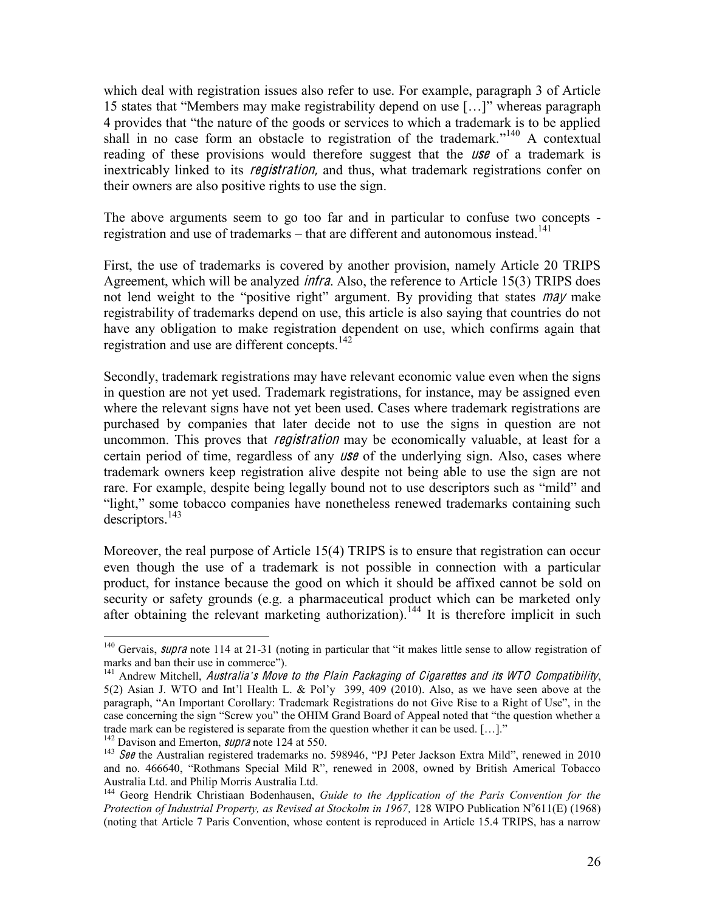which deal with registration issues also refer to use. For example, paragraph 3 of Article 15 states that "Members may make registrability depend on use […]" whereas paragraph 4 provides that "the nature of the goods or services to which a trademark is to be applied shall in no case form an obstacle to registration of the trademark."[140] A contextual reading of these provisions would therefore suggest that the *use* of a trademark is inextricably linked to its *registration*, and thus, what trademark registrations confer on their owners are also positive rights to use the sign.

The above arguments seem to go too far and in particular to confuse two concepts - registration and use of trademarks – that are different and autonomous instead.[141]

First, the use of trademarks is covered by another provision, namely Article 20 TRIPS Agreement, which will be analyzed *infra*. Also, the reference to Article 15(3) TRIPS does not lend weight to the "positive right" argument. By providing that states *may* make registrability of trademarks depend on use, this article is also saying that countries do not have any obligation to make registration dependent on use, which confirms again that registration and use are different concepts.[142]

Secondly, trademark registrations may have relevant economic value even when the signs in question are not yet used. Trademark registrations, for instance, may be assigned even where the relevant signs have not yet been used. Cases where trademark registrations are purchased by companies that later decide not to use the signs in question are not uncommon. This proves that *registration* may be economically valuable, at least for a certain period of time, regardless of any *use* of the underlying sign. Also, cases where trademark owners keep registration alive despite not being able to use the sign are not rare. For example, despite being legally bound not to use descriptors such as "mild" and "light," some tobacco companies have nonetheless renewed trademarks containing such descriptors.[143]

Moreover, the real purpose of Article 15(4) TRIPS is to ensure that registration can occur even though the use of a trademark is not possible in connection with a particular product, for instance because the good on which it should be affixed cannot be sold on security or safety grounds (e.g. a pharmaceutical product which can be marketed only after obtaining the relevant marketing authorization).[144] It is therefore implicit in such

---

[140] Gervais, *supra* note 114 at 21-31 (noting in particular that "it makes little sense to allow registration of marks and ban their use in commerce").

[141] Andrew Mitchell, *Australia's Move to the Plain Packaging of Cigarettes and its WTO Compatibility*, 5(2) Asian J. WTO and Int'l Health L. & Pol'y 399, 409 (2010). Also, as we have seen above at the paragraph, "An Important Corollary: Trademark Registrations do not Give Rise to a Right of Use", in the case concerning the sign "Screw you" the OHIM Grand Board of Appeal noted that "the question whether a trade mark can be registered is separate from the question whether it can be used. […]."

[142] Davison and Emerton, *supra* note 124 at 550.

[143] *See* the Australian registered trademarks no. 598946, "PJ Peter Jackson Extra Mild", renewed in 2010 and no. 466640, "Rothmans Special Mild R", renewed in 2008, owned by British Americal Tobacco Australia Ltd. and Philip Morris Australia Ltd.

[144] Georg Hendrik Christiaan Bodenhausen, *Guide to the Application of the Paris Convention for the Protection of Industrial Property, as Revised at Stockolm in 1967,* 128 WIPO Publication N°611(E) (1968) (noting that Article 7 Paris Convention, whose content is reproduced in Article 15.4 TRIPS, has a narrow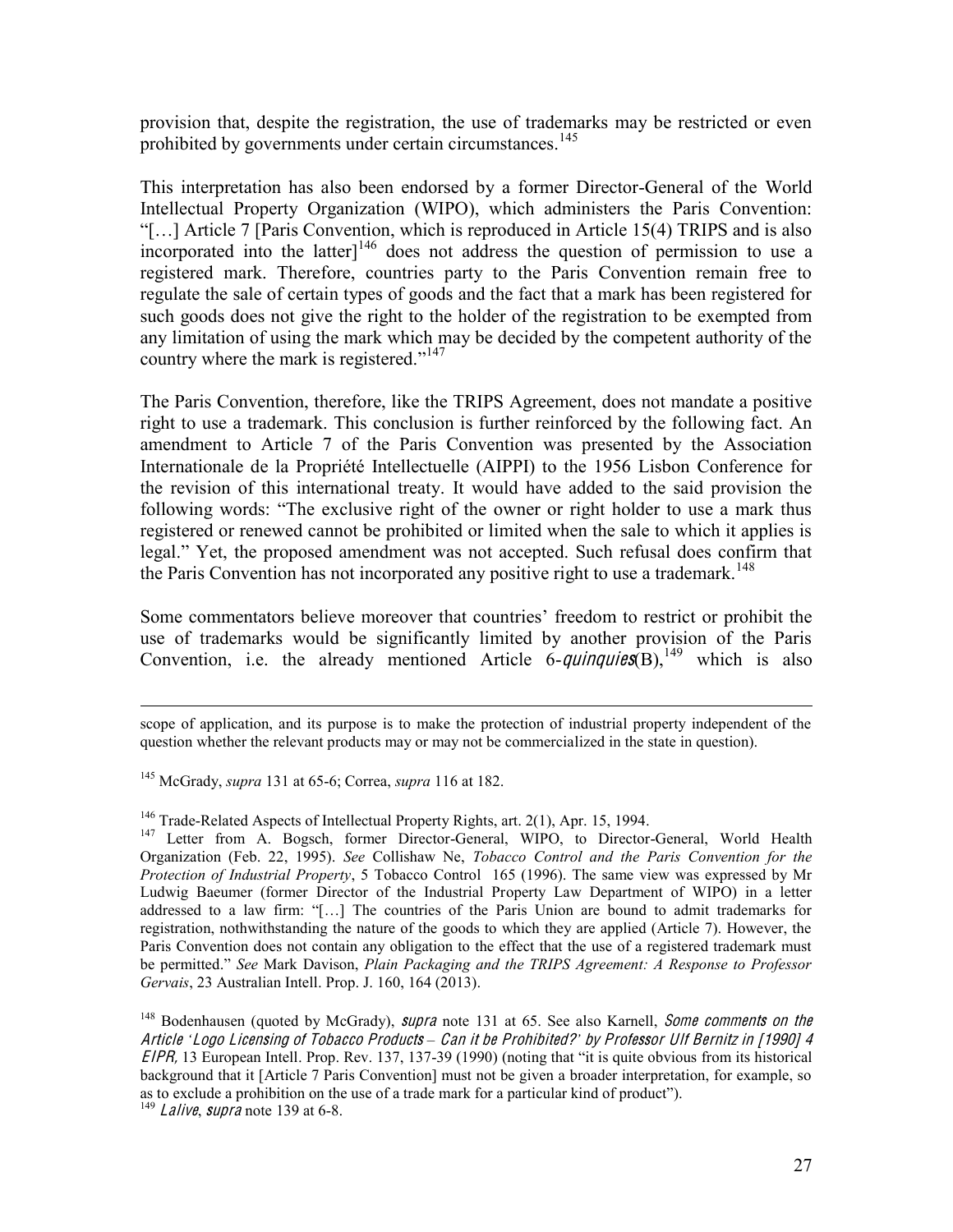provision that, despite the registration, the use of trademarks may be restricted or even prohibited by governments under certain circumstances.[145]

This interpretation has also been endorsed by a former Director-General of the World Intellectual Property Organization (WIPO), which administers the Paris Convention: "[…] Article 7 [Paris Convention, which is reproduced in Article 15(4) TRIPS and is also incorporated into the latter][146] does not address the question of permission to use a registered mark. Therefore, countries party to the Paris Convention remain free to regulate the sale of certain types of goods and the fact that a mark has been registered for such goods does not give the right to the holder of the registration to be exempted from any limitation of using the mark which may be decided by the competent authority of the country where the mark is registered."[147]

The Paris Convention, therefore, like the TRIPS Agreement, does not mandate a positive right to use a trademark. This conclusion is further reinforced by the following fact. An amendment to Article 7 of the Paris Convention was presented by the Association Internationale de la Propriété Intellectuelle (AIPPI) to the 1956 Lisbon Conference for the revision of this international treaty. It would have added to the said provision the following words: "The exclusive right of the owner or right holder to use a mark thus registered or renewed cannot be prohibited or limited when the sale to which it applies is legal." Yet, the proposed amendment was not accepted. Such refusal does confirm that the Paris Convention has not incorporated any positive right to use a trademark.[148]

Some commentators believe moreover that countries' freedom to restrict or prohibit the use of trademarks would be significantly limited by another provision of the Paris Convention, i.e. the already mentioned Article 6-*quinquies*(B),[149] which is also

---

scope of application, and its purpose is to make the protection of industrial property independent of the question whether the relevant products may or may not be commercialized in the state in question).

[145] McGrady, *supra* 131 at 65-6; Correa, *supra* 116 at 182.

[146] Trade-Related Aspects of Intellectual Property Rights, art. 2(1), Apr. 15, 1994.

[147] Letter from A. Bogsch, former Director-General, WIPO, to Director-General, World Health Organization (Feb. 22, 1995). *See* Collishaw Ne, *Tobacco Control and the Paris Convention for the Protection of Industrial Property*, 5 Tobacco Control 165 (1996). The same view was expressed by Mr Ludwig Baeumer (former Director of the Industrial Property Law Department of WIPO) in a letter addressed to a law firm: "[…] The countries of the Paris Union are bound to admit trademarks for registration, nothwithstanding the nature of the goods to which they are applied (Article 7). However, the Paris Convention does not contain any obligation to the effect that the use of a registered trademark must be permitted." *See* Mark Davison, *Plain Packaging and the TRIPS Agreement: A Response to Professor Gervais*, 23 Australian Intell. Prop. J. 160, 164 (2013).

[148] Bodenhausen (quoted by McGrady), *supra* note 131 at 65. See also Karnell, *Some comments on the Article 'Logo Licensing of Tobacco Products – Can it be Prohibited?' by Professor Ulf Bernitz in [1990] 4 EIPR*, 13 European Intell. Prop. Rev. 137, 137-39 (1990) (noting that "it is quite obvious from its historical background that it [Article 7 Paris Convention] must not be given a broader interpretation, for example, so as to exclude a prohibition on the use of a trade mark for a particular kind of product").

[149] *Lalive*, *supra* note 139 at 6-8.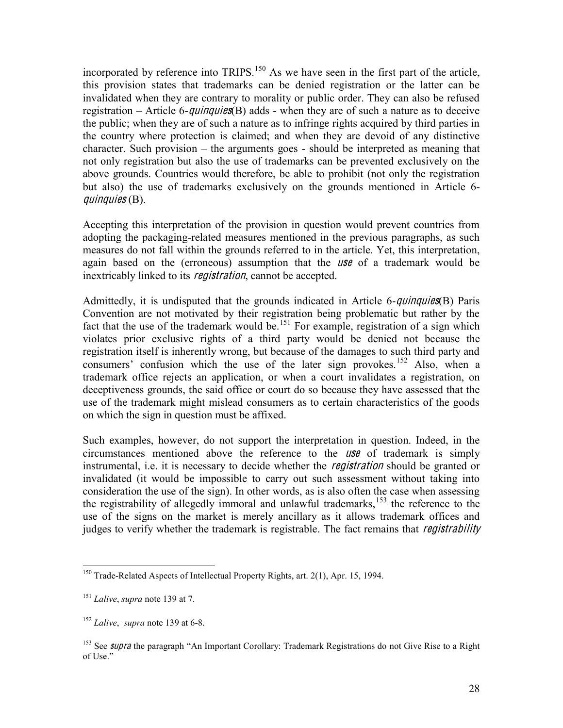incorporated by reference into TRIPS.[150] As we have seen in the first part of the article, this provision states that trademarks can be denied registration or the latter can be invalidated when they are contrary to morality or public order. They can also be refused registration – Article 6-*quinquies*(B) adds - when they are of such a nature as to deceive the public; when they are of such a nature as to infringe rights acquired by third parties in the country where protection is claimed; and when they are devoid of any distinctive character. Such provision – the arguments goes - should be interpreted as meaning that not only registration but also the use of trademarks can be prevented exclusively on the above grounds. Countries would therefore, be able to prohibit (not only the registration but also) the use of trademarks exclusively on the grounds mentioned in Article 6-*quinquies* (B).

Accepting this interpretation of the provision in question would prevent countries from adopting the packaging-related measures mentioned in the previous paragraphs, as such measures do not fall within the grounds referred to in the article. Yet, this interpretation, again based on the (erroneous) assumption that the *use* of a trademark would be inextricably linked to its *registration*, cannot be accepted.

Admittedly, it is undisputed that the grounds indicated in Article 6-*quinquies*(B) Paris Convention are not motivated by their registration being problematic but rather by the fact that the use of the trademark would be.[151] For example, registration of a sign which violates prior exclusive rights of a third party would be denied not because the registration itself is inherently wrong, but because of the damages to such third party and consumers' confusion which the use of the later sign provokes.[152] Also, when a trademark office rejects an application, or when a court invalidates a registration, on deceptiveness grounds, the said office or court do so because they have assessed that the use of the trademark might mislead consumers as to certain characteristics of the goods on which the sign in question must be affixed.

Such examples, however, do not support the interpretation in question. Indeed, in the circumstances mentioned above the reference to the *use* of trademark is simply instrumental, i.e. it is necessary to decide whether the *registration* should be granted or invalidated (it would be impossible to carry out such assessment without taking into consideration the use of the sign). In other words, as is also often the case when assessing the registrability of allegedly immoral and unlawful trademarks,[153] the reference to the use of the signs on the market is merely ancillary as it allows trademark offices and judges to verify whether the trademark is registrable. The fact remains that *registrability*

---

[150] Trade-Related Aspects of Intellectual Property Rights, art. 2(1), Apr. 15, 1994.

[151] *Lalive*, *supra* note 139 at 7.

[152] *Lalive*, *supra* note 139 at 6-8.

[153] See *supra* the paragraph "An Important Corollary: Trademark Registrations do not Give Rise to a Right of Use."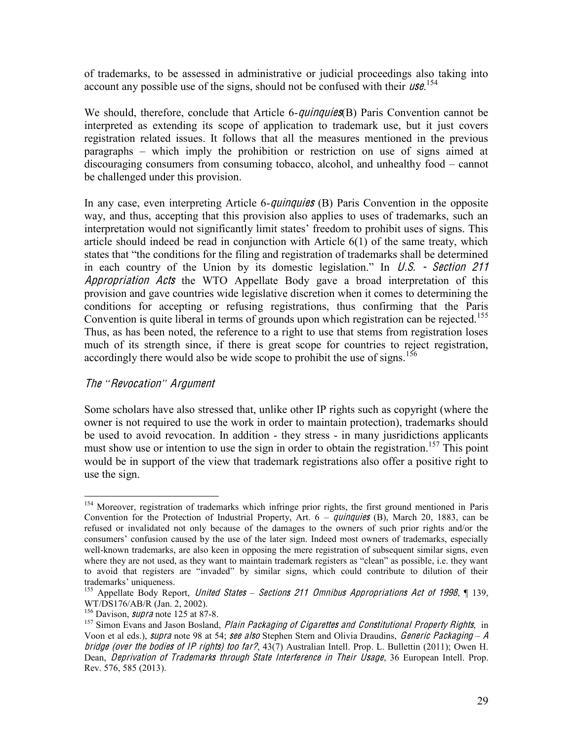of trademarks, to be assessed in administrative or judicial proceedings also taking into account any possible use of the signs, should not be confused with their *use*.[154]

We should, therefore, conclude that Article 6-*quinquies*(B) Paris Convention cannot be interpreted as extending its scope of application to trademark use, but it just covers registration related issues. It follows that all the measures mentioned in the previous paragraphs – which imply the prohibition or restriction on use of signs aimed at discouraging consumers from consuming tobacco, alcohol, and unhealthy food – cannot be challenged under this provision.

In any case, even interpreting Article 6-*quinquies* (B) Paris Convention in the opposite way, and thus, accepting that this provision also applies to uses of trademarks, such an interpretation would not significantly limit states' freedom to prohibit uses of signs. This article should indeed be read in conjunction with Article 6(1) of the same treaty, which states that "the conditions for the filing and registration of trademarks shall be determined in each country of the Union by its domestic legislation." In *U.S. - Section 211 Appropriation Acts* the WTO Appellate Body gave a broad interpretation of this provision and gave countries wide legislative discretion when it comes to determining the conditions for accepting or refusing registrations, thus confirming that the Paris Convention is quite liberal in terms of grounds upon which registration can be rejected.[155] Thus, as has been noted, the reference to a right to use that stems from registration loses much of its strength since, if there is great scope for countries to reject registration, accordingly there would also be wide scope to prohibit the use of signs.[156]

### *The "Revocation" Argument*

Some scholars have also stressed that, unlike other IP rights such as copyright (where the owner is not required to use the work in order to maintain protection), trademarks should be used to avoid revocation. In addition - they stress - in many jusridictions applicants must show use or intention to use the sign in order to obtain the registration.[157] This point would be in support of the view that trademark registrations also offer a positive right to use the sign.

---

[154] Moreover, registration of trademarks which infringe prior rights, the first ground mentioned in Paris Convention for the Protection of Industrial Property, Art. 6 – *quinquies* (B), March 20, 1883, can be refused or invalidated not only because of the damages to the owners of such prior rights and/or the consumers' confusion caused by the use of the later sign. Indeed most owners of trademarks, especially well-known trademarks, are also keen in opposing the mere registration of subsequent similar signs, even where they are not used, as they want to maintain trademark registers as "clean" as possible, i.e. they want to avoid that registers are "invaded" by similar signs, which could contribute to dilution of their trademarks' uniqueness.

[155] Appellate Body Report, *United States – Sections 211 Omnibus Appropriations Act of 1998*, ¶ 139, WT/DS176/AB/R (Jan. 2, 2002).

[156] Davison, *supra* note 125 at 87-8.

[157] Simon Evans and Jason Bosland, *Plain Packaging of Cigarettes and Constitutional Property Rights*, in Voon et al eds.), *supra* note 98 at 54; *see also* Stephen Stern and Olivia Draudins, *Generic Packaging – A bridge (over the bodies of IP rights) too far?*, 43(7) Australian Intell. Prop. L. Bullettin (2011); Owen H. Dean, *Deprivation of Trademarks through State Interference in Their Usage*, 36 European Intell. Prop. Rev. 576, 585 (2013).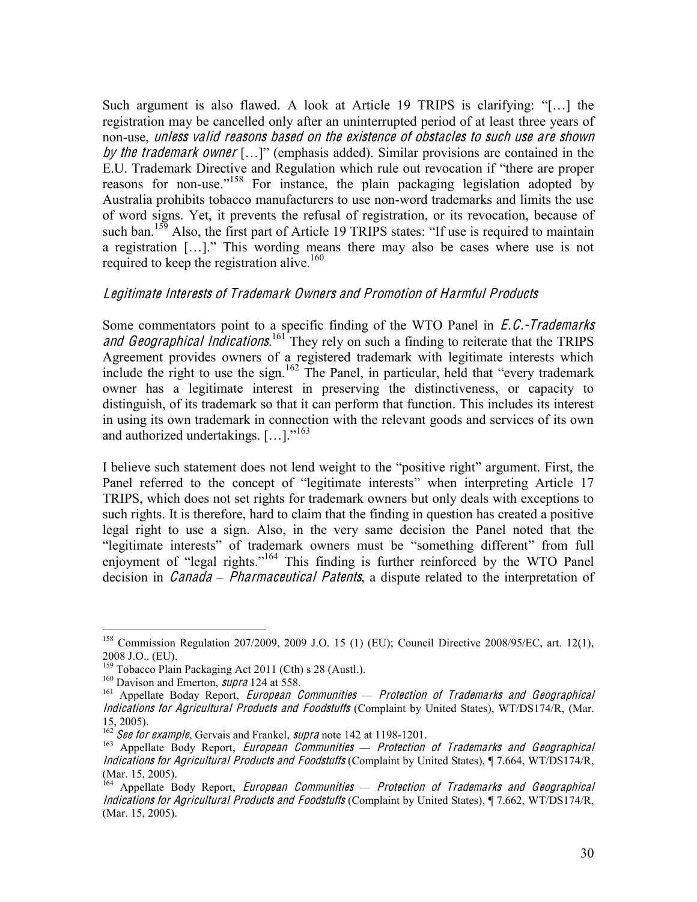Such argument is also flawed. A look at Article 19 TRIPS is clarifying: "[…] the registration may be cancelled only after an uninterrupted period of at least three years of non-use, *unless valid reasons based on the existence of obstacles to such use are shown by the trademark owner* […]" (emphasis added). Similar provisions are contained in the E.U. Trademark Directive and Regulation which rule out revocation if "there are proper reasons for non-use."[158] For instance, the plain packaging legislation adopted by Australia prohibits tobacco manufacturers to use non-word trademarks and limits the use of word signs. Yet, it prevents the refusal of registration, or its revocation, because of such ban.[159] Also, the first part of Article 19 TRIPS states: "If use is required to maintain a registration […]." This wording means there may also be cases where use is not required to keep the registration alive.[160]

### *Legitimate Interests of Trademark Owners and Promotion of Harmful Products*

Some commentators point to a specific finding of the WTO Panel in *E.C.-Trademarks and Geographical Indications*.[161] They rely on such a finding to reiterate that the TRIPS Agreement provides owners of a registered trademark with legitimate interests which include the right to use the sign.[162] The Panel, in particular, held that "every trademark owner has a legitimate interest in preserving the distinctiveness, or capacity to distinguish, of its trademark so that it can perform that function. This includes its interest in using its own trademark in connection with the relevant goods and services of its own and authorized undertakings. […]."[163]

I believe such statement does not lend weight to the "positive right" argument. First, the Panel referred to the concept of "legitimate interests" when interpreting Article 17 TRIPS, which does not set rights for trademark owners but only deals with exceptions to such rights. It is therefore, hard to claim that the finding in question has created a positive legal right to use a sign. Also, in the very same decision the Panel noted that the "legitimate interests" of trademark owners must be "something different" from full enjoyment of "legal rights."[164] This finding is further reinforced by the WTO Panel decision in *Canada – Pharmaceutical Patents*, a dispute related to the interpretation of

---

[158] Commission Regulation 207/2009, 2009 J.O. 15 (1) (EU); Council Directive 2008/95/EC, art. 12(1), 2008 J.O.. (EU).

[159] Tobacco Plain Packaging Act 2011 (Cth) s 28 (Austl.).

[160] Davison and Emerton, *supra* 124 at 558.

[161] Appellate Boday Report, *European Communities — Protection of Trademarks and Geographical Indications for Agricultural Products and Foodstuffs* (Complaint by United States), WT/DS174/R, (Mar. 15, 2005).

[162] *See for example*, Gervais and Frankel, *supra* note 142 at 1198-1201.

[163] Appellate Body Report, *European Communities — Protection of Trademarks and Geographical Indications for Agricultural Products and Foodstuffs* (Complaint by United States), ¶ 7.664, WT/DS174/R, (Mar. 15, 2005).

[164] Appellate Body Report, *European Communities — Protection of Trademarks and Geographical Indications for Agricultural Products and Foodstuffs* (Complaint by United States), ¶ 7.662, WT/DS174/R, (Mar. 15, 2005).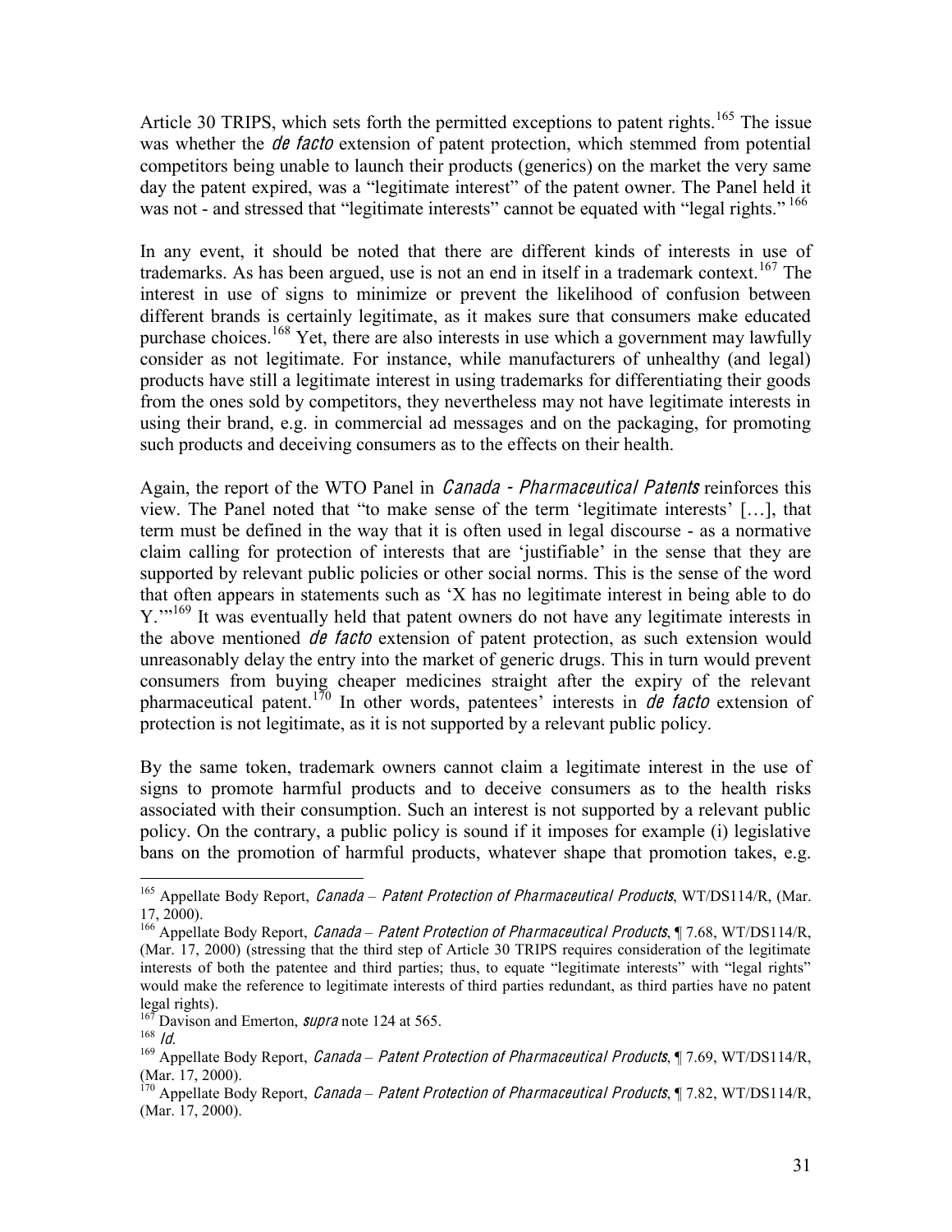Article 30 TRIPS, which sets forth the permitted exceptions to patent rights.[165] The issue was whether the *de facto* extension of patent protection, which stemmed from potential competitors being unable to launch their products (generics) on the market the very same day the patent expired, was a "legitimate interest" of the patent owner. The Panel held it was not - and stressed that "legitimate interests" cannot be equated with "legal rights." [166]

In any event, it should be noted that there are different kinds of interests in use of trademarks. As has been argued, use is not an end in itself in a trademark context.[167] The interest in use of signs to minimize or prevent the likelihood of confusion between different brands is certainly legitimate, as it makes sure that consumers make educated purchase choices.[168] Yet, there are also interests in use which a government may lawfully consider as not legitimate. For instance, while manufacturers of unhealthy (and legal) products have still a legitimate interest in using trademarks for differentiating their goods from the ones sold by competitors, they nevertheless may not have legitimate interests in using their brand, e.g. in commercial ad messages and on the packaging, for promoting such products and deceiving consumers as to the effects on their health.

Again, the report of the WTO Panel in *Canada - Pharmaceutical Patents* reinforces this view. The Panel noted that "to make sense of the term 'legitimate interests' […], that term must be defined in the way that it is often used in legal discourse - as a normative claim calling for protection of interests that are 'justifiable' in the sense that they are supported by relevant public policies or other social norms. This is the sense of the word that often appears in statements such as 'X has no legitimate interest in being able to do Y.'"[169] It was eventually held that patent owners do not have any legitimate interests in the above mentioned *de facto* extension of patent protection, as such extension would unreasonably delay the entry into the market of generic drugs. This in turn would prevent consumers from buying cheaper medicines straight after the expiry of the relevant pharmaceutical patent.[170] In other words, patentees' interests in *de facto* extension of protection is not legitimate, as it is not supported by a relevant public policy.

By the same token, trademark owners cannot claim a legitimate interest in the use of signs to promote harmful products and to deceive consumers as to the health risks associated with their consumption. Such an interest is not supported by a relevant public policy. On the contrary, a public policy is sound if it imposes for example (i) legislative bans on the promotion of harmful products, whatever shape that promotion takes, e.g.

---

[165] Appellate Body Report, *Canada – Patent Protection of Pharmaceutical Products*, WT/DS114/R, (Mar. 17, 2000).

[166] Appellate Body Report, *Canada – Patent Protection of Pharmaceutical Products*, ¶ 7.68, WT/DS114/R, (Mar. 17, 2000) (stressing that the third step of Article 30 TRIPS requires consideration of the legitimate interests of both the patentee and third parties; thus, to equate "legitimate interests" with "legal rights" would make the reference to legitimate interests of third parties redundant, as third parties have no patent legal rights).

[167] Davison and Emerton, *supra* note 124 at 565.

[168] *Id.*

[169] Appellate Body Report, *Canada – Patent Protection of Pharmaceutical Products*, ¶ 7.69, WT/DS114/R, (Mar. 17, 2000).

[170] Appellate Body Report, *Canada – Patent Protection of Pharmaceutical Products*, ¶ 7.82, WT/DS114/R, (Mar. 17, 2000).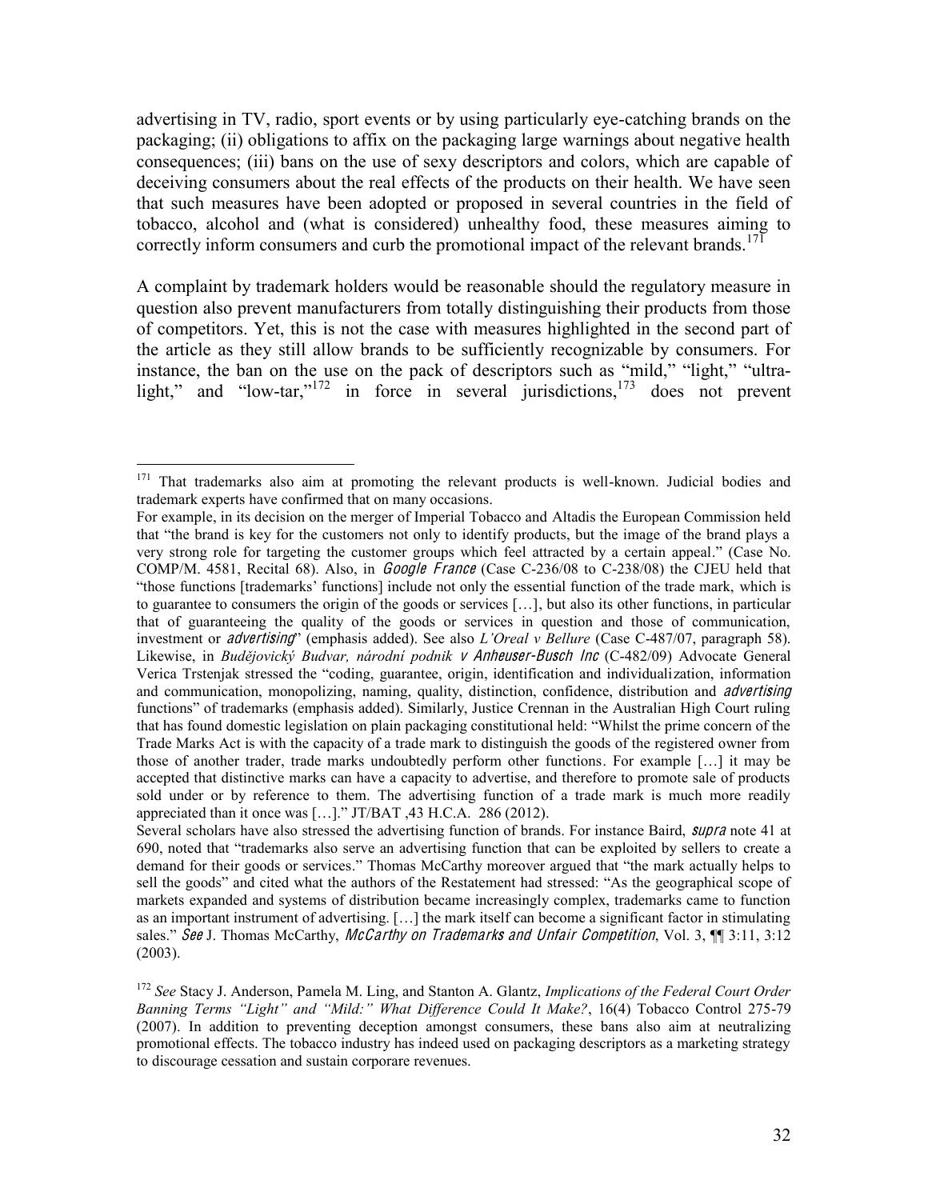advertising in TV, radio, sport events or by using particularly eye-catching brands on the packaging; (ii) obligations to affix on the packaging large warnings about negative health consequences; (iii) bans on the use of sexy descriptors and colors, which are capable of deceiving consumers about the real effects of the products on their health. We have seen that such measures have been adopted or proposed in several countries in the field of tobacco, alcohol and (what is considered) unhealthy food, these measures aiming to correctly inform consumers and curb the promotional impact of the relevant brands.[171]

A complaint by trademark holders would be reasonable should the regulatory measure in question also prevent manufacturers from totally distinguishing their products from those of competitors. Yet, this is not the case with measures highlighted in the second part of the article as they still allow brands to be sufficiently recognizable by consumers. For instance, the ban on the use on the pack of descriptors such as "mild," "light," "ultra-light," and "low-tar,"[172] in force in several jurisdictions,[173] does not prevent

---

[171] That trademarks also aim at promoting the relevant products is well-known. Judicial bodies and trademark experts have confirmed that on many occasions.
For example, in its decision on the merger of Imperial Tobacco and Altadis the European Commission held that "the brand is key for the customers not only to identify products, but the image of the brand plays a very strong role for targeting the customer groups which feel attracted by a certain appeal." (Case No. COMP/M. 4581, Recital 68). Also, in *Google France* (Case C-236/08 to C-238/08) the CJEU held that "those functions [trademarks' functions] include not only the essential function of the trade mark, which is to guarantee to consumers the origin of the goods or services […], but also its other functions, in particular that of guaranteeing the quality of the goods or services in question and those of communication, investment or *advertising*" (emphasis added). See also *L'Oreal v Bellure* (Case C-487/07, paragraph 58). Likewise, in *Budějovický Budvar, národní podnik v Anheuser-Busch Inc* (C-482/09) Advocate General Verica Trstenjak stressed the "coding, guarantee, origin, identification and individualization, information and communication, monopolizing, naming, quality, distinction, confidence, distribution and *advertising* functions" of trademarks (emphasis added). Similarly, Justice Crennan in the Australian High Court ruling that has found domestic legislation on plain packaging constitutional held: "Whilst the prime concern of the Trade Marks Act is with the capacity of a trade mark to distinguish the goods of the registered owner from those of another trader, trade marks undoubtedly perform other functions. For example […] it may be accepted that distinctive marks can have a capacity to advertise, and therefore to promote sale of products sold under or by reference to them. The advertising function of a trade mark is much more readily appreciated than it once was […]." JT/BAT ,43 H.C.A. 286 (2012).
Several scholars have also stressed the advertising function of brands. For instance Baird, *supra* note 41 at 690, noted that "trademarks also serve an advertising function that can be exploited by sellers to create a demand for their goods or services." Thomas McCarthy moreover argued that "the mark actually helps to sell the goods" and cited what the authors of the Restatement had stressed: "As the geographical scope of markets expanded and systems of distribution became increasingly complex, trademarks came to function as an important instrument of advertising. […] the mark itself can become a significant factor in stimulating sales." *See* J. Thomas McCarthy, *McCarthy on Trademarks and Unfair Competition*, Vol. 3, ¶¶ 3:11, 3:12 (2003).

[172] *See* Stacy J. Anderson, Pamela M. Ling, and Stanton A. Glantz, *Implications of the Federal Court Order Banning Terms "Light" and "Mild:" What Difference Could It Make?*, 16(4) Tobacco Control 275-79 (2007). In addition to preventing deception amongst consumers, these bans also aim at neutralizing promotional effects. The tobacco industry has indeed used on packaging descriptors as a marketing strategy to discourage cessation and sustain corporare revenues.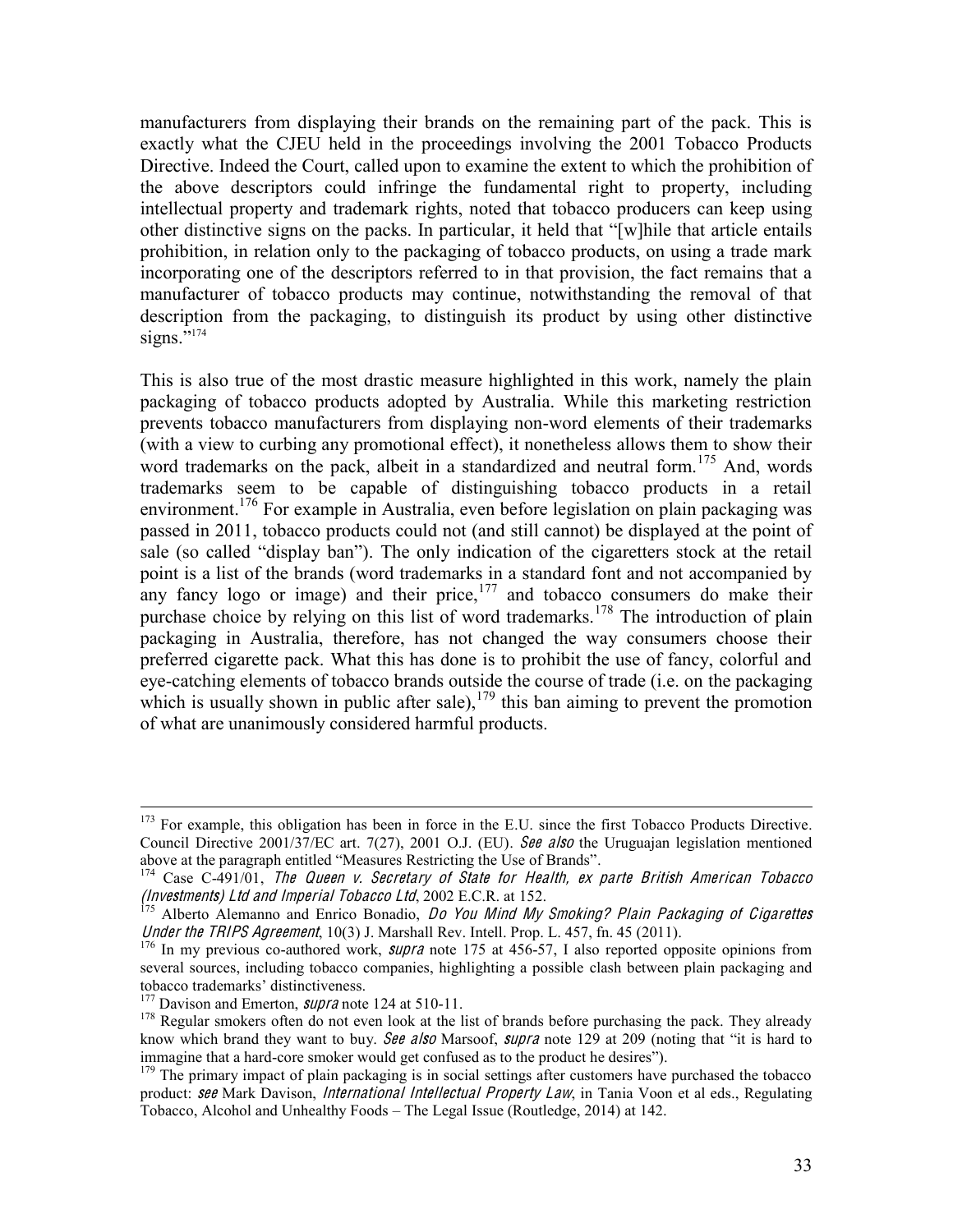manufacturers from displaying their brands on the remaining part of the pack. This is exactly what the CJEU held in the proceedings involving the 2001 Tobacco Products Directive. Indeed the Court, called upon to examine the extent to which the prohibition of the above descriptors could infringe the fundamental right to property, including intellectual property and trademark rights, noted that tobacco producers can keep using other distinctive signs on the packs. In particular, it held that "[w]hile that article entails prohibition, in relation only to the packaging of tobacco products, on using a trade mark incorporating one of the descriptors referred to in that provision, the fact remains that a manufacturer of tobacco products may continue, notwithstanding the removal of that description from the packaging, to distinguish its product by using other distinctive signs."[174]

This is also true of the most drastic measure highlighted in this work, namely the plain packaging of tobacco products adopted by Australia. While this marketing restriction prevents tobacco manufacturers from displaying non-word elements of their trademarks (with a view to curbing any promotional effect), it nonetheless allows them to show their word trademarks on the pack, albeit in a standardized and neutral form.[175] And, words trademarks seem to be capable of distinguishing tobacco products in a retail environment.[176] For example in Australia, even before legislation on plain packaging was passed in 2011, tobacco products could not (and still cannot) be displayed at the point of sale (so called "display ban"). The only indication of the cigaretters stock at the retail point is a list of the brands (word trademarks in a standard font and not accompanied by any fancy logo or image) and their price,[177] and tobacco consumers do make their purchase choice by relying on this list of word trademarks.[178] The introduction of plain packaging in Australia, therefore, has not changed the way consumers choose their preferred cigarette pack. What this has done is to prohibit the use of fancy, colorful and eye-catching elements of tobacco brands outside the course of trade (i.e. on the packaging which is usually shown in public after sale),[179] this ban aiming to prevent the promotion of what are unanimously considered harmful products.

---

[173] For example, this obligation has been in force in the E.U. since the first Tobacco Products Directive. Council Directive 2001/37/EC art. 7(27), 2001 O.J. (EU). *See also* the Uruguajan legislation mentioned above at the paragraph entitled "Measures Restricting the Use of Brands".

[174] Case C-491/01, *The Queen v. Secretary of State for Health, ex parte British American Tobacco (Investments) Ltd and Imperial Tobacco Ltd*, 2002 E.C.R. at 152.

[175] Alberto Alemanno and Enrico Bonadio, *Do You Mind My Smoking? Plain Packaging of Cigarettes Under the TRIPS Agreement*, 10(3) J. Marshall Rev. Intell. Prop. L. 457, fn. 45 (2011).

[176] In my previous co-authored work, *supra* note 175 at 456-57, I also reported opposite opinions from several sources, including tobacco companies, highlighting a possible clash between plain packaging and tobacco trademarks' distinctiveness.

[177] Davison and Emerton, *supra* note 124 at 510-11.

[178] Regular smokers often do not even look at the list of brands before purchasing the pack. They already know which brand they want to buy. *See also* Marsoof, *supra* note 129 at 209 (noting that "it is hard to immagine that a hard-core smoker would get confused as to the product he desires").

[179] The primary impact of plain packaging is in social settings after customers have purchased the tobacco product: *see* Mark Davison, *International Intellectual Property Law*, in Tania Voon et al eds., Regulating Tobacco, Alcohol and Unhealthy Foods – The Legal Issue (Routledge, 2014) at 142.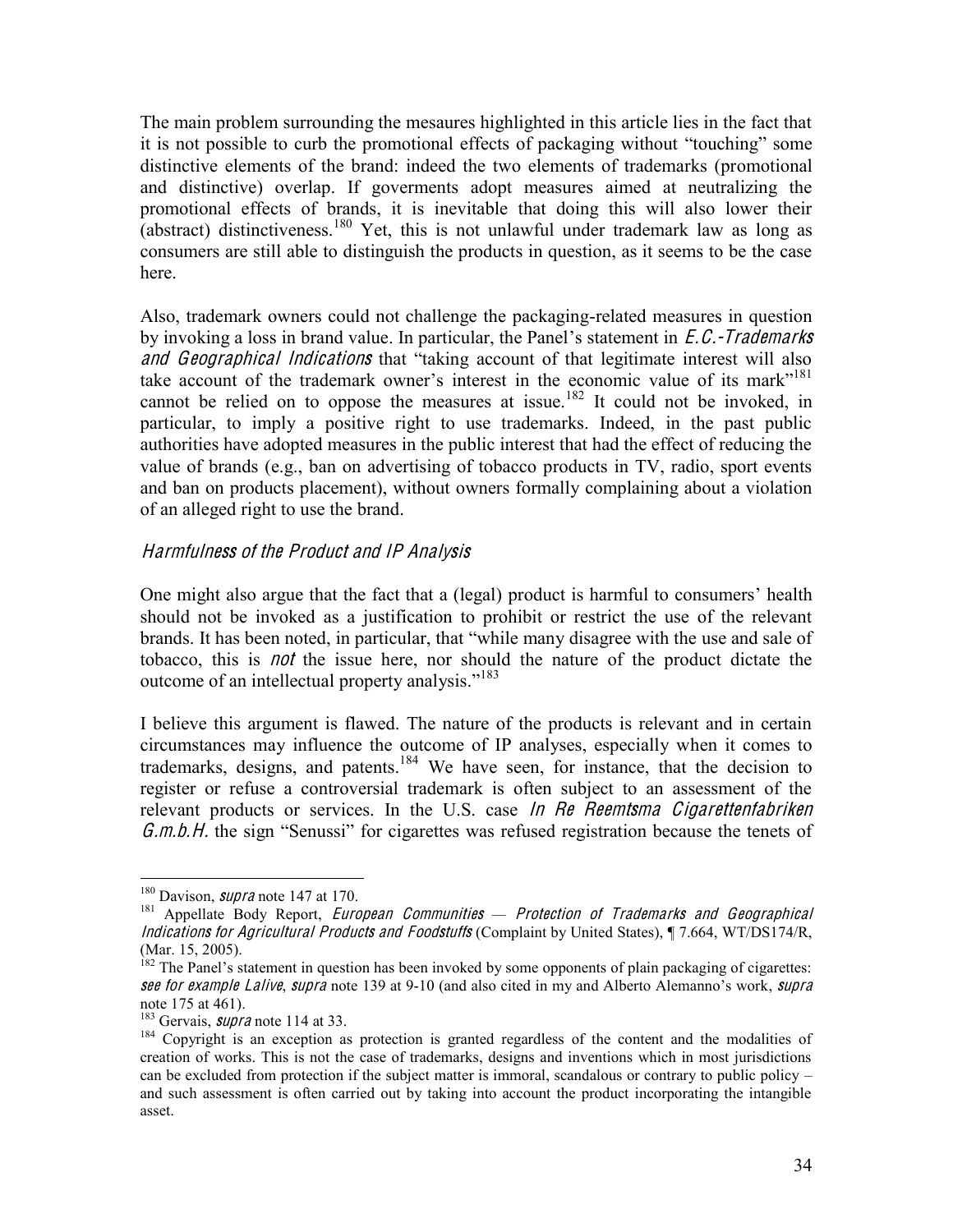The main problem surrounding the mesaures highlighted in this article lies in the fact that it is not possible to curb the promotional effects of packaging without "touching" some distinctive elements of the brand: indeed the two elements of trademarks (promotional and distinctive) overlap. If goverments adopt measures aimed at neutralizing the promotional effects of brands, it is inevitable that doing this will also lower their (abstract) distinctiveness.[180] Yet, this is not unlawful under trademark law as long as consumers are still able to distinguish the products in question, as it seems to be the case here.

Also, trademark owners could not challenge the packaging-related measures in question by invoking a loss in brand value. In particular, the Panel's statement in *E.C.-Trademarks and Geographical Indications* that "taking account of that legitimate interest will also take account of the trademark owner's interest in the economic value of its mark"[181] cannot be relied on to oppose the measures at issue.[182] It could not be invoked, in particular, to imply a positive right to use trademarks. Indeed, in the past public authorities have adopted measures in the public interest that had the effect of reducing the value of brands (e.g., ban on advertising of tobacco products in TV, radio, sport events and ban on products placement), without owners formally complaining about a violation of an alleged right to use the brand.

### *Harmfulness of the Product and IP Analysis*

One might also argue that the fact that a (legal) product is harmful to consumers' health should not be invoked as a justification to prohibit or restrict the use of the relevant brands. It has been noted, in particular, that "while many disagree with the use and sale of tobacco, this is *not* the issue here, nor should the nature of the product dictate the outcome of an intellectual property analysis."[183]

I believe this argument is flawed. The nature of the products is relevant and in certain circumstances may influence the outcome of IP analyses, especially when it comes to trademarks, designs, and patents.[184] We have seen, for instance, that the decision to register or refuse a controversial trademark is often subject to an assessment of the relevant products or services. In the U.S. case *In Re Reemtsma Cigarettenfabriken G.m.b.H.* the sign "Senussi" for cigarettes was refused registration because the tenets of

---

[180] Davison, *supra* note 147 at 170.

[181] Appellate Body Report, *European Communities — Protection of Trademarks and Geographical Indications for Agricultural Products and Foodstuffs* (Complaint by United States), ¶ 7.664, WT/DS174/R, (Mar. 15, 2005).

[182] The Panel's statement in question has been invoked by some opponents of plain packaging of cigarettes: *see for example Lalive*, *supra* note 139 at 9-10 (and also cited in my and Alberto Alemanno's work, *supra* note 175 at 461).

[183] Gervais, *supra* note 114 at 33.

[184] Copyright is an exception as protection is granted regardless of the content and the modalities of creation of works. This is not the case of trademarks, designs and inventions which in most jurisdictions can be excluded from protection if the subject matter is immoral, scandalous or contrary to public policy – and such assessment is often carried out by taking into account the product incorporating the intangible asset.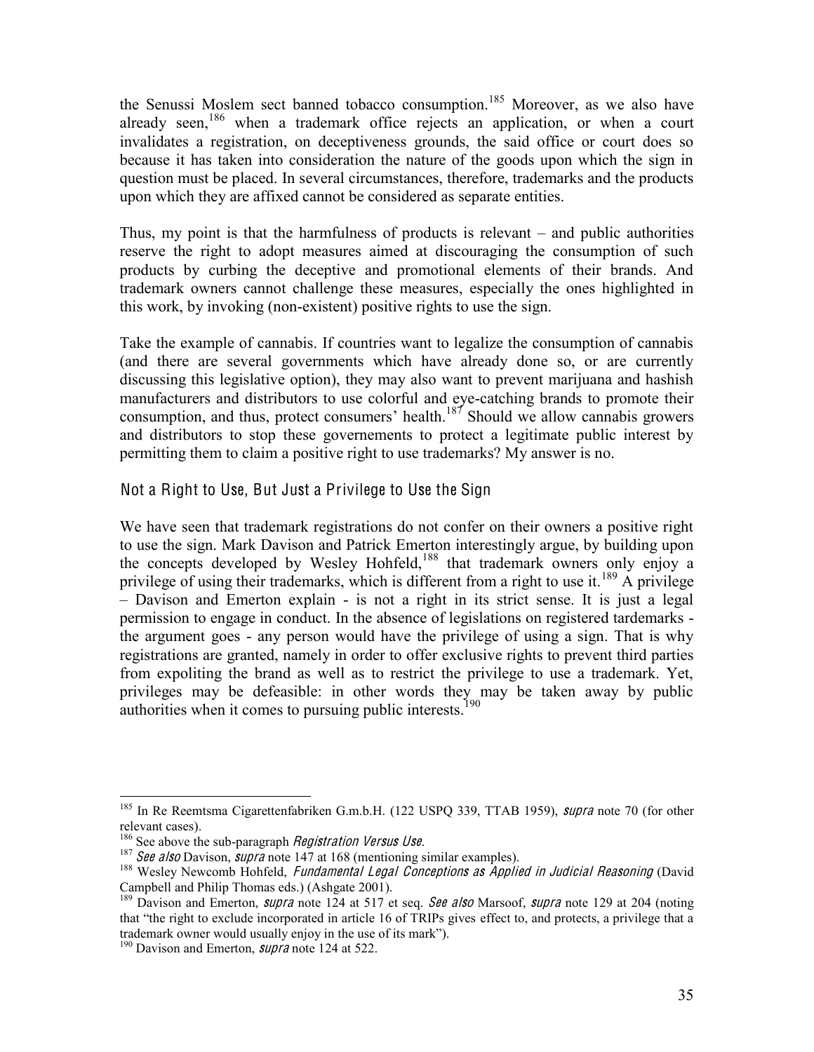the Senussi Moslem sect banned tobacco consumption.[185] Moreover, as we also have already seen,[186] when a trademark office rejects an application, or when a court invalidates a registration, on deceptiveness grounds, the said office or court does so because it has taken into consideration the nature of the goods upon which the sign in question must be placed. In several circumstances, therefore, trademarks and the products upon which they are affixed cannot be considered as separate entities.

Thus, my point is that the harmfulness of products is relevant – and public authorities reserve the right to adopt measures aimed at discouraging the consumption of such products by curbing the deceptive and promotional elements of their brands. And trademark owners cannot challenge these measures, especially the ones highlighted in this work, by invoking (non-existent) positive rights to use the sign.

Take the example of cannabis. If countries want to legalize the consumption of cannabis (and there are several governments which have already done so, or are currently discussing this legislative option), they may also want to prevent marijuana and hashish manufacturers and distributors to use colorful and eye-catching brands to promote their consumption, and thus, protect consumers' health.[187] Should we allow cannabis growers and distributors to stop these governements to protect a legitimate public interest by permitting them to claim a positive right to use trademarks? My answer is no.

### Not a Right to Use, But Just a Privilege to Use the Sign

We have seen that trademark registrations do not confer on their owners a positive right to use the sign. Mark Davison and Patrick Emerton interestingly argue, by building upon the concepts developed by Wesley Hohfeld,[188] that trademark owners only enjoy a privilege of using their trademarks, which is different from a right to use it.[189] A privilege – Davison and Emerton explain - is not a right in its strict sense. It is just a legal permission to engage in conduct. In the absence of legislations on registered tardemarks - the argument goes - any person would have the privilege of using a sign. That is why registrations are granted, namely in order to offer exclusive rights to prevent third parties from expoliting the brand as well as to restrict the privilege to use a trademark. Yet, privileges may be defeasible: in other words they may be taken away by public authorities when it comes to pursuing public interests.[190]

---

[185] In Re Reemtsma Cigarettenfabriken G.m.b.H. (122 USPQ 339, TTAB 1959), *supra* note 70 (for other relevant cases).

[186] See above the sub-paragraph *Registration Versus Use*.

[187] *See also* Davison, *supra* note 147 at 168 (mentioning similar examples).

[188] Wesley Newcomb Hohfeld, *Fundamental Legal Conceptions as Applied in Judicial Reasoning* (David Campbell and Philip Thomas eds.) (Ashgate 2001).

[189] Davison and Emerton, *supra* note 124 at 517 et seq. *See also* Marsoof, *supra* note 129 at 204 (noting that "the right to exclude incorporated in article 16 of TRIPs gives effect to, and protects, a privilege that a trademark owner would usually enjoy in the use of its mark").

[190] Davison and Emerton, *supra* note 124 at 522.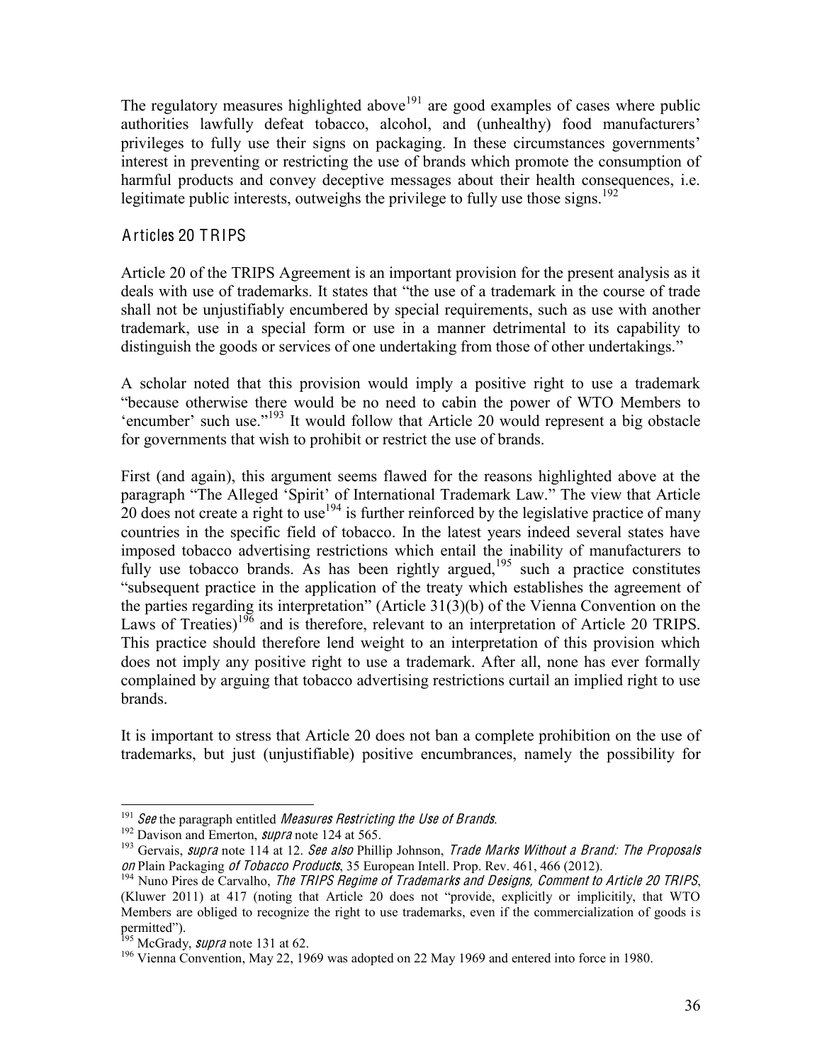The regulatory measures highlighted above[191] are good examples of cases where public authorities lawfully defeat tobacco, alcohol, and (unhealthy) food manufacturers' privileges to fully use their signs on packaging. In these circumstances governments' interest in preventing or restricting the use of brands which promote the consumption of harmful products and convey deceptive messages about their health consequences, i.e. legitimate public interests, outweighs the privilege to fully use those signs.[192]

### Articles 20 TRIPS

Article 20 of the TRIPS Agreement is an important provision for the present analysis as it deals with use of trademarks. It states that "the use of a trademark in the course of trade shall not be unjustifiably encumbered by special requirements, such as use with another trademark, use in a special form or use in a manner detrimental to its capability to distinguish the goods or services of one undertaking from those of other undertakings."

A scholar noted that this provision would imply a positive right to use a trademark "because otherwise there would be no need to cabin the power of WTO Members to 'encumber' such use."[193] It would follow that Article 20 would represent a big obstacle for governments that wish to prohibit or restrict the use of brands.

First (and again), this argument seems flawed for the reasons highlighted above at the paragraph "The Alleged 'Spirit' of International Trademark Law." The view that Article 20 does not create a right to use[194] is further reinforced by the legislative practice of many countries in the specific field of tobacco. In the latest years indeed several states have imposed tobacco advertising restrictions which entail the inability of manufacturers to fully use tobacco brands. As has been rightly argued,[195] such a practice constitutes "subsequent practice in the application of the treaty which establishes the agreement of the parties regarding its interpretation" (Article 31(3)(b) of the Vienna Convention on the Laws of Treaties)[196] and is therefore, relevant to an interpretation of Article 20 TRIPS. This practice should therefore lend weight to an interpretation of this provision which does not imply any positive right to use a trademark. After all, none has ever formally complained by arguing that tobacco advertising restrictions curtail an implied right to use brands.

It is important to stress that Article 20 does not ban a complete prohibition on the use of trademarks, but just (unjustifiable) positive encumbrances, namely the possibility for

---

[191] *See* the paragraph entitled *Measures Restricting the Use of Brands*.

[192] Davison and Emerton, *supra* note 124 at 565.

[193] Gervais, *supra* note 114 at 12. *See also* Phillip Johnson, *Trade Marks Without a Brand: The Proposals on* Plain Packaging *of Tobacco Products*, 35 European Intell. Prop. Rev. 461, 466 (2012).

[194] Nuno Pires de Carvalho, *The TRIPS Regime of Trademarks and Designs, Comment to Article 20 TRIPS*, (Kluwer 2011) at 417 (noting that Article 20 does not "provide, explicitly or implicitily, that WTO Members are obliged to recognize the right to use trademarks, even if the commercialization of goods is permitted").

[195] McGrady, *supra* note 131 at 62.

[196] Vienna Convention, May 22, 1969 was adopted on 22 May 1969 and entered into force in 1980.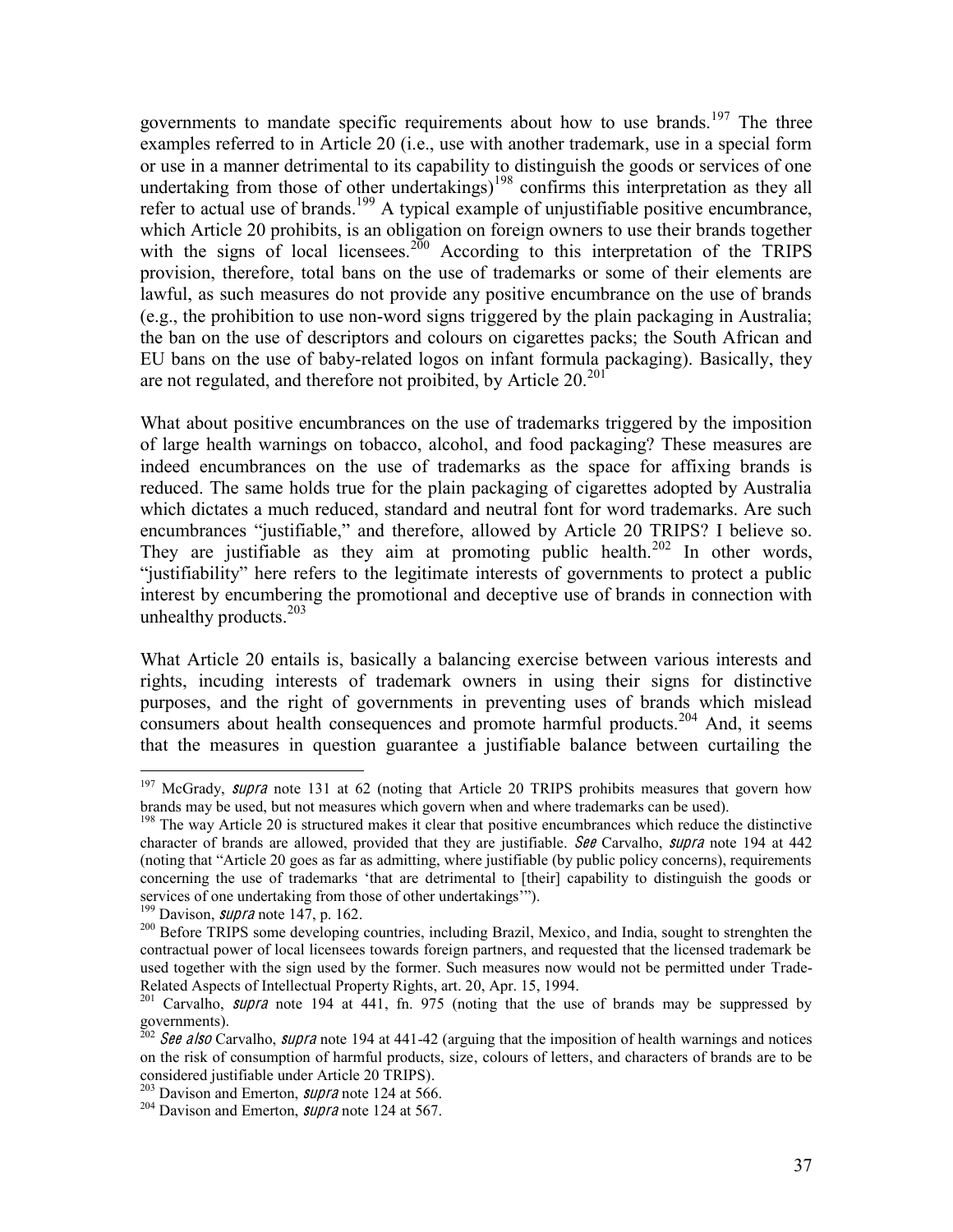governments to mandate specific requirements about how to use brands.[197] The three examples referred to in Article 20 (i.e., use with another trademark, use in a special form or use in a manner detrimental to its capability to distinguish the goods or services of one undertaking from those of other undertakings)[198] confirms this interpretation as they all refer to actual use of brands.[199] A typical example of unjustifiable positive encumbrance, which Article 20 prohibits, is an obligation on foreign owners to use their brands together with the signs of local licensees.[200] According to this interpretation of the TRIPS provision, therefore, total bans on the use of trademarks or some of their elements are lawful, as such measures do not provide any positive encumbrance on the use of brands (e.g., the prohibition to use non-word signs triggered by the plain packaging in Australia; the ban on the use of descriptors and colours on cigarettes packs; the South African and EU bans on the use of baby-related logos on infant formula packaging). Basically, they are not regulated, and therefore not proibited, by Article 20.[201]

What about positive encumbrances on the use of trademarks triggered by the imposition of large health warnings on tobacco, alcohol, and food packaging? These measures are indeed encumbrances on the use of trademarks as the space for affixing brands is reduced. The same holds true for the plain packaging of cigarettes adopted by Australia which dictates a much reduced, standard and neutral font for word trademarks. Are such encumbrances "justifiable," and therefore, allowed by Article 20 TRIPS? I believe so. They are justifiable as they aim at promoting public health.[202] In other words, "justifiability" here refers to the legitimate interests of governments to protect a public interest by encumbering the promotional and deceptive use of brands in connection with unhealthy products.[203]

What Article 20 entails is, basically a balancing exercise between various interests and rights, incuding interests of trademark owners in using their signs for distinctive purposes, and the right of governments in preventing uses of brands which mislead consumers about health consequences and promote harmful products.[204] And, it seems that the measures in question guarantee a justifiable balance between curtailing the

---

[197] McGrady, *supra* note 131 at 62 (noting that Article 20 TRIPS prohibits measures that govern how brands may be used, but not measures which govern when and where trademarks can be used).

[198] The way Article 20 is structured makes it clear that positive encumbrances which reduce the distinctive character of brands are allowed, provided that they are justifiable. *See* Carvalho, *supra* note 194 at 442 (noting that "Article 20 goes as far as admitting, where justifiable (by public policy concerns), requirements concerning the use of trademarks 'that are detrimental to [their] capability to distinguish the goods or services of one undertaking from those of other undertakings'").

[199] Davison, *supra* note 147, p. 162.

[200] Before TRIPS some developing countries, including Brazil, Mexico, and India, sought to strenghten the contractual power of local licensees towards foreign partners, and requested that the licensed trademark be used together with the sign used by the former. Such measures now would not be permitted under Trade-Related Aspects of Intellectual Property Rights, art. 20, Apr. 15, 1994.

[201] Carvalho, *supra* note 194 at 441, fn. 975 (noting that the use of brands may be suppressed by governments).

[202] *See also* Carvalho, *supra* note 194 at 441-42 (arguing that the imposition of health warnings and notices on the risk of consumption of harmful products, size, colours of letters, and characters of brands are to be considered justifiable under Article 20 TRIPS).

[203] Davison and Emerton, *supra* note 124 at 566.

[204] Davison and Emerton, *supra* note 124 at 567.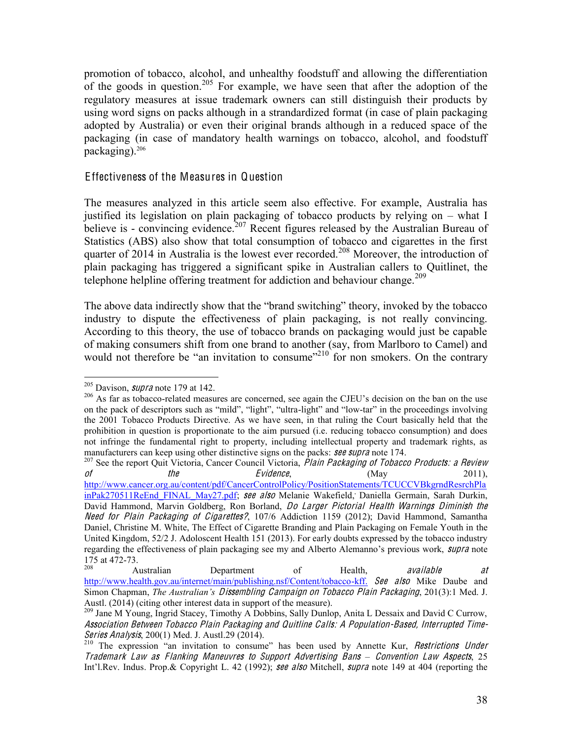promotion of tobacco, alcohol, and unhealthy foodstuff and allowing the differentiation of the goods in question.[205] For example, we have seen that after the adoption of the regulatory measures at issue trademark owners can still distinguish their products by using word signs on packs although in a strandardized format (in case of plain packaging adopted by Australia) or even their original brands although in a reduced space of the packaging (in case of mandatory health warnings on tobacco, alcohol, and foodstuff packaging).[206]

### Effectiveness of the Measures in Question

The measures analyzed in this article seem also effective. For example, Australia has justified its legislation on plain packaging of tobacco products by relying on – what I believe is - convincing evidence.[207] Recent figures released by the Australian Bureau of Statistics (ABS) also show that total consumption of tobacco and cigarettes in the first quarter of 2014 in Australia is the lowest ever recorded.[208] Moreover, the introduction of plain packaging has triggered a significant spike in Australian callers to Quitlinet, the telephone helpline offering treatment for addiction and behaviour change.[209]

The above data indirectly show that the "brand switching" theory, invoked by the tobacco industry to dispute the effectiveness of plain packaging, is not really convincing. According to this theory, the use of tobacco brands on packaging would just be capable of making consumers shift from one brand to another (say, from Marlboro to Camel) and would not therefore be "an invitation to consume"[210] for non smokers. On the contrary

---

[205] Davison, *supra* note 179 at 142.

[206] As far as tobacco-related measures are concerned, see again the CJEU's decision on the ban on the use on the pack of descriptors such as "mild", "light", "ultra-light" and "low-tar" in the proceedings involving the 2001 Tobacco Products Directive. As we have seen, in that ruling the Court basically held that the prohibition in question is proportionate to the aim pursued (i.e. reducing tobacco consumption) and does not infringe the fundamental right to property, including intellectual property and trademark rights, as manufacturers can keep using other distinctive signs on the packs: *see supra* note 174.

[207] See the report Quit Victoria, Cancer Council Victoria, *Plain Packaging of Tobacco Products: a Review of the Evidence*, (May 2011), http://www.cancer.org.au/content/pdf/CancerControlPolicy/PositionStatements/TCUCCVBkgrndResrchPlainPak270511ReEnd_FINAL_May27.pdf; *see also* Melanie Wakefield, Daniella Germain, Sarah Durkin, David Hammond, Marvin Goldberg, Ron Borland, *Do Larger Pictorial Health Warnings Diminish the Need for Plain Packaging of Cigarettes?*, 107/6 Addiction 1159 (2012); David Hammond, Samantha Daniel, Christine M. White, The Effect of Cigarette Branding and Plain Packaging on Female Youth in the United Kingdom, 52/2 J. Adoloscent Health 151 (2013). For early doubts expressed by the tobacco industry regarding the effectiveness of plain packaging see my and Alberto Alemanno's previous work, *supra* note 175 at 472-73.

[208] Australian Department of Health, *available at* http://www.health.gov.au/internet/main/publishing.nsf/Content/tobacco-kff. *See also* Mike Daube and Simon Chapman, *The Australian's Dissembling Campaign on Tobacco Plain Packaging*, 201(3):1 Med. J. Austl. (2014) (citing other interest data in support of the measure).

[209] Jane M Young, Ingrid Stacey, Timothy A Dobbins, Sally Dunlop, Anita L Dessaix and David C Currow, *Association Between Tobacco Plain Packaging and Quitline Calls: A Population-Based, Interrupted Time-Series Analysis*, 200(1) Med. J. Austl.29 (2014).

[210] The expression "an invitation to consume" has been used by Annette Kur, *Restrictions Under Trademark Law as Flanking Maneuvres to Support Advertising Bans – Convention Law Aspects*, 25 Int'l.Rev. Indus. Prop.& Copyright L. 42 (1992); *see also* Mitchell, *supra* note 149 at 404 (reporting the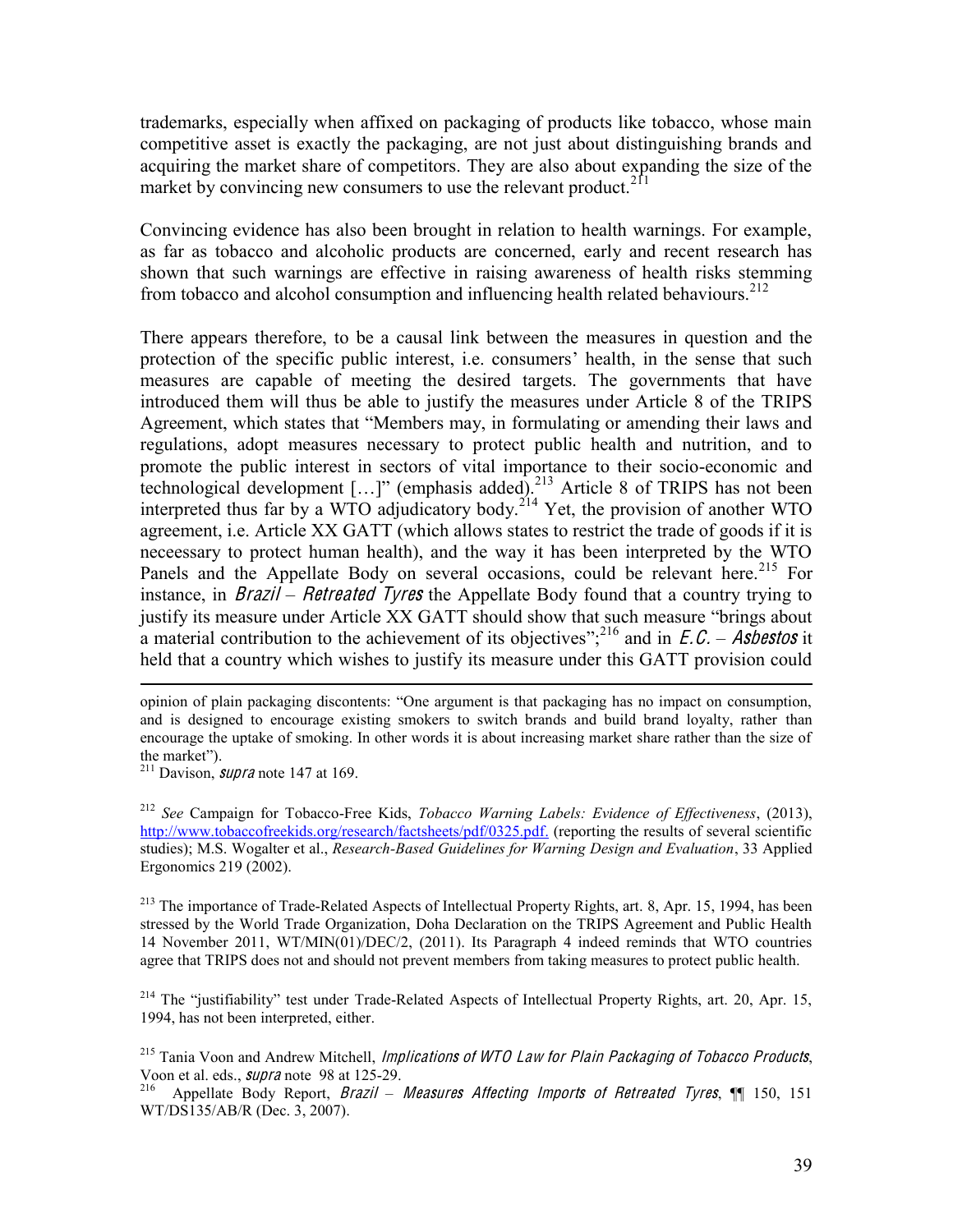trademarks, especially when affixed on packaging of products like tobacco, whose main competitive asset is exactly the packaging, are not just about distinguishing brands and acquiring the market share of competitors. They are also about expanding the size of the market by convincing new consumers to use the relevant product.[211]

Convincing evidence has also been brought in relation to health warnings. For example, as far as tobacco and alcoholic products are concerned, early and recent research has shown that such warnings are effective in raising awareness of health risks stemming from tobacco and alcohol consumption and influencing health related behaviours.[212]

There appears therefore, to be a causal link between the measures in question and the protection of the specific public interest, i.e. consumers' health, in the sense that such measures are capable of meeting the desired targets. The governments that have introduced them will thus be able to justify the measures under Article 8 of the TRIPS Agreement, which states that "Members may, in formulating or amending their laws and regulations, adopt measures necessary to protect public health and nutrition, and to promote the public interest in sectors of vital importance to their socio-economic and technological development […]" (emphasis added).[213] Article 8 of TRIPS has not been interpreted thus far by a WTO adjudicatory body.[214] Yet, the provision of another WTO agreement, i.e. Article XX GATT (which allows states to restrict the trade of goods if it is neceessary to protect human health), and the way it has been interpreted by the WTO Panels and the Appellate Body on several occasions, could be relevant here.[215] For instance, in *Brazil – Retreated Tyres* the Appellate Body found that a country trying to justify its measure under Article XX GATT should show that such measure "brings about a material contribution to the achievement of its objectives";[216] and in *E.C. – Asbestos* it held that a country which wishes to justify its measure under this GATT provision could

---

opinion of plain packaging discontents: "One argument is that packaging has no impact on consumption, and is designed to encourage existing smokers to switch brands and build brand loyalty, rather than encourage the uptake of smoking. In other words it is about increasing market share rather than the size of the market").

[211] Davison, *supra* note 147 at 169.

[212] *See* Campaign for Tobacco-Free Kids, *Tobacco Warning Labels: Evidence of Effectiveness*, (2013), http://www.tobaccofreekids.org/research/factsheets/pdf/0325.pdf. (reporting the results of several scientific studies); M.S. Wogalter et al., *Research-Based Guidelines for Warning Design and Evaluation*, 33 Applied Ergonomics 219 (2002).

[213] The importance of Trade-Related Aspects of Intellectual Property Rights, art. 8, Apr. 15, 1994, has been stressed by the World Trade Organization, Doha Declaration on the TRIPS Agreement and Public Health 14 November 2011, WT/MIN(01)/DEC/2, (2011). Its Paragraph 4 indeed reminds that WTO countries agree that TRIPS does not and should not prevent members from taking measures to protect public health.

[214] The "justifiability" test under Trade-Related Aspects of Intellectual Property Rights, art. 20, Apr. 15, 1994, has not been interpreted, either.

[215] Tania Voon and Andrew Mitchell, *Implications of WTO Law for Plain Packaging of Tobacco Products*, Voon et al. eds., *supra* note 98 at 125-29.

[216] Appellate Body Report, *Brazil – Measures Affecting Imports of Retreated Tyres*, ¶¶ 150, 151 WT/DS135/AB/R (Dec. 3, 2007).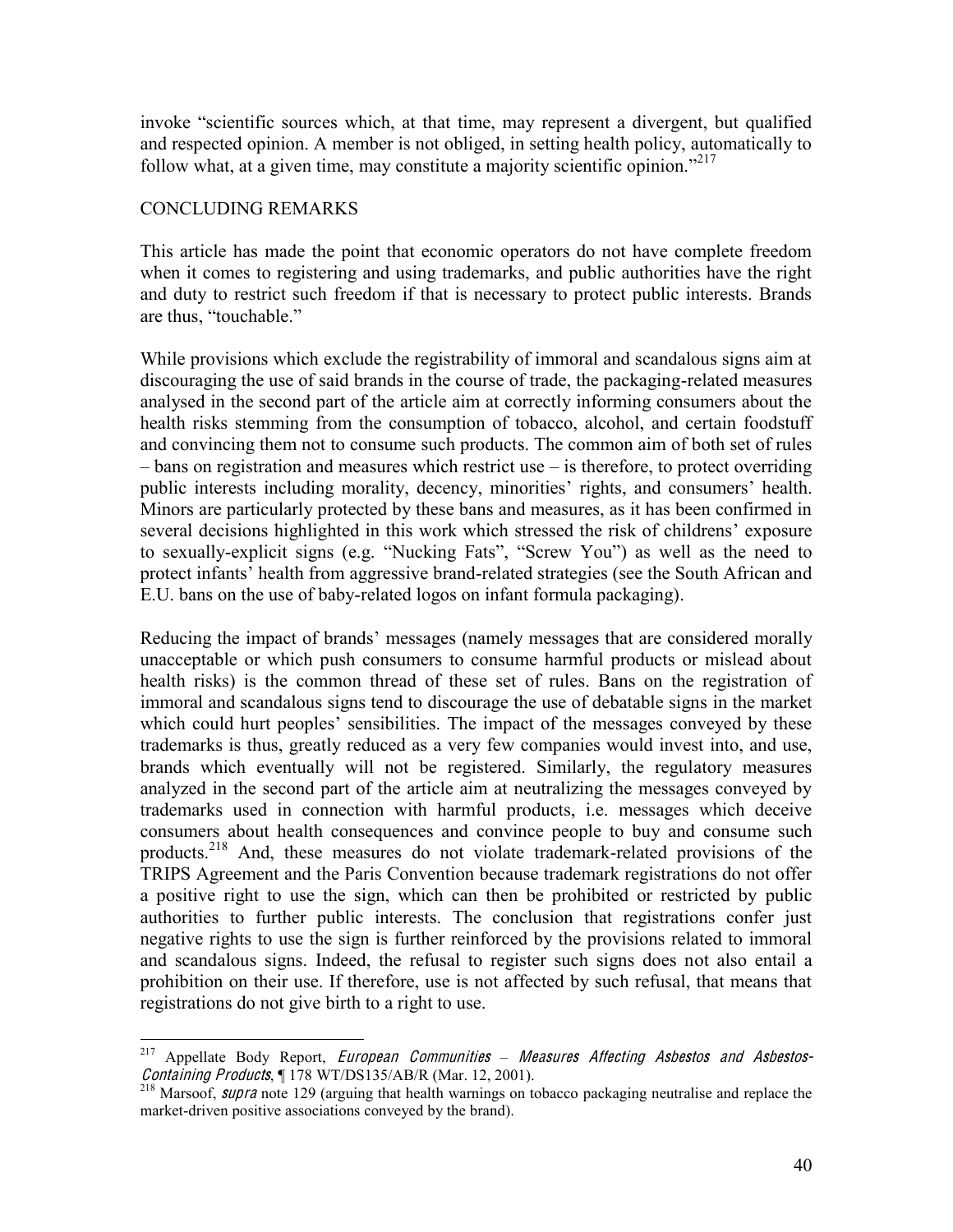invoke "scientific sources which, at that time, may represent a divergent, but qualified and respected opinion. A member is not obliged, in setting health policy, automatically to follow what, at a given time, may constitute a majority scientific opinion."[217]

## CONCLUDING REMARKS

This article has made the point that economic operators do not have complete freedom when it comes to registering and using trademarks, and public authorities have the right and duty to restrict such freedom if that is necessary to protect public interests. Brands are thus, "touchable."

While provisions which exclude the registrability of immoral and scandalous signs aim at discouraging the use of said brands in the course of trade, the packaging-related measures analysed in the second part of the article aim at correctly informing consumers about the health risks stemming from the consumption of tobacco, alcohol, and certain foodstuff and convincing them not to consume such products. The common aim of both set of rules – bans on registration and measures which restrict use – is therefore, to protect overriding public interests including morality, decency, minorities' rights, and consumers' health. Minors are particularly protected by these bans and measures, as it has been confirmed in several decisions highlighted in this work which stressed the risk of childrens' exposure to sexually-explicit signs (e.g. "Nucking Fats", "Screw You") as well as the need to protect infants' health from aggressive brand-related strategies (see the South African and E.U. bans on the use of baby-related logos on infant formula packaging).

Reducing the impact of brands' messages (namely messages that are considered morally unacceptable or which push consumers to consume harmful products or mislead about health risks) is the common thread of these set of rules. Bans on the registration of immoral and scandalous signs tend to discourage the use of debatable signs in the market which could hurt peoples' sensibilities. The impact of the messages conveyed by these trademarks is thus, greatly reduced as a very few companies would invest into, and use, brands which eventually will not be registered. Similarly, the regulatory measures analyzed in the second part of the article aim at neutralizing the messages conveyed by trademarks used in connection with harmful products, i.e. messages which deceive consumers about health consequences and convince people to buy and consume such products.[218] And, these measures do not violate trademark-related provisions of the TRIPS Agreement and the Paris Convention because trademark registrations do not offer a positive right to use the sign, which can then be prohibited or restricted by public authorities to further public interests. The conclusion that registrations confer just negative rights to use the sign is further reinforced by the provisions related to immoral and scandalous signs. Indeed, the refusal to register such signs does not also entail a prohibition on their use. If therefore, use is not affected by such refusal, that means that registrations do not give birth to a right to use.

---

[217] Appellate Body Report, *European Communities – Measures Affecting Asbestos and Asbestos-Containing Products*, ¶ 178 WT/DS135/AB/R (Mar. 12, 2001).

[218] Marsoof, *supra* note 129 (arguing that health warnings on tobacco packaging neutralise and replace the market-driven positive associations conveyed by the brand).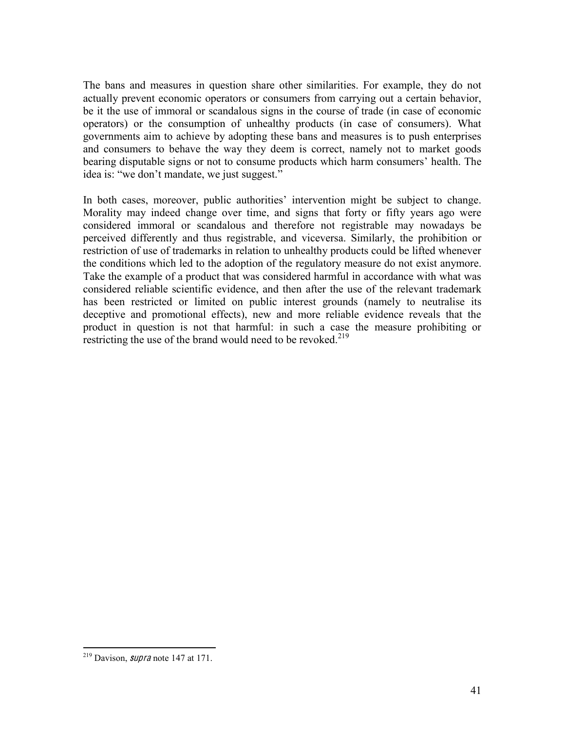The bans and measures in question share other similarities. For example, they do not actually prevent economic operators or consumers from carrying out a certain behavior, be it the use of immoral or scandalous signs in the course of trade (in case of economic operators) or the consumption of unhealthy products (in case of consumers). What governments aim to achieve by adopting these bans and measures is to push enterprises and consumers to behave the way they deem is correct, namely not to market goods bearing disputable signs or not to consume products which harm consumers' health. The idea is: "we don't mandate, we just suggest."

In both cases, moreover, public authorities' intervention might be subject to change. Morality may indeed change over time, and signs that forty or fifty years ago were considered immoral or scandalous and therefore not registrable may nowadays be perceived differently and thus registrable, and viceversa. Similarly, the prohibition or restriction of use of trademarks in relation to unhealthy products could be lifted whenever the conditions which led to the adoption of the regulatory measure do not exist anymore. Take the example of a product that was considered harmful in accordance with what was considered reliable scientific evidence, and then after the use of the relevant trademark has been restricted or limited on public interest grounds (namely to neutralise its deceptive and promotional effects), new and more reliable evidence reveals that the product in question is not that harmful: in such a case the measure prohibiting or restricting the use of the brand would need to be revoked.[219]

---

[219] Davison, *supra* note 147 at 171.